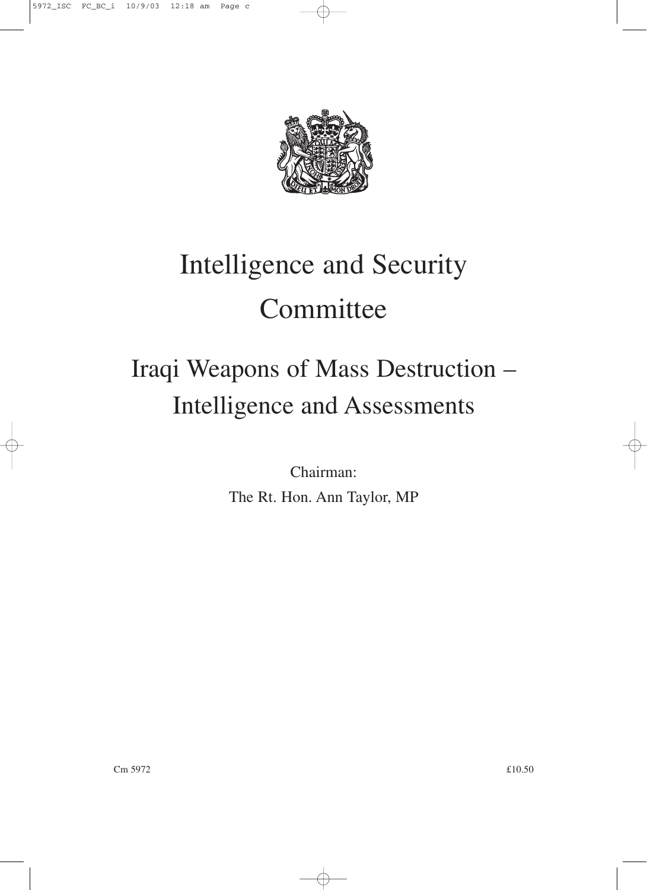# Intelligence and Security Committee

## Iraqi Weapons of Mass Destruction – Intelligence and Assessments

Chairman:
The Rt. Hon. Ann Taylor, MP

Cm 5972 £10.50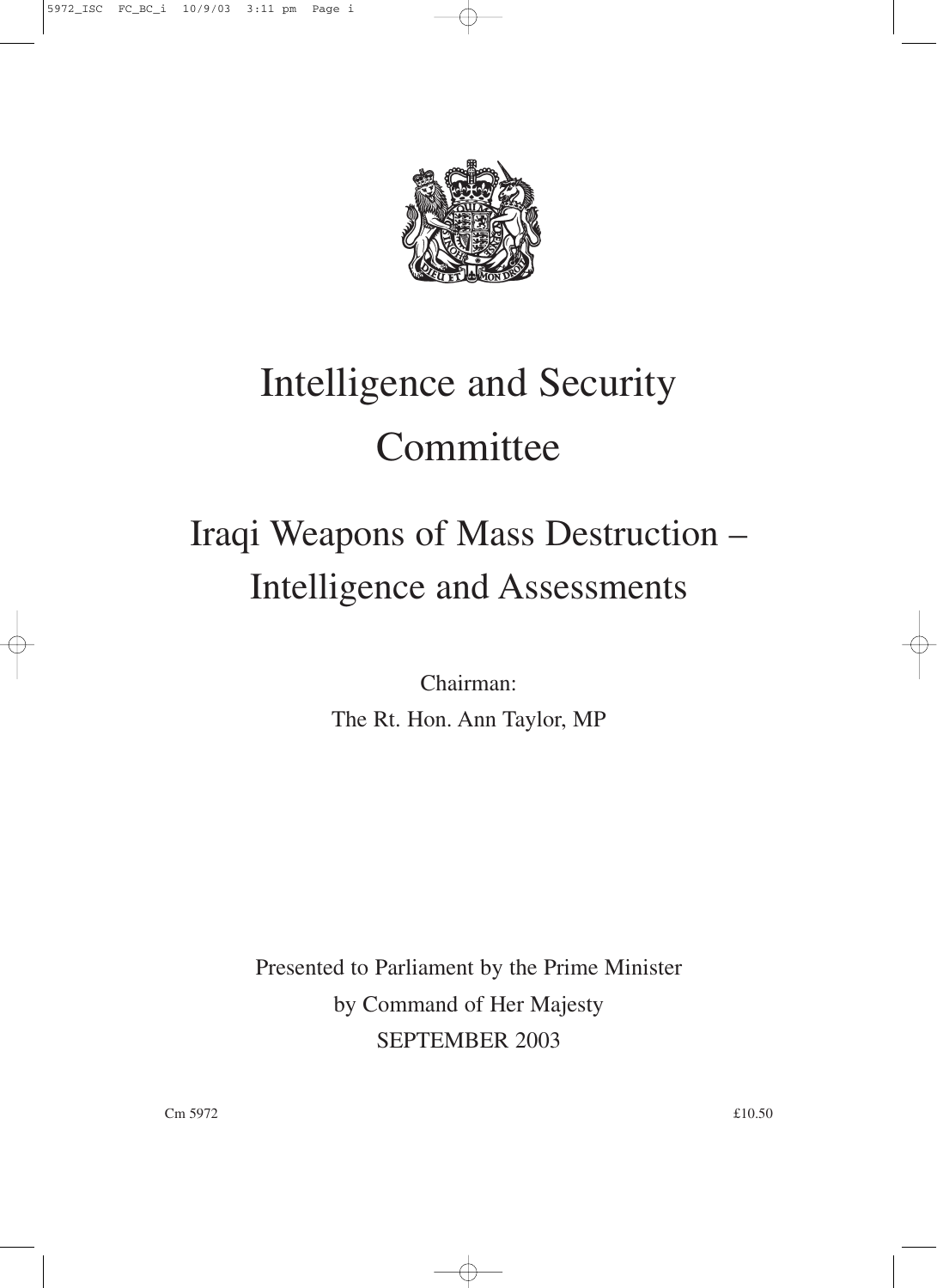# Intelligence and Security Committee

## Iraqi Weapons of Mass Destruction – Intelligence and Assessments

Chairman:
The Rt. Hon. Ann Taylor, MP

Presented to Parliament by the Prime Minister
by Command of Her Majesty
SEPTEMBER 2003

Cm 5972 £10.50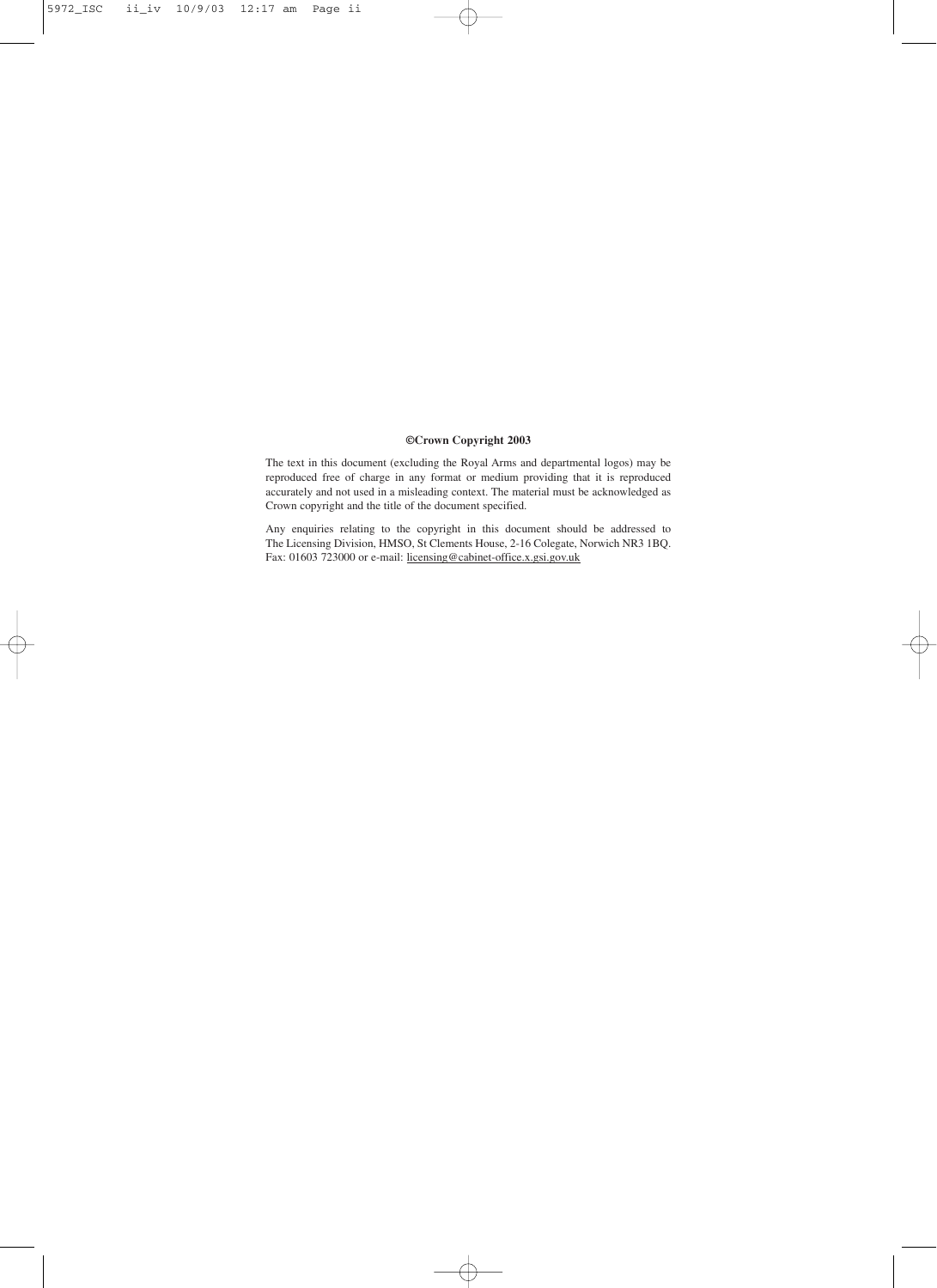**©Crown Copyright 2003**

The text in this document (excluding the Royal Arms and departmental logos) may be reproduced free of charge in any format or medium providing that it is reproduced accurately and not used in a misleading context. The material must be acknowledged as Crown copyright and the title of the document specified.

Any enquiries relating to the copyright in this document should be addressed to The Licensing Division, HMSO, St Clements House, 2-16 Colegate, Norwich NR3 1BQ. Fax: 01603 723000 or e-mail: licensing@cabinet-office.x.gsi.gov.uk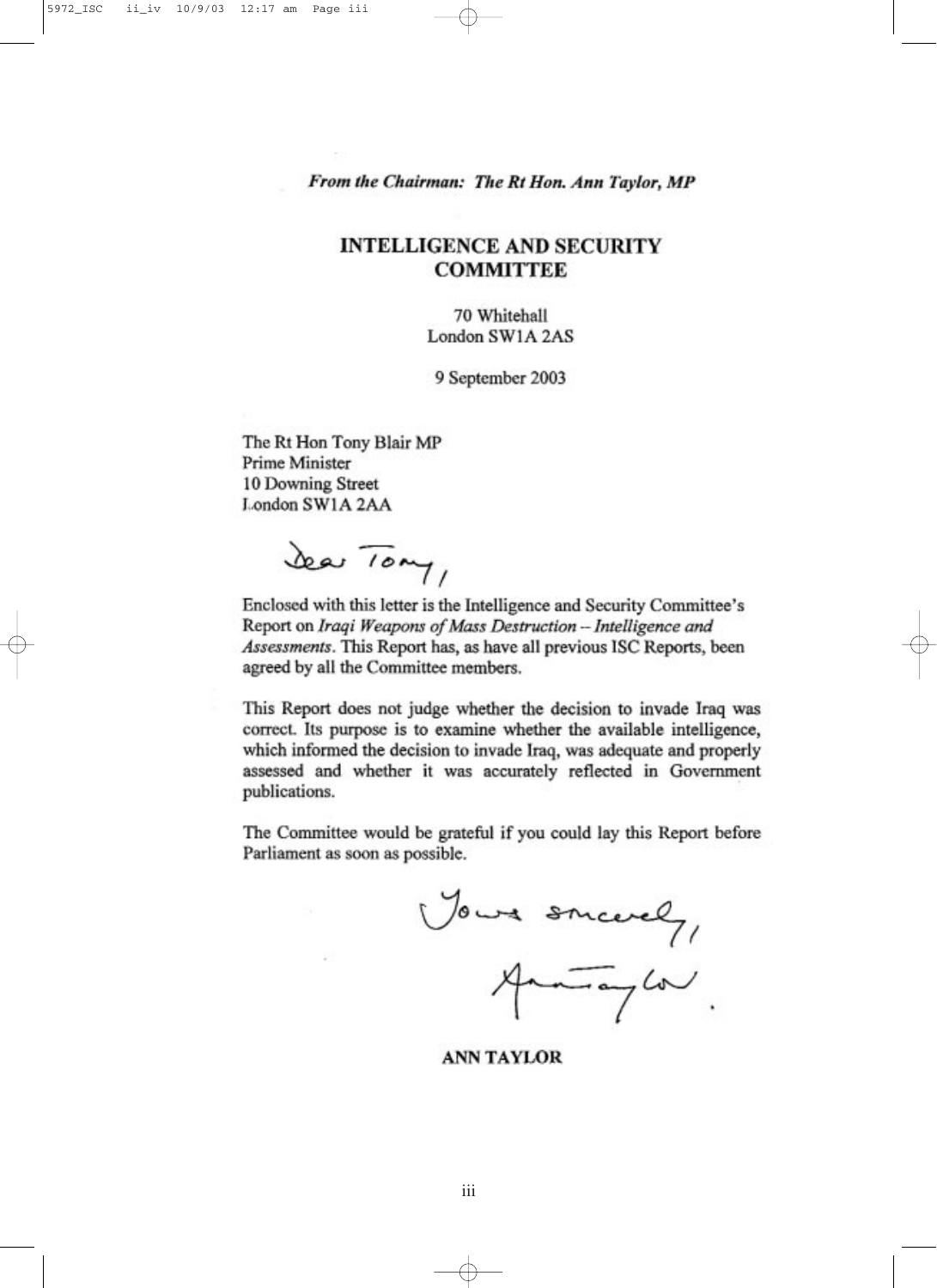*From the Chairman: The Rt Hon. Ann Taylor, MP*

**INTELLIGENCE AND SECURITY COMMITTEE**

70 Whitehall
London SW1A 2AS

9 September 2003

The Rt Hon Tony Blair MP
Prime Minister
10 Downing Street
London SW1A 2AA

Dear Tony,

Enclosed with this letter is the Intelligence and Security Committee's Report on *Iraqi Weapons of Mass Destruction – Intelligence and Assessments*. This Report has, as have all previous ISC Reports, been agreed by all the Committee members.

This Report does not judge whether the decision to invade Iraq was correct. Its purpose is to examine whether the available intelligence, which informed the decision to invade Iraq, was adequate and properly assessed and whether it was accurately reflected in Government publications.

The Committee would be grateful if you could lay this Report before Parliament as soon as possible.

Yours sincerely,
Ann Taylor.

**ANN TAYLOR**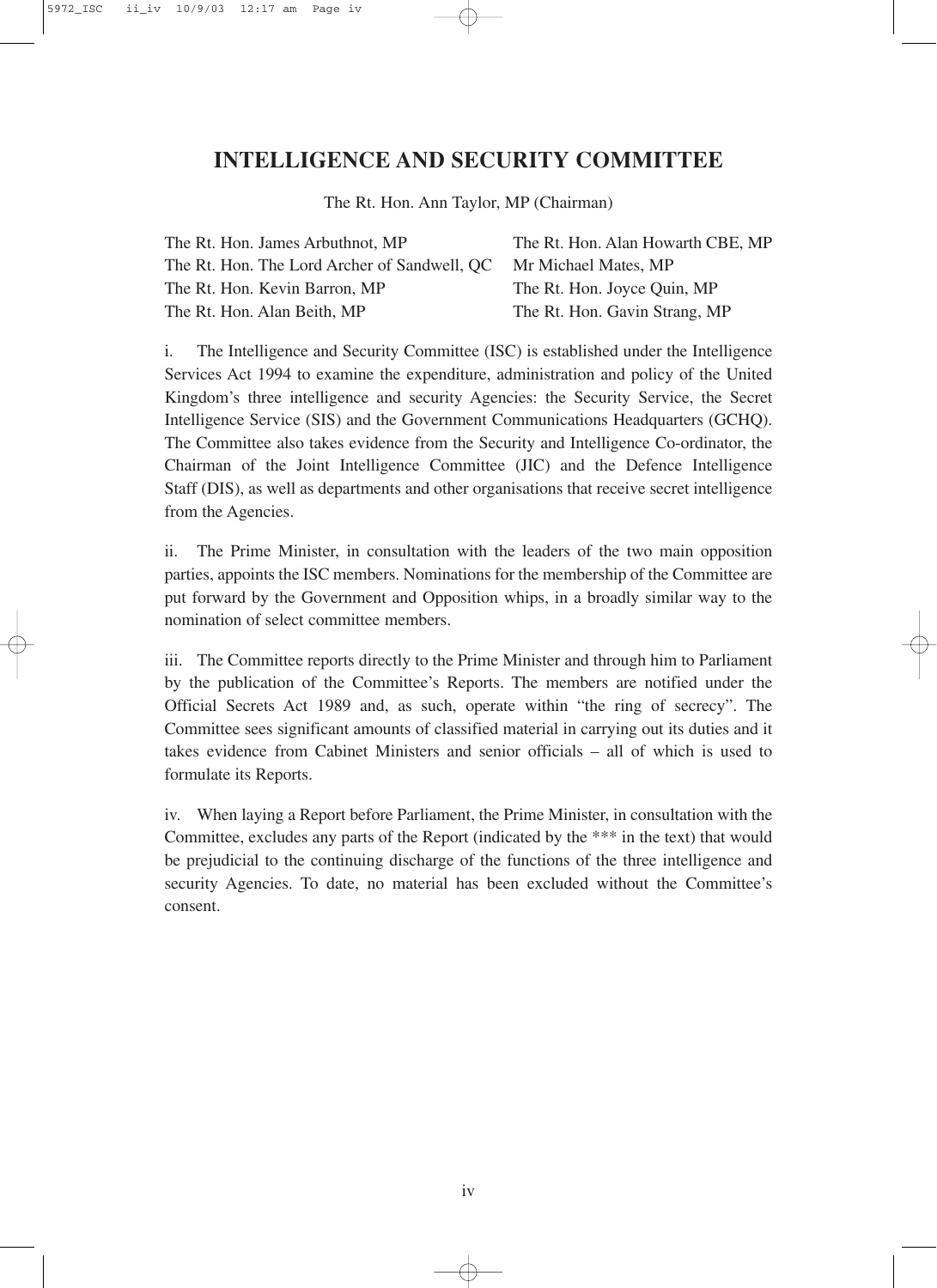# INTELLIGENCE AND SECURITY COMMITTEE

The Rt. Hon. Ann Taylor, MP (Chairman)

The Rt. Hon. James Arbuthnot, MP
The Rt. Hon. The Lord Archer of Sandwell, QC
The Rt. Hon. Kevin Barron, MP
The Rt. Hon. Alan Beith, MP
The Rt. Hon. Alan Howarth CBE, MP
Mr Michael Mates, MP
The Rt. Hon. Joyce Quin, MP
The Rt. Hon. Gavin Strang, MP

i. The Intelligence and Security Committee (ISC) is established under the Intelligence Services Act 1994 to examine the expenditure, administration and policy of the United Kingdom's three intelligence and security Agencies: the Security Service, the Secret Intelligence Service (SIS) and the Government Communications Headquarters (GCHQ). The Committee also takes evidence from the Security and Intelligence Co-ordinator, the Chairman of the Joint Intelligence Committee (JIC) and the Defence Intelligence Staff (DIS), as well as departments and other organisations that receive secret intelligence from the Agencies.

ii. The Prime Minister, in consultation with the leaders of the two main opposition parties, appoints the ISC members. Nominations for the membership of the Committee are put forward by the Government and Opposition whips, in a broadly similar way to the nomination of select committee members.

iii. The Committee reports directly to the Prime Minister and through him to Parliament by the publication of the Committee's Reports. The members are notified under the Official Secrets Act 1989 and, as such, operate within "the ring of secrecy". The Committee sees significant amounts of classified material in carrying out its duties and it takes evidence from Cabinet Ministers and senior officials – all of which is used to formulate its Reports.

iv. When laying a Report before Parliament, the Prime Minister, in consultation with the Committee, excludes any parts of the Report (indicated by the *** in the text) that would be prejudicial to the continuing discharge of the functions of the three intelligence and security Agencies. To date, no material has been excluded without the Committee's consent.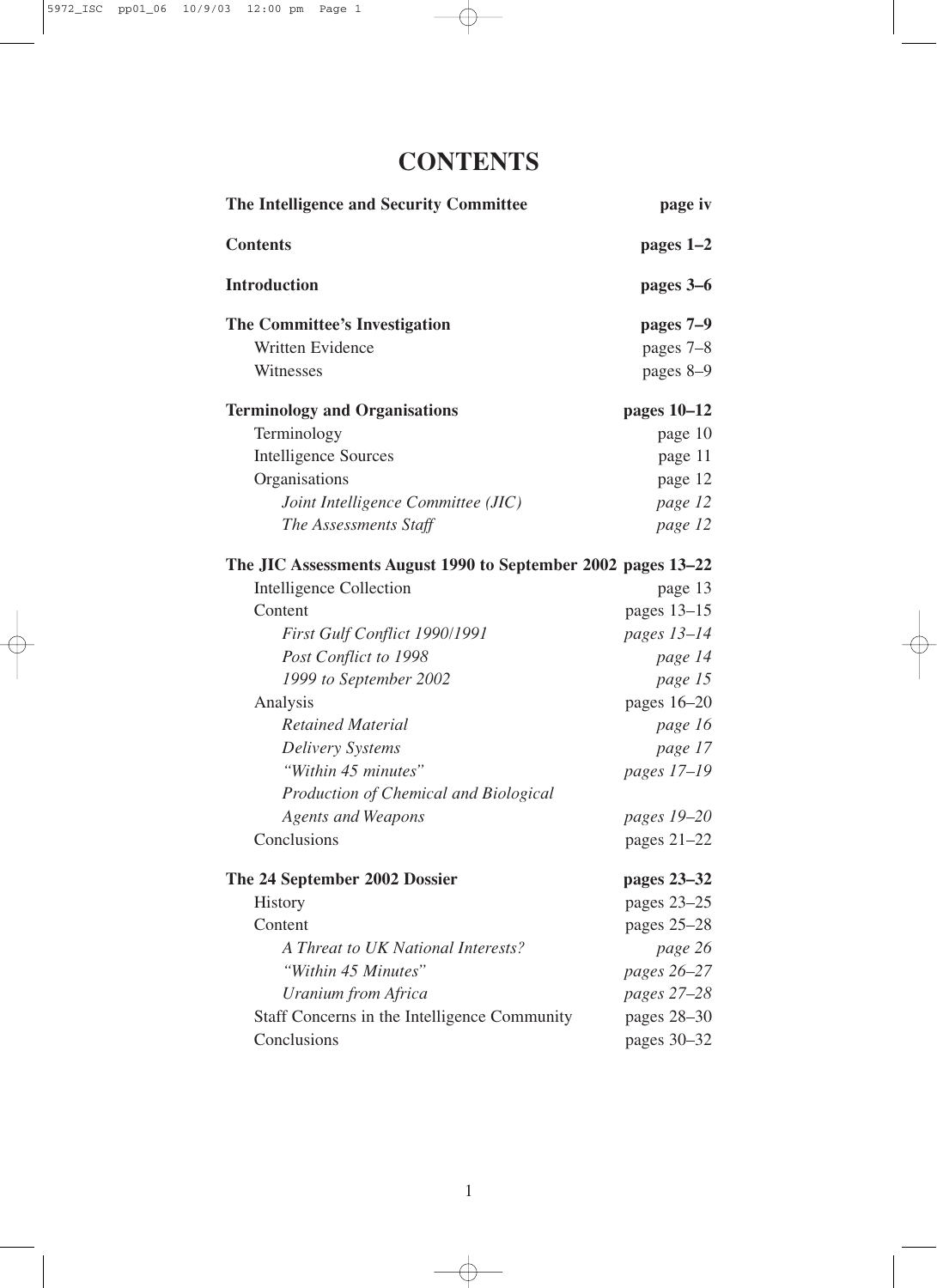# CONTENTS

| | |
|---|---|
| **The Intelligence and Security Committee** | **page iv** |
| **Contents** | **pages 1–2** |
| **Introduction** | **pages 3–6** |
| **The Committee's Investigation** | **pages 7–9** |
| Written Evidence | pages 7–8 |
| Witnesses | pages 8–9 |
| **Terminology and Organisations** | **pages 10–12** |
| Terminology | page 10 |
| Intelligence Sources | page 11 |
| Organisations | page 12 |
| *Joint Intelligence Committee (JIC)* | *page 12* |
| *The Assessments Staff* | *page 12* |
| **The JIC Assessments August 1990 to September 2002** | **pages 13–22** |
| Intelligence Collection | page 13 |
| Content | pages 13–15 |
| *First Gulf Conflict 1990/1991* | *pages 13–14* |
| *Post Conflict to 1998* | *page 14* |
| *1999 to September 2002* | *page 15* |
| Analysis | pages 16–20 |
| *Retained Material* | *page 16* |
| *Delivery Systems* | *page 17* |
| *"Within 45 minutes"* | *pages 17–19* |
| *Production of Chemical and Biological Agents and Weapons* | *pages 19–20* |
| Conclusions | pages 21–22 |
| **The 24 September 2002 Dossier** | **pages 23–32** |
| History | pages 23–25 |
| Content | pages 25–28 |
| *A Threat to UK National Interests?* | *page 26* |
| *"Within 45 Minutes"* | *pages 26–27* |
| *Uranium from Africa* | *pages 27–28* |
| Staff Concerns in the Intelligence Community | pages 28–30 |
| Conclusions | pages 30–32 |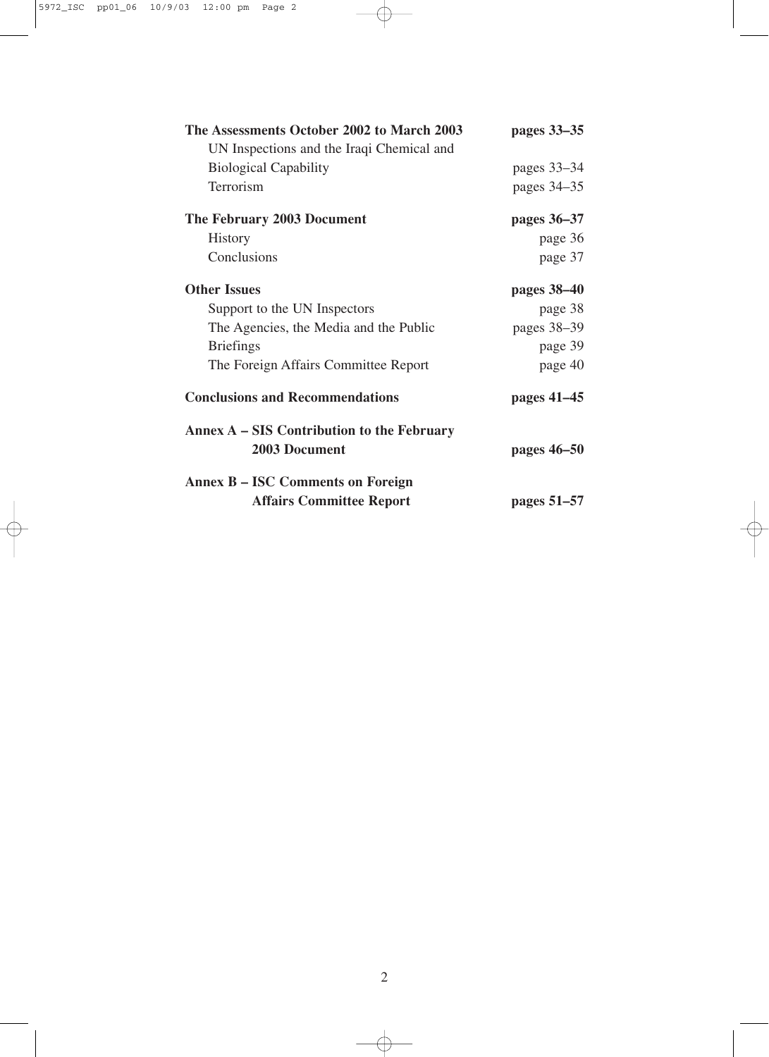| | |
|---|---|
| **The Assessments October 2002 to March 2003** | **pages 33–35** |
| UN Inspections and the Iraqi Chemical and Biological Capability | pages 33–34 |
| Terrorism | pages 34–35 |
| **The February 2003 Document** | **pages 36–37** |
| History | page 36 |
| Conclusions | page 37 |
| **Other Issues** | **pages 38–40** |
| Support to the UN Inspectors | page 38 |
| The Agencies, the Media and the Public | pages 38–39 |
| Briefings | page 39 |
| The Foreign Affairs Committee Report | page 40 |
| **Conclusions and Recommendations** | **pages 41–45** |
| **Annex A – SIS Contribution to the February 2003 Document** | **pages 46–50** |
| **Annex B – ISC Comments on Foreign Affairs Committee Report** | **pages 51–57** |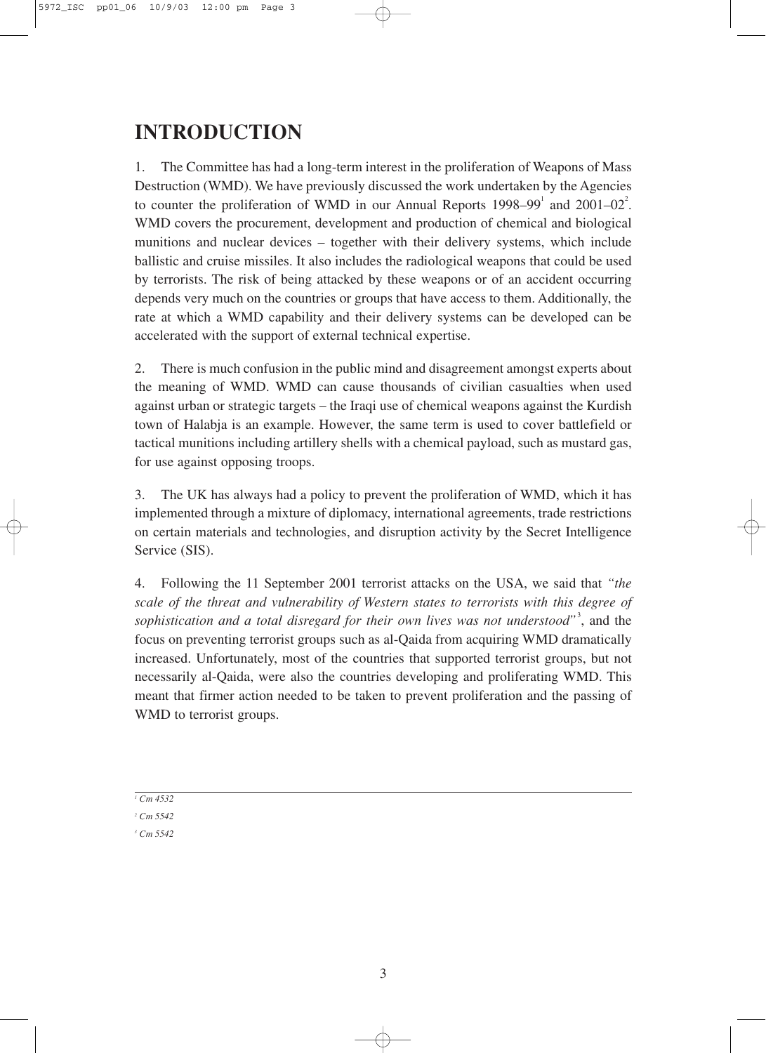# INTRODUCTION

1. The Committee has had a long-term interest in the proliferation of Weapons of Mass Destruction (WMD). We have previously discussed the work undertaken by the Agencies to counter the proliferation of WMD in our Annual Reports 1998–99[1] and 2001–02[2]. WMD covers the procurement, development and production of chemical and biological munitions and nuclear devices – together with their delivery systems, which include ballistic and cruise missiles. It also includes the radiological weapons that could be used by terrorists. The risk of being attacked by these weapons or of an accident occurring depends very much on the countries or groups that have access to them. Additionally, the rate at which a WMD capability and their delivery systems can be developed can be accelerated with the support of external technical expertise.

2. There is much confusion in the public mind and disagreement amongst experts about the meaning of WMD. WMD can cause thousands of civilian casualties when used against urban or strategic targets – the Iraqi use of chemical weapons against the Kurdish town of Halabja is an example. However, the same term is used to cover battlefield or tactical munitions including artillery shells with a chemical payload, such as mustard gas, for use against opposing troops.

3. The UK has always had a policy to prevent the proliferation of WMD, which it has implemented through a mixture of diplomacy, international agreements, trade restrictions on certain materials and technologies, and disruption activity by the Secret Intelligence Service (SIS).

4. Following the 11 September 2001 terrorist attacks on the USA, we said that *"the scale of the threat and vulnerability of Western states to terrorists with this degree of sophistication and a total disregard for their own lives was not understood"*[3], and the focus on preventing terrorist groups such as al-Qaida from acquiring WMD dramatically increased. Unfortunately, most of the countries that supported terrorist groups, but not necessarily al-Qaida, were also the countries developing and proliferating WMD. This meant that firmer action needed to be taken to prevent proliferation and the passing of WMD to terrorist groups.

---

[1] *Cm 4532*

[2] *Cm 5542*

[3] *Cm 5542*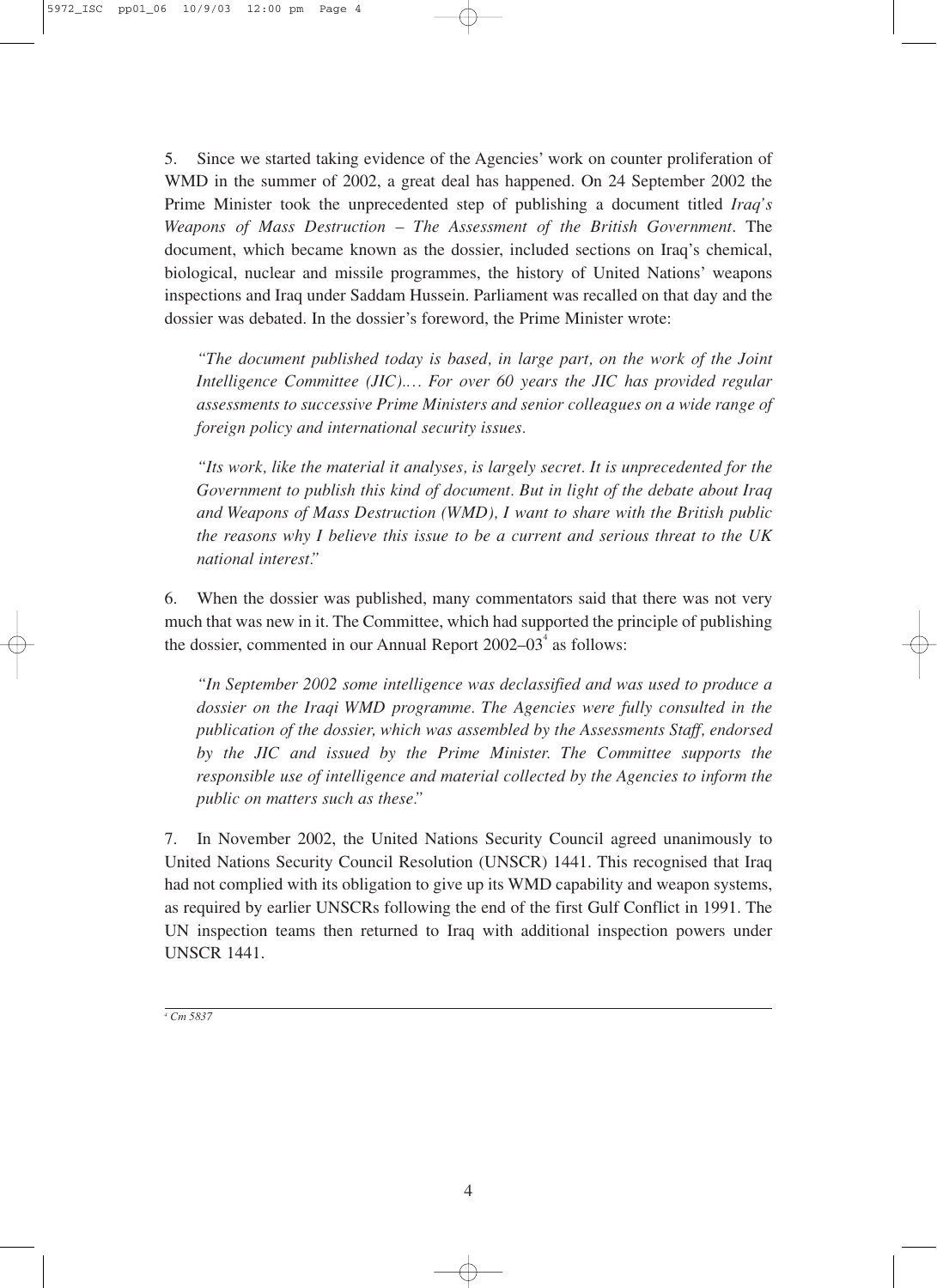5. Since we started taking evidence of the Agencies' work on counter proliferation of WMD in the summer of 2002, a great deal has happened. On 24 September 2002 the Prime Minister took the unprecedented step of publishing a document titled *Iraq's Weapons of Mass Destruction – The Assessment of the British Government*. The document, which became known as the dossier, included sections on Iraq's chemical, biological, nuclear and missile programmes, the history of United Nations' weapons inspections and Iraq under Saddam Hussein. Parliament was recalled on that day and the dossier was debated. In the dossier's foreword, the Prime Minister wrote:

> *"The document published today is based, in large part, on the work of the Joint Intelligence Committee (JIC).… For over 60 years the JIC has provided regular assessments to successive Prime Ministers and senior colleagues on a wide range of foreign policy and international security issues.*
>
> *"Its work, like the material it analyses, is largely secret. It is unprecedented for the Government to publish this kind of document. But in light of the debate about Iraq and Weapons of Mass Destruction (WMD), I want to share with the British public the reasons why I believe this issue to be a current and serious threat to the UK national interest."*

6. When the dossier was published, many commentators said that there was not very much that was new in it. The Committee, which had supported the principle of publishing the dossier, commented in our Annual Report 2002–03[4] as follows:

> *"In September 2002 some intelligence was declassified and was used to produce a dossier on the Iraqi WMD programme. The Agencies were fully consulted in the publication of the dossier, which was assembled by the Assessments Staff, endorsed by the JIC and issued by the Prime Minister. The Committee supports the responsible use of intelligence and material collected by the Agencies to inform the public on matters such as these."*

7. In November 2002, the United Nations Security Council agreed unanimously to United Nations Security Council Resolution (UNSCR) 1441. This recognised that Iraq had not complied with its obligation to give up its WMD capability and weapon systems, as required by earlier UNSCRs following the end of the first Gulf Conflict in 1991. The UN inspection teams then returned to Iraq with additional inspection powers under UNSCR 1441.

---

[4] *Cm 5837*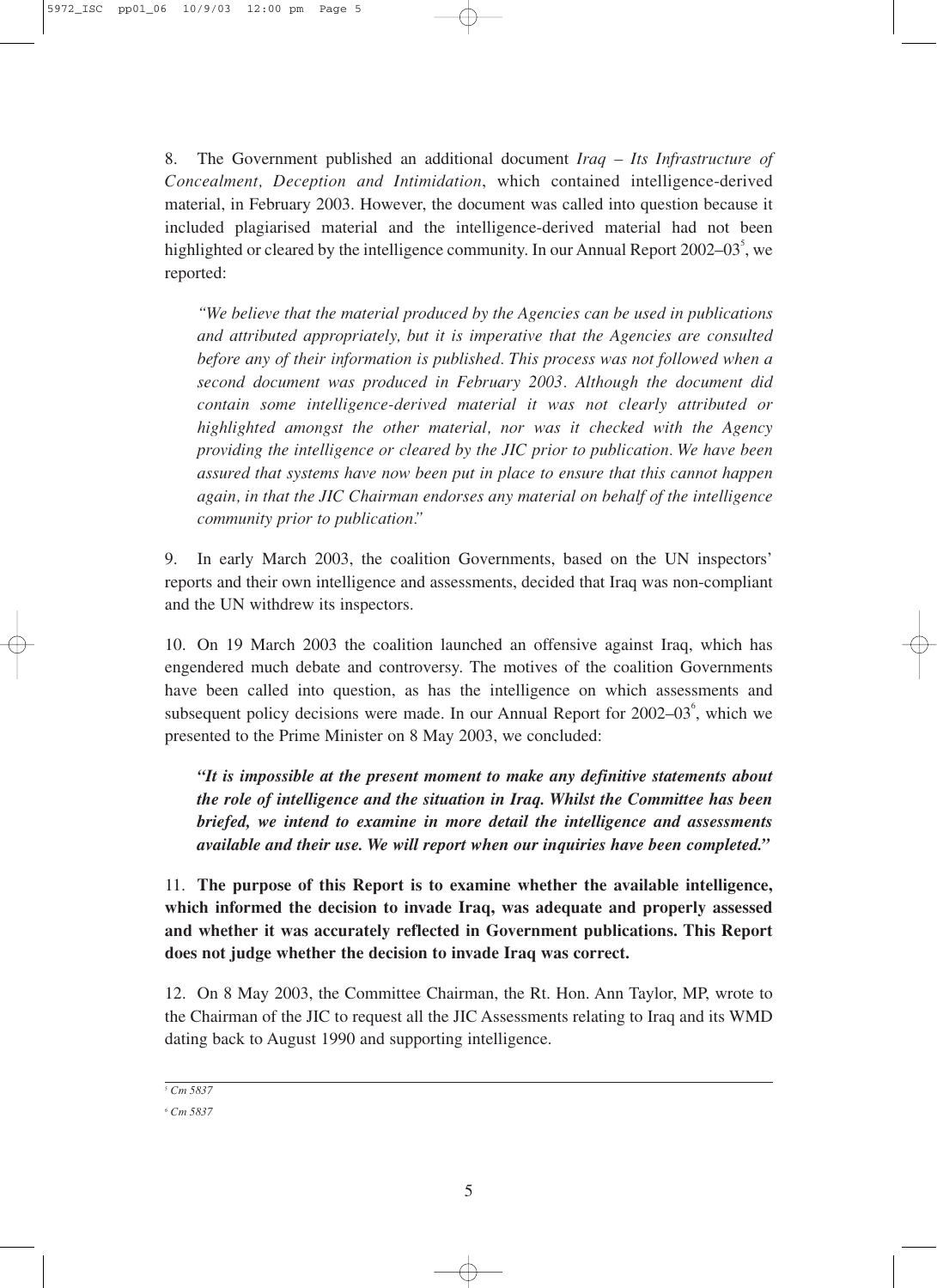8. The Government published an additional document *Iraq – Its Infrastructure of Concealment, Deception and Intimidation*, which contained intelligence-derived material, in February 2003. However, the document was called into question because it included plagiarised material and the intelligence-derived material had not been highlighted or cleared by the intelligence community. In our Annual Report 2002–03[5], we reported:

> *"We believe that the material produced by the Agencies can be used in publications and attributed appropriately, but it is imperative that the Agencies are consulted before any of their information is published. This process was not followed when a second document was produced in February 2003. Although the document did contain some intelligence-derived material it was not clearly attributed or highlighted amongst the other material, nor was it checked with the Agency providing the intelligence or cleared by the JIC prior to publication. We have been assured that systems have now been put in place to ensure that this cannot happen again, in that the JIC Chairman endorses any material on behalf of the intelligence community prior to publication."*

9. In early March 2003, the coalition Governments, based on the UN inspectors' reports and their own intelligence and assessments, decided that Iraq was non-compliant and the UN withdrew its inspectors.

10. On 19 March 2003 the coalition launched an offensive against Iraq, which has engendered much debate and controversy. The motives of the coalition Governments have been called into question, as has the intelligence on which assessments and subsequent policy decisions were made. In our Annual Report for 2002–03[6], which we presented to the Prime Minister on 8 May 2003, we concluded:

> ***"It is impossible at the present moment to make any definitive statements about the role of intelligence and the situation in Iraq. Whilst the Committee has been briefed, we intend to examine in more detail the intelligence and assessments available and their use. We will report when our inquiries have been completed."***

11. **The purpose of this Report is to examine whether the available intelligence, which informed the decision to invade Iraq, was adequate and properly assessed and whether it was accurately reflected in Government publications. This Report does not judge whether the decision to invade Iraq was correct.**

12. On 8 May 2003, the Committee Chairman, the Rt. Hon. Ann Taylor, MP, wrote to the Chairman of the JIC to request all the JIC Assessments relating to Iraq and its WMD dating back to August 1990 and supporting intelligence.

---

[5] *Cm 5837*

[6] *Cm 5837*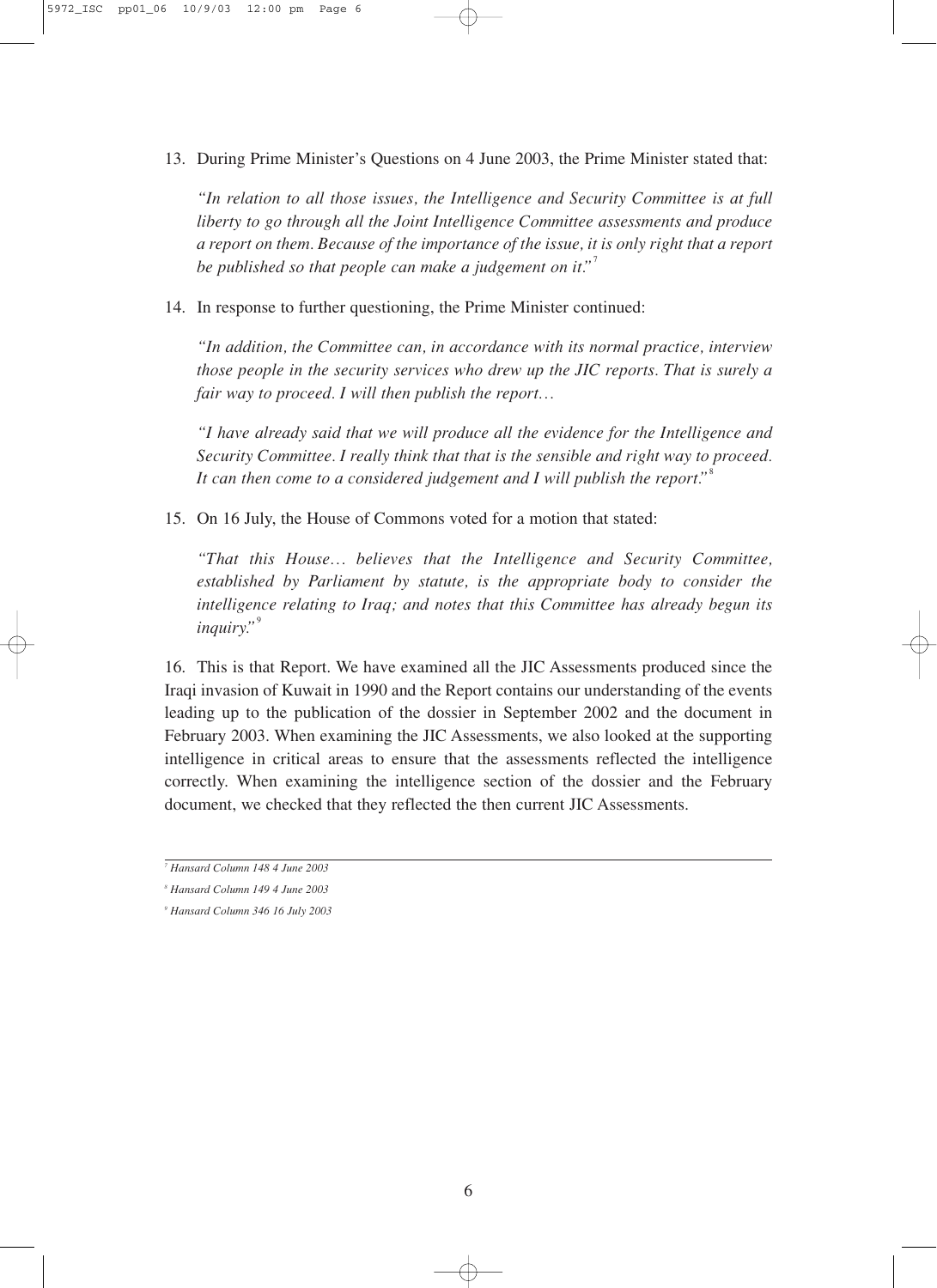13. During Prime Minister's Questions on 4 June 2003, the Prime Minister stated that:

*"In relation to all those issues, the Intelligence and Security Committee is at full liberty to go through all the Joint Intelligence Committee assessments and produce a report on them. Because of the importance of the issue, it is only right that a report be published so that people can make a judgement on it."*[7]

14. In response to further questioning, the Prime Minister continued:

*"In addition, the Committee can, in accordance with its normal practice, interview those people in the security services who drew up the JIC reports. That is surely a fair way to proceed. I will then publish the report…*

*"I have already said that we will produce all the evidence for the Intelligence and Security Committee. I really think that that is the sensible and right way to proceed. It can then come to a considered judgement and I will publish the report."*[8]

15. On 16 July, the House of Commons voted for a motion that stated:

*"That this House… believes that the Intelligence and Security Committee, established by Parliament by statute, is the appropriate body to consider the intelligence relating to Iraq; and notes that this Committee has already begun its inquiry."*[9]

16. This is that Report. We have examined all the JIC Assessments produced since the Iraqi invasion of Kuwait in 1990 and the Report contains our understanding of the events leading up to the publication of the dossier in September 2002 and the document in February 2003. When examining the JIC Assessments, we also looked at the supporting intelligence in critical areas to ensure that the assessments reflected the intelligence correctly. When examining the intelligence section of the dossier and the February document, we checked that they reflected the then current JIC Assessments.

---

[7] *Hansard Column 148 4 June 2003*

[8] *Hansard Column 149 4 June 2003*

[9] *Hansard Column 346 16 July 2003*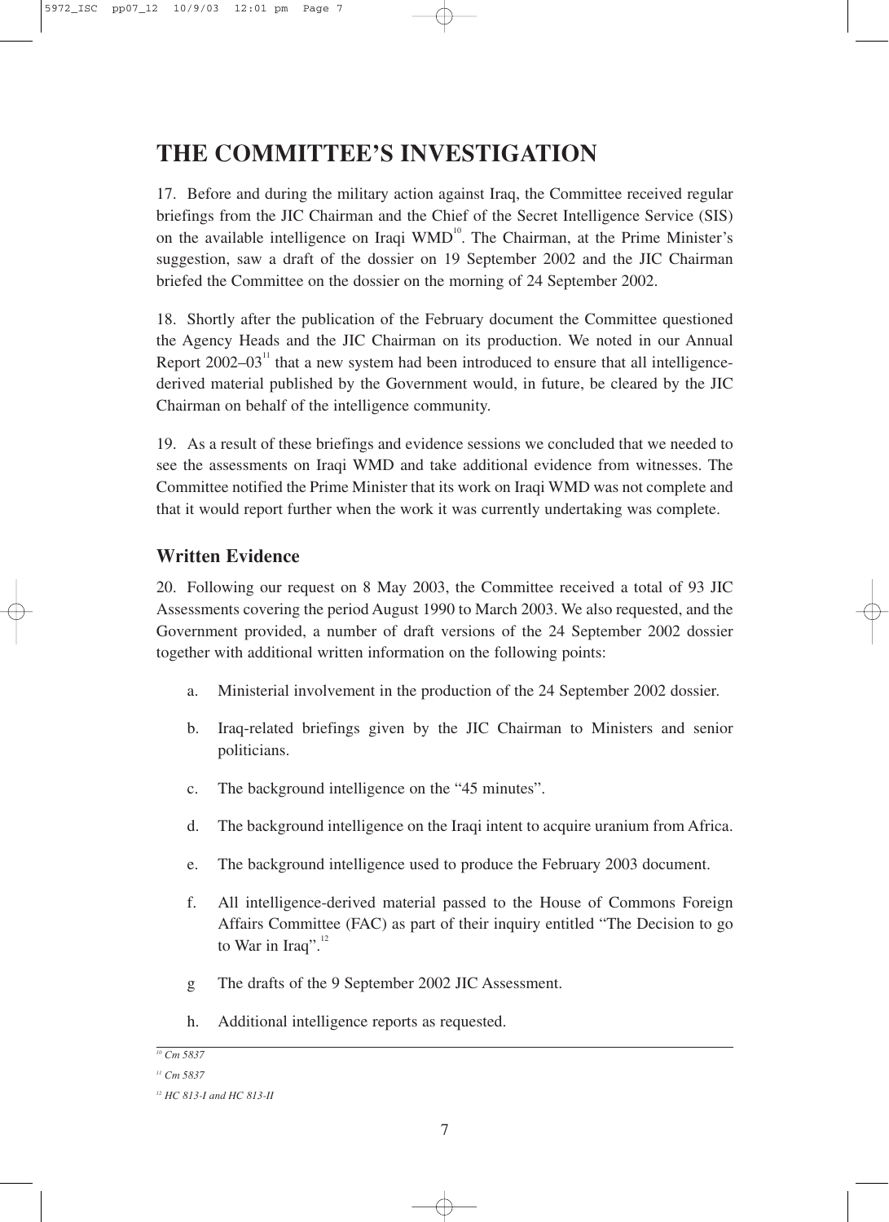# THE COMMITTEE'S INVESTIGATION

17. Before and during the military action against Iraq, the Committee received regular briefings from the JIC Chairman and the Chief of the Secret Intelligence Service (SIS) on the available intelligence on Iraqi WMD[10]. The Chairman, at the Prime Minister's suggestion, saw a draft of the dossier on 19 September 2002 and the JIC Chairman briefed the Committee on the dossier on the morning of 24 September 2002.

18. Shortly after the publication of the February document the Committee questioned the Agency Heads and the JIC Chairman on its production. We noted in our Annual Report 2002–03[11] that a new system had been introduced to ensure that all intelligence-derived material published by the Government would, in future, be cleared by the JIC Chairman on behalf of the intelligence community.

19. As a result of these briefings and evidence sessions we concluded that we needed to see the assessments on Iraqi WMD and take additional evidence from witnesses. The Committee notified the Prime Minister that its work on Iraqi WMD was not complete and that it would report further when the work it was currently undertaking was complete.

## Written Evidence

20. Following our request on 8 May 2003, the Committee received a total of 93 JIC Assessments covering the period August 1990 to March 2003. We also requested, and the Government provided, a number of draft versions of the 24 September 2002 dossier together with additional written information on the following points:

a. Ministerial involvement in the production of the 24 September 2002 dossier.

b. Iraq-related briefings given by the JIC Chairman to Ministers and senior politicians.

c. The background intelligence on the "45 minutes".

d. The background intelligence on the Iraqi intent to acquire uranium from Africa.

e. The background intelligence used to produce the February 2003 document.

f. All intelligence-derived material passed to the House of Commons Foreign Affairs Committee (FAC) as part of their inquiry entitled "The Decision to go to War in Iraq".[12]

g The drafts of the 9 September 2002 JIC Assessment.

h. Additional intelligence reports as requested.

---

[10] *Cm 5837*

[11] *Cm 5837*

[12] *HC 813-I and HC 813-II*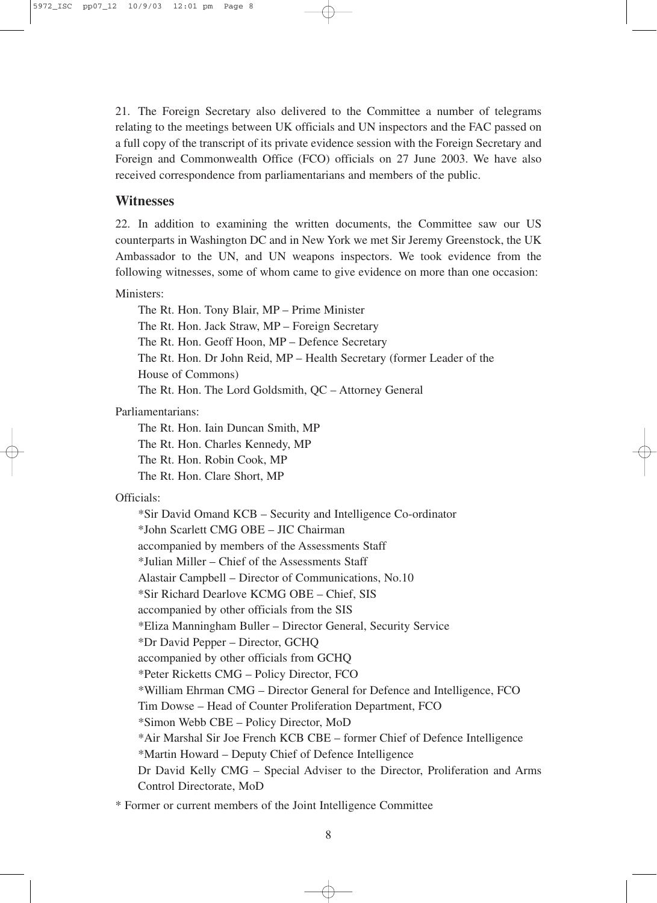21. The Foreign Secretary also delivered to the Committee a number of telegrams relating to the meetings between UK officials and UN inspectors and the FAC passed on a full copy of the transcript of its private evidence session with the Foreign Secretary and Foreign and Commonwealth Office (FCO) officials on 27 June 2003. We have also received correspondence from parliamentarians and members of the public.

## Witnesses

22. In addition to examining the written documents, the Committee saw our US counterparts in Washington DC and in New York we met Sir Jeremy Greenstock, the UK Ambassador to the UN, and UN weapons inspectors. We took evidence from the following witnesses, some of whom came to give evidence on more than one occasion:

Ministers:

The Rt. Hon. Tony Blair, MP – Prime Minister
The Rt. Hon. Jack Straw, MP – Foreign Secretary
The Rt. Hon. Geoff Hoon, MP – Defence Secretary
The Rt. Hon. Dr John Reid, MP – Health Secretary (former Leader of the House of Commons)
The Rt. Hon. The Lord Goldsmith, QC – Attorney General

Parliamentarians:

The Rt. Hon. Iain Duncan Smith, MP
The Rt. Hon. Charles Kennedy, MP
The Rt. Hon. Robin Cook, MP
The Rt. Hon. Clare Short, MP

Officials:

*Sir David Omand KCB – Security and Intelligence Co-ordinator
*John Scarlett CMG OBE – JIC Chairman
accompanied by members of the Assessments Staff
*Julian Miller – Chief of the Assessments Staff
Alastair Campbell – Director of Communications, No.10
*Sir Richard Dearlove KCMG OBE – Chief, SIS
accompanied by other officials from the SIS
*Eliza Manningham Buller – Director General, Security Service
*Dr David Pepper – Director, GCHQ
accompanied by other officials from GCHQ
*Peter Ricketts CMG – Policy Director, FCO
*William Ehrman CMG – Director General for Defence and Intelligence, FCO
Tim Dowse – Head of Counter Proliferation Department, FCO
*Simon Webb CBE – Policy Director, MoD
*Air Marshal Sir Joe French KCB CBE – former Chief of Defence Intelligence
*Martin Howard – Deputy Chief of Defence Intelligence
Dr David Kelly CMG – Special Adviser to the Director, Proliferation and Arms Control Directorate, MoD

\* Former or current members of the Joint Intelligence Committee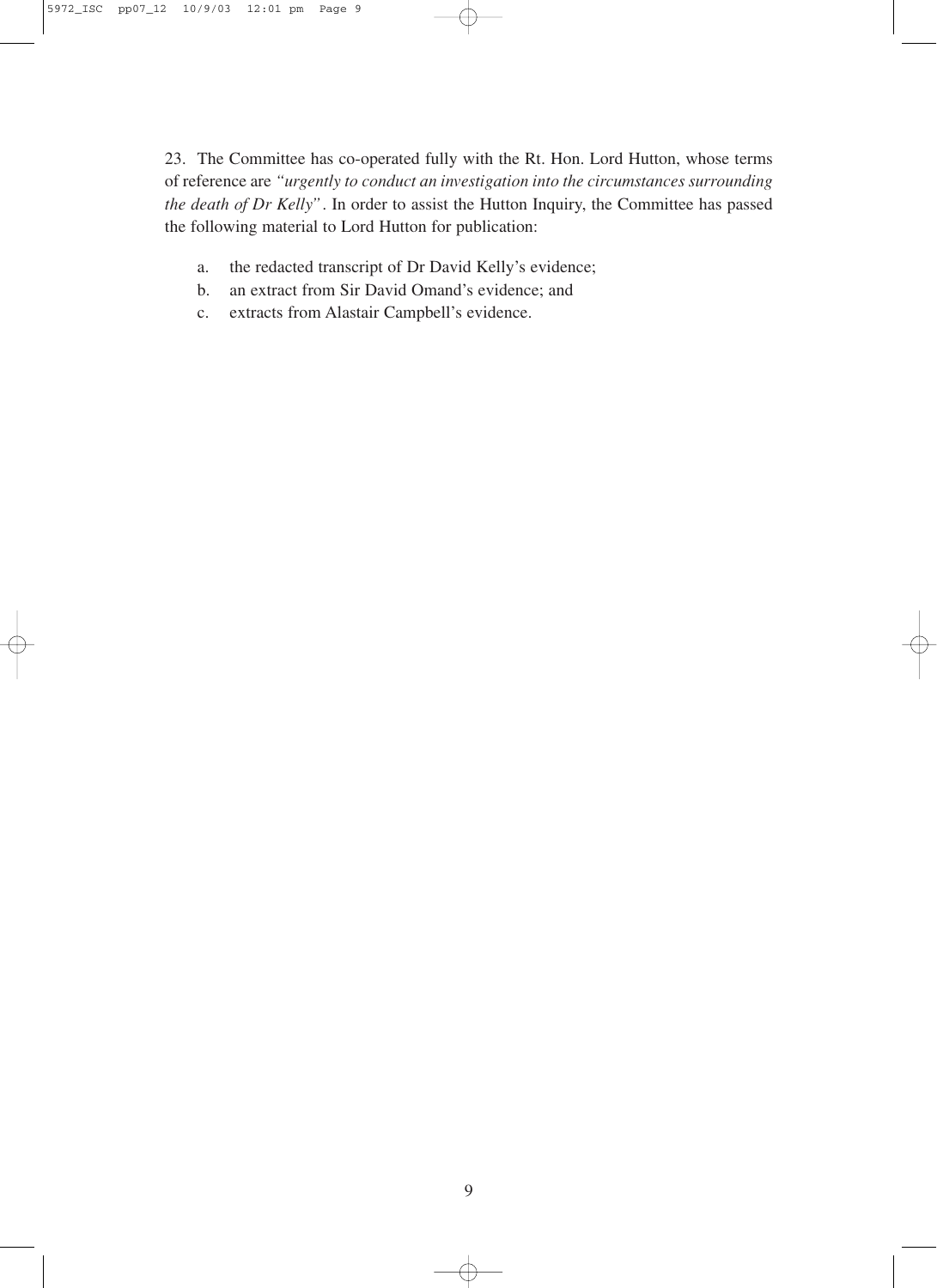23. The Committee has co-operated fully with the Rt. Hon. Lord Hutton, whose terms of reference are *"urgently to conduct an investigation into the circumstances surrounding the death of Dr Kelly"*. In order to assist the Hutton Inquiry, the Committee has passed the following material to Lord Hutton for publication:

a. the redacted transcript of Dr David Kelly's evidence;
b. an extract from Sir David Omand's evidence; and
c. extracts from Alastair Campbell's evidence.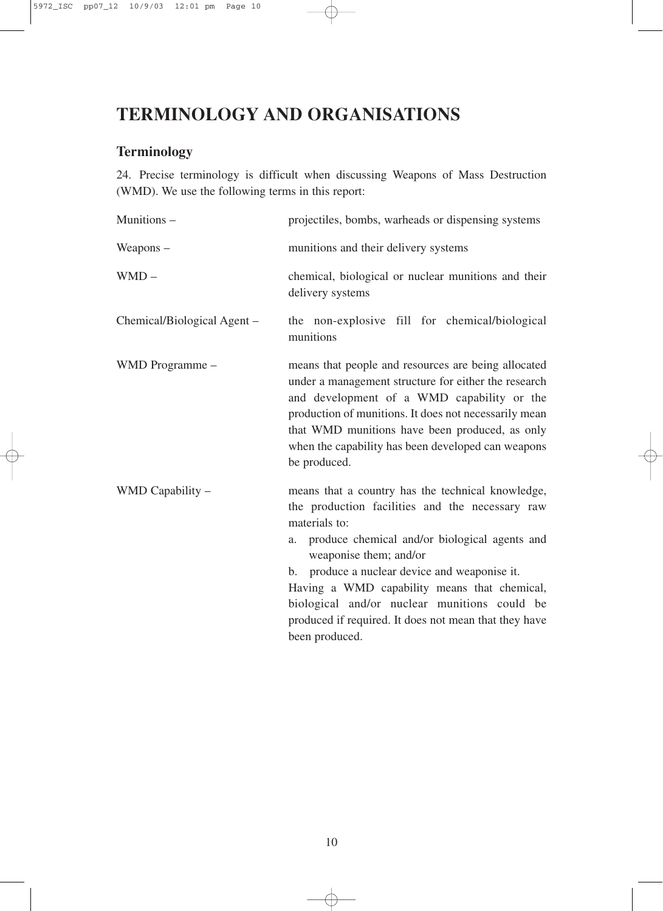# TERMINOLOGY AND ORGANISATIONS

## Terminology

24. Precise terminology is difficult when discussing Weapons of Mass Destruction (WMD). We use the following terms in this report:

| | |
|---|---|
| Munitions – | projectiles, bombs, warheads or dispensing systems |
| Weapons – | munitions and their delivery systems |
| WMD – | chemical, biological or nuclear munitions and their delivery systems |
| Chemical/Biological Agent – | the non-explosive fill for chemical/biological munitions |
| WMD Programme – | means that people and resources are being allocated under a management structure for either the research and development of a WMD capability or the production of munitions. It does not necessarily mean that WMD munitions have been produced, as only when the capability has been developed can weapons be produced. |
| WMD Capability – | means that a country has the technical knowledge, the production facilities and the necessary raw materials to: a. produce chemical and/or biological agents and weaponise them; and/or b. produce a nuclear device and weaponise it. Having a WMD capability means that chemical, biological and/or nuclear munitions could be produced if required. It does not mean that they have been produced. |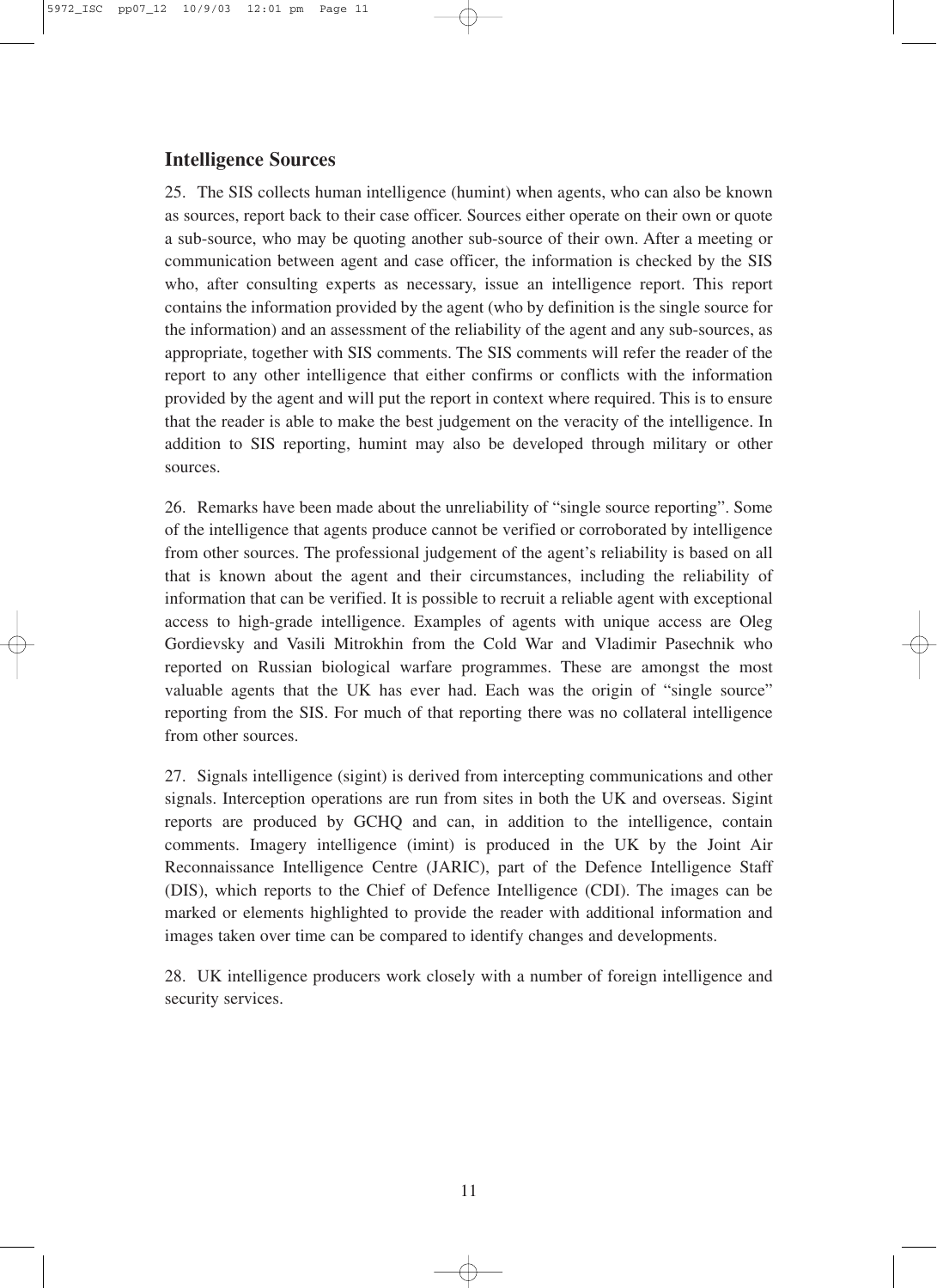## Intelligence Sources

25. The SIS collects human intelligence (humint) when agents, who can also be known as sources, report back to their case officer. Sources either operate on their own or quote a sub-source, who may be quoting another sub-source of their own. After a meeting or communication between agent and case officer, the information is checked by the SIS who, after consulting experts as necessary, issue an intelligence report. This report contains the information provided by the agent (who by definition is the single source for the information) and an assessment of the reliability of the agent and any sub-sources, as appropriate, together with SIS comments. The SIS comments will refer the reader of the report to any other intelligence that either confirms or conflicts with the information provided by the agent and will put the report in context where required. This is to ensure that the reader is able to make the best judgement on the veracity of the intelligence. In addition to SIS reporting, humint may also be developed through military or other sources.

26. Remarks have been made about the unreliability of "single source reporting". Some of the intelligence that agents produce cannot be verified or corroborated by intelligence from other sources. The professional judgement of the agent's reliability is based on all that is known about the agent and their circumstances, including the reliability of information that can be verified. It is possible to recruit a reliable agent with exceptional access to high-grade intelligence. Examples of agents with unique access are Oleg Gordievsky and Vasili Mitrokhin from the Cold War and Vladimir Pasechnik who reported on Russian biological warfare programmes. These are amongst the most valuable agents that the UK has ever had. Each was the origin of "single source" reporting from the SIS. For much of that reporting there was no collateral intelligence from other sources.

27. Signals intelligence (sigint) is derived from intercepting communications and other signals. Interception operations are run from sites in both the UK and overseas. Sigint reports are produced by GCHQ and can, in addition to the intelligence, contain comments. Imagery intelligence (imint) is produced in the UK by the Joint Air Reconnaissance Intelligence Centre (JARIC), part of the Defence Intelligence Staff (DIS), which reports to the Chief of Defence Intelligence (CDI). The images can be marked or elements highlighted to provide the reader with additional information and images taken over time can be compared to identify changes and developments.

28. UK intelligence producers work closely with a number of foreign intelligence and security services.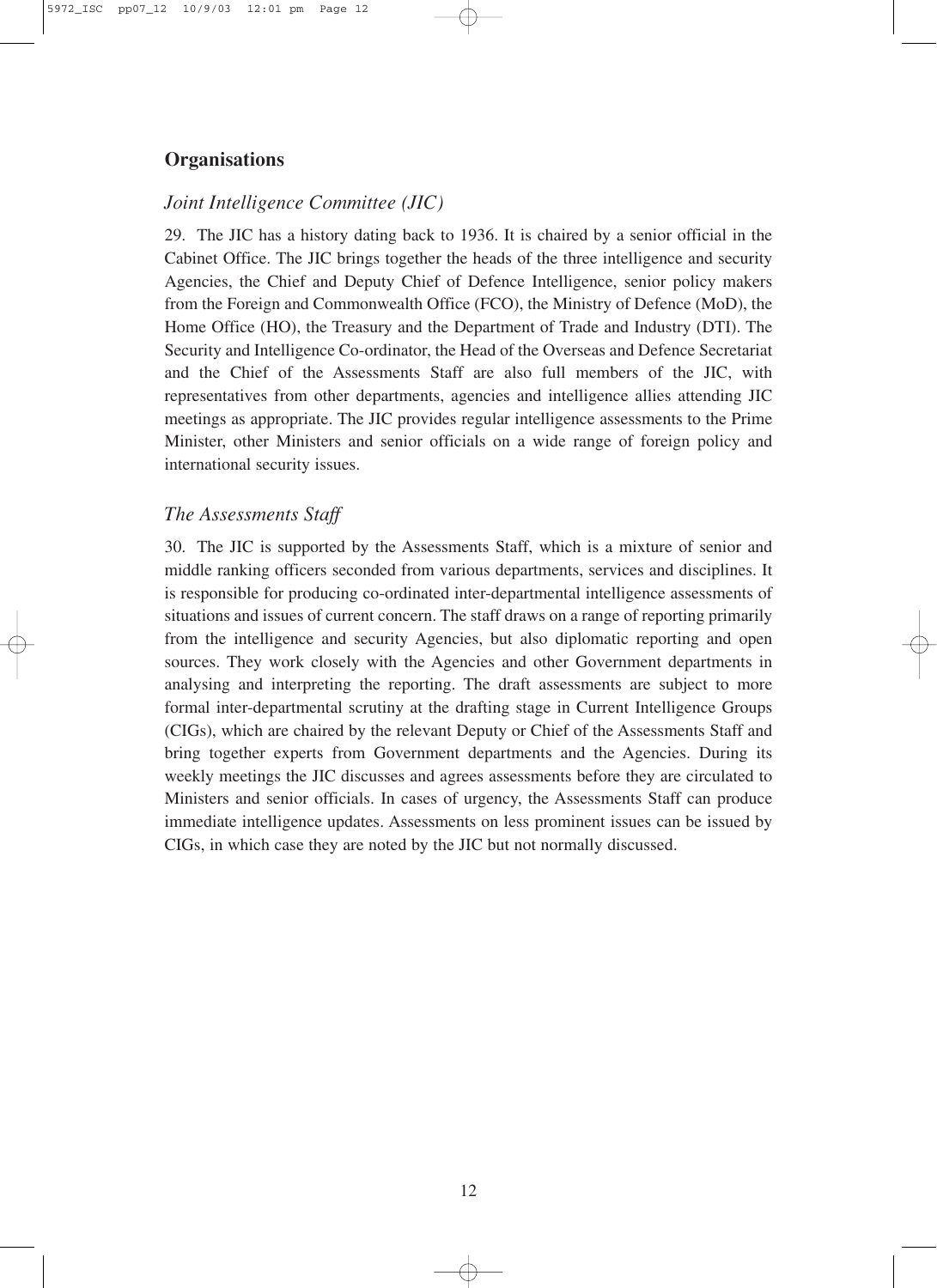## Organisations

### *Joint Intelligence Committee (JIC)*

29. The JIC has a history dating back to 1936. It is chaired by a senior official in the Cabinet Office. The JIC brings together the heads of the three intelligence and security Agencies, the Chief and Deputy Chief of Defence Intelligence, senior policy makers from the Foreign and Commonwealth Office (FCO), the Ministry of Defence (MoD), the Home Office (HO), the Treasury and the Department of Trade and Industry (DTI). The Security and Intelligence Co-ordinator, the Head of the Overseas and Defence Secretariat and the Chief of the Assessments Staff are also full members of the JIC, with representatives from other departments, agencies and intelligence allies attending JIC meetings as appropriate. The JIC provides regular intelligence assessments to the Prime Minister, other Ministers and senior officials on a wide range of foreign policy and international security issues.

### *The Assessments Staff*

30. The JIC is supported by the Assessments Staff, which is a mixture of senior and middle ranking officers seconded from various departments, services and disciplines. It is responsible for producing co-ordinated inter-departmental intelligence assessments of situations and issues of current concern. The staff draws on a range of reporting primarily from the intelligence and security Agencies, but also diplomatic reporting and open sources. They work closely with the Agencies and other Government departments in analysing and interpreting the reporting. The draft assessments are subject to more formal inter-departmental scrutiny at the drafting stage in Current Intelligence Groups (CIGs), which are chaired by the relevant Deputy or Chief of the Assessments Staff and bring together experts from Government departments and the Agencies. During its weekly meetings the JIC discusses and agrees assessments before they are circulated to Ministers and senior officials. In cases of urgency, the Assessments Staff can produce immediate intelligence updates. Assessments on less prominent issues can be issued by CIGs, in which case they are noted by the JIC but not normally discussed.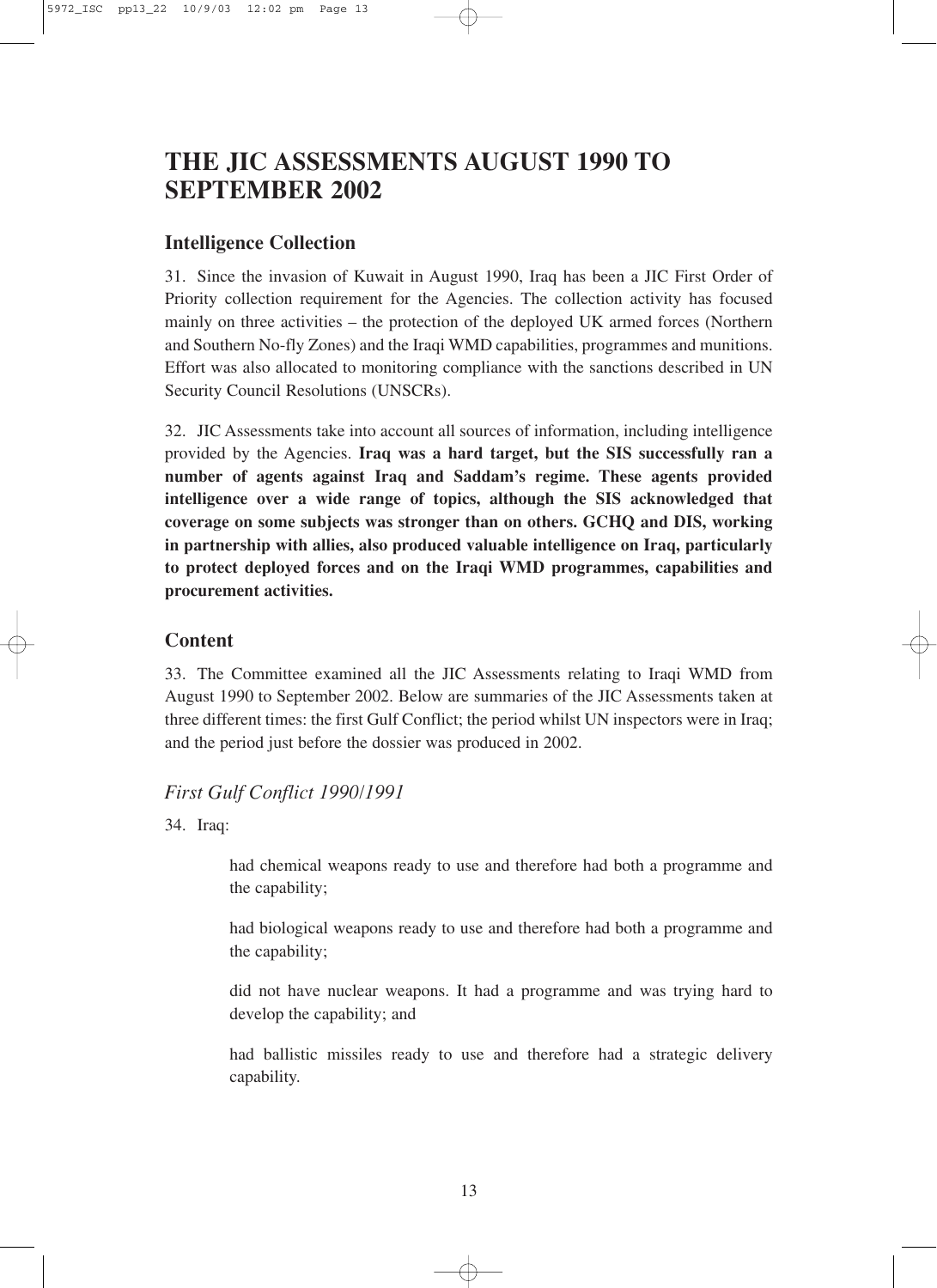# THE JIC ASSESSMENTS AUGUST 1990 TO SEPTEMBER 2002

## Intelligence Collection

31. Since the invasion of Kuwait in August 1990, Iraq has been a JIC First Order of Priority collection requirement for the Agencies. The collection activity has focused mainly on three activities – the protection of the deployed UK armed forces (Northern and Southern No-fly Zones) and the Iraqi WMD capabilities, programmes and munitions. Effort was also allocated to monitoring compliance with the sanctions described in UN Security Council Resolutions (UNSCRs).

32. JIC Assessments take into account all sources of information, including intelligence provided by the Agencies. **Iraq was a hard target, but the SIS successfully ran a number of agents against Iraq and Saddam's regime. These agents provided intelligence over a wide range of topics, although the SIS acknowledged that coverage on some subjects was stronger than on others. GCHQ and DIS, working in partnership with allies, also produced valuable intelligence on Iraq, particularly to protect deployed forces and on the Iraqi WMD programmes, capabilities and procurement activities.**

## Content

33. The Committee examined all the JIC Assessments relating to Iraqi WMD from August 1990 to September 2002. Below are summaries of the JIC Assessments taken at three different times: the first Gulf Conflict; the period whilst UN inspectors were in Iraq; and the period just before the dossier was produced in 2002.

### *First Gulf Conflict 1990/1991*

34. Iraq:

> had chemical weapons ready to use and therefore had both a programme and the capability;
>
> had biological weapons ready to use and therefore had both a programme and the capability;
>
> did not have nuclear weapons. It had a programme and was trying hard to develop the capability; and
>
> had ballistic missiles ready to use and therefore had a strategic delivery capability.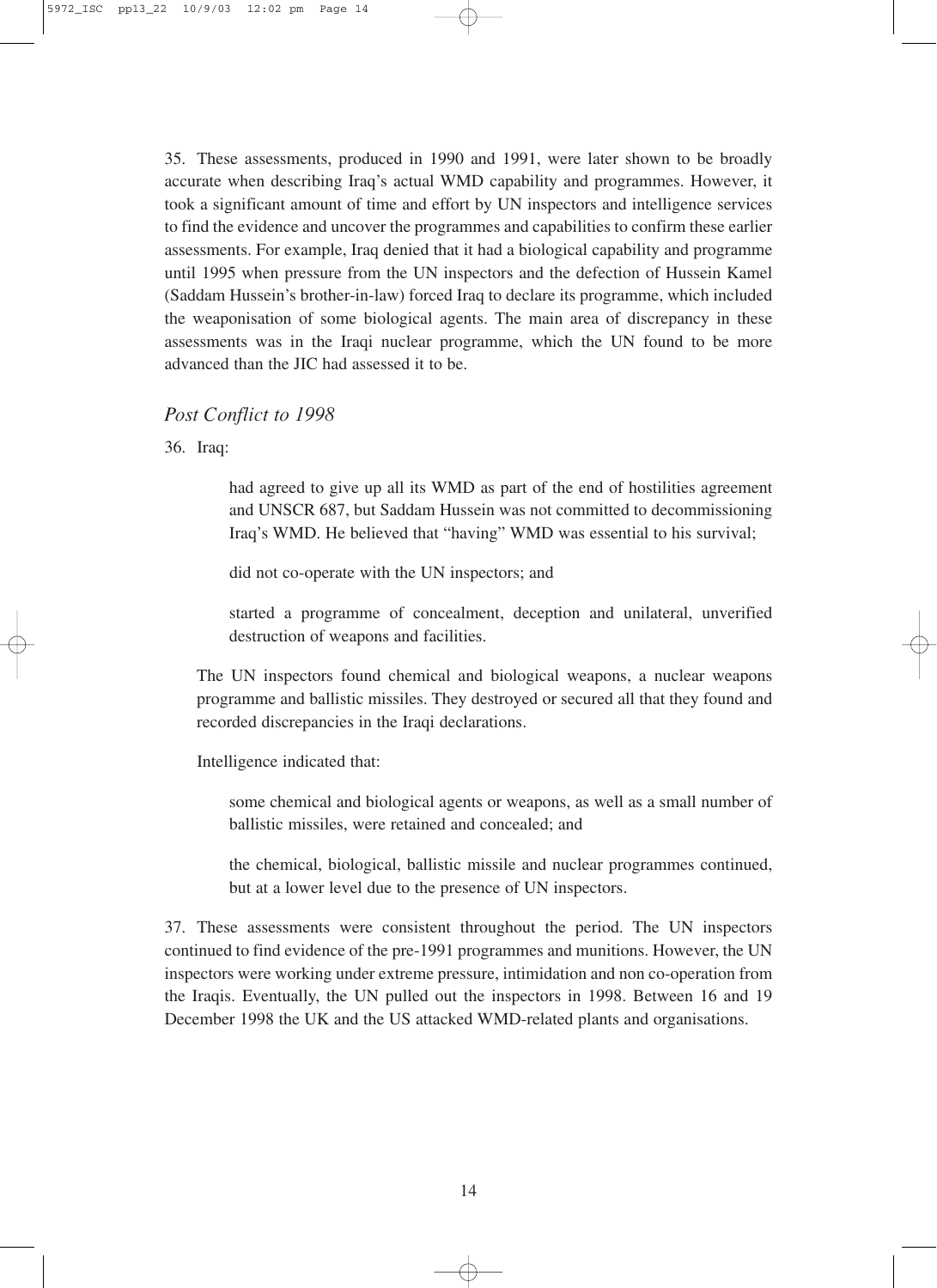35. These assessments, produced in 1990 and 1991, were later shown to be broadly accurate when describing Iraq's actual WMD capability and programmes. However, it took a significant amount of time and effort by UN inspectors and intelligence services to find the evidence and uncover the programmes and capabilities to confirm these earlier assessments. For example, Iraq denied that it had a biological capability and programme until 1995 when pressure from the UN inspectors and the defection of Hussein Kamel (Saddam Hussein's brother-in-law) forced Iraq to declare its programme, which included the weaponisation of some biological agents. The main area of discrepancy in these assessments was in the Iraqi nuclear programme, which the UN found to be more advanced than the JIC had assessed it to be.

### *Post Conflict to 1998*

36. Iraq:

> had agreed to give up all its WMD as part of the end of hostilities agreement and UNSCR 687, but Saddam Hussein was not committed to decommissioning Iraq's WMD. He believed that "having" WMD was essential to his survival;
>
> did not co-operate with the UN inspectors; and
>
> started a programme of concealment, deception and unilateral, unverified destruction of weapons and facilities.

The UN inspectors found chemical and biological weapons, a nuclear weapons programme and ballistic missiles. They destroyed or secured all that they found and recorded discrepancies in the Iraqi declarations.

Intelligence indicated that:

> some chemical and biological agents or weapons, as well as a small number of ballistic missiles, were retained and concealed; and
>
> the chemical, biological, ballistic missile and nuclear programmes continued, but at a lower level due to the presence of UN inspectors.

37. These assessments were consistent throughout the period. The UN inspectors continued to find evidence of the pre-1991 programmes and munitions. However, the UN inspectors were working under extreme pressure, intimidation and non co-operation from the Iraqis. Eventually, the UN pulled out the inspectors in 1998. Between 16 and 19 December 1998 the UK and the US attacked WMD-related plants and organisations.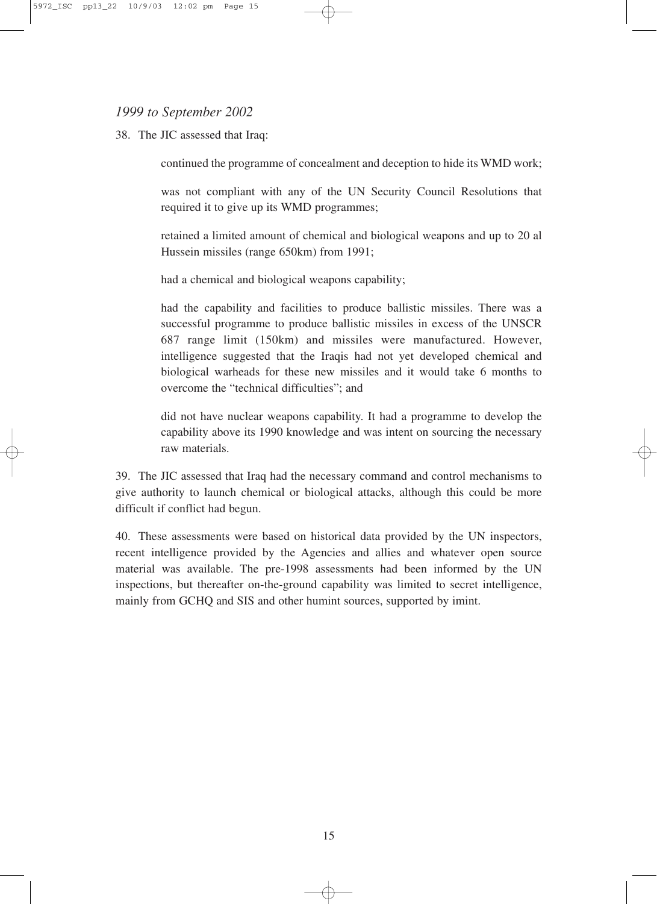*1999 to September 2002*

38. The JIC assessed that Iraq:

> continued the programme of concealment and deception to hide its WMD work;
>
> was not compliant with any of the UN Security Council Resolutions that required it to give up its WMD programmes;
>
> retained a limited amount of chemical and biological weapons and up to 20 al Hussein missiles (range 650km) from 1991;
>
> had a chemical and biological weapons capability;
>
> had the capability and facilities to produce ballistic missiles. There was a successful programme to produce ballistic missiles in excess of the UNSCR 687 range limit (150km) and missiles were manufactured. However, intelligence suggested that the Iraqis had not yet developed chemical and biological warheads for these new missiles and it would take 6 months to overcome the "technical difficulties"; and
>
> did not have nuclear weapons capability. It had a programme to develop the capability above its 1990 knowledge and was intent on sourcing the necessary raw materials.

39. The JIC assessed that Iraq had the necessary command and control mechanisms to give authority to launch chemical or biological attacks, although this could be more difficult if conflict had begun.

40. These assessments were based on historical data provided by the UN inspectors, recent intelligence provided by the Agencies and allies and whatever open source material was available. The pre-1998 assessments had been informed by the UN inspections, but thereafter on-the-ground capability was limited to secret intelligence, mainly from GCHQ and SIS and other humint sources, supported by imint.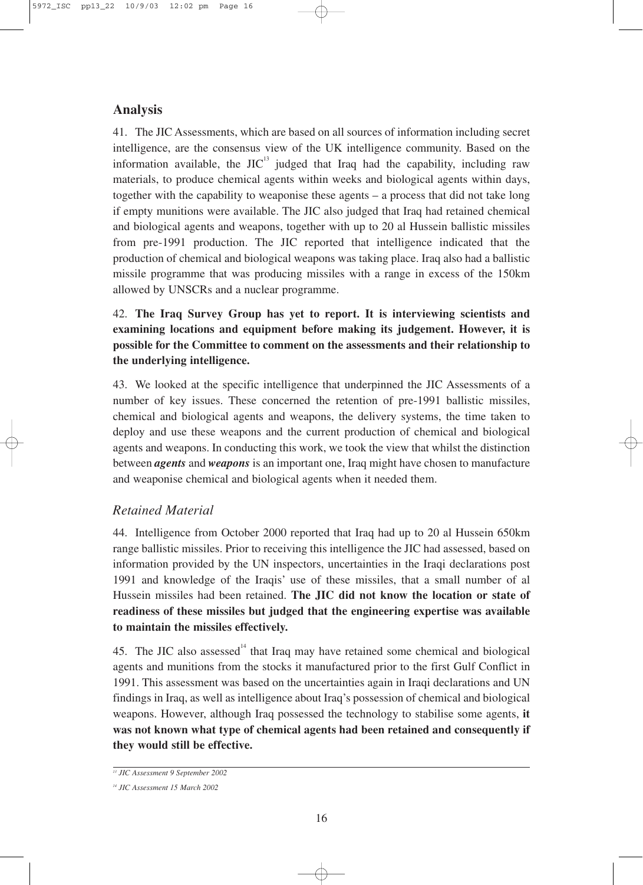## Analysis

41. The JIC Assessments, which are based on all sources of information including secret intelligence, are the consensus view of the UK intelligence community. Based on the information available, the JIC[13] judged that Iraq had the capability, including raw materials, to produce chemical agents within weeks and biological agents within days, together with the capability to weaponise these agents – a process that did not take long if empty munitions were available. The JIC also judged that Iraq had retained chemical and biological agents and weapons, together with up to 20 al Hussein ballistic missiles from pre-1991 production. The JIC reported that intelligence indicated that the production of chemical and biological weapons was taking place. Iraq also had a ballistic missile programme that was producing missiles with a range in excess of the 150km allowed by UNSCRs and a nuclear programme.

42. **The Iraq Survey Group has yet to report. It is interviewing scientists and examining locations and equipment before making its judgement. However, it is possible for the Committee to comment on the assessments and their relationship to the underlying intelligence.**

43. We looked at the specific intelligence that underpinned the JIC Assessments of a number of key issues. These concerned the retention of pre-1991 ballistic missiles, chemical and biological agents and weapons, the delivery systems, the time taken to deploy and use these weapons and the current production of chemical and biological agents and weapons. In conducting this work, we took the view that whilst the distinction between ***agents*** and ***weapons*** is an important one, Iraq might have chosen to manufacture and weaponise chemical and biological agents when it needed them.

### *Retained Material*

44. Intelligence from October 2000 reported that Iraq had up to 20 al Hussein 650km range ballistic missiles. Prior to receiving this intelligence the JIC had assessed, based on information provided by the UN inspectors, uncertainties in the Iraqi declarations post 1991 and knowledge of the Iraqis' use of these missiles, that a small number of al Hussein missiles had been retained. **The JIC did not know the location or state of readiness of these missiles but judged that the engineering expertise was available to maintain the missiles effectively.**

45. The JIC also assessed[14] that Iraq may have retained some chemical and biological agents and munitions from the stocks it manufactured prior to the first Gulf Conflict in 1991. This assessment was based on the uncertainties again in Iraqi declarations and UN findings in Iraq, as well as intelligence about Iraq's possession of chemical and biological weapons. However, although Iraq possessed the technology to stabilise some agents, **it was not known what type of chemical agents had been retained and consequently if they would still be effective.**

---

[13] *JIC Assessment 9 September 2002*

[14] *JIC Assessment 15 March 2002*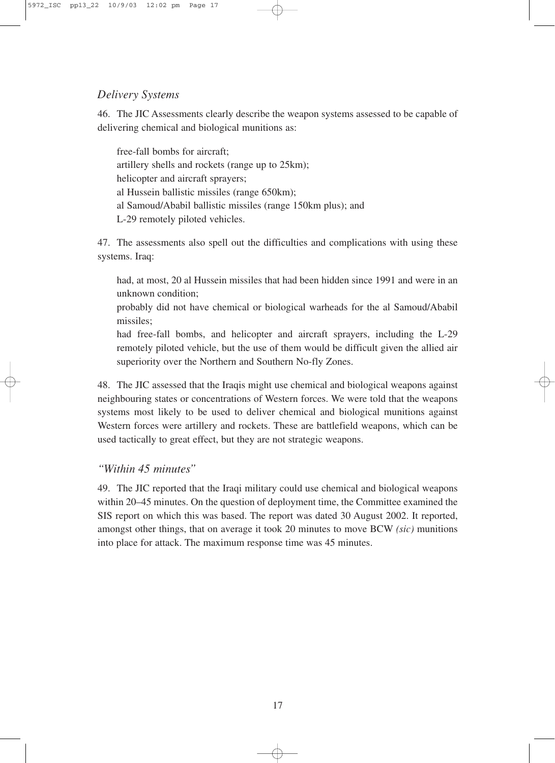### *Delivery Systems*

46. The JIC Assessments clearly describe the weapon systems assessed to be capable of delivering chemical and biological munitions as:

free-fall bombs for aircraft;
artillery shells and rockets (range up to 25km);
helicopter and aircraft sprayers;
al Hussein ballistic missiles (range 650km);
al Samoud/Ababil ballistic missiles (range 150km plus); and
L-29 remotely piloted vehicles.

47. The assessments also spell out the difficulties and complications with using these systems. Iraq:

had, at most, 20 al Hussein missiles that had been hidden since 1991 and were in an unknown condition;
probably did not have chemical or biological warheads for the al Samoud/Ababil missiles;
had free-fall bombs, and helicopter and aircraft sprayers, including the L-29 remotely piloted vehicle, but the use of them would be difficult given the allied air superiority over the Northern and Southern No-fly Zones.

48. The JIC assessed that the Iraqis might use chemical and biological weapons against neighbouring states or concentrations of Western forces. We were told that the weapons systems most likely to be used to deliver chemical and biological munitions against Western forces were artillery and rockets. These are battlefield weapons, which can be used tactically to great effect, but they are not strategic weapons.

### *"Within 45 minutes"*

49. The JIC reported that the Iraqi military could use chemical and biological weapons within 20–45 minutes. On the question of deployment time, the Committee examined the SIS report on which this was based. The report was dated 30 August 2002. It reported, amongst other things, that on average it took 20 minutes to move BCW *(sic)* munitions into place for attack. The maximum response time was 45 minutes.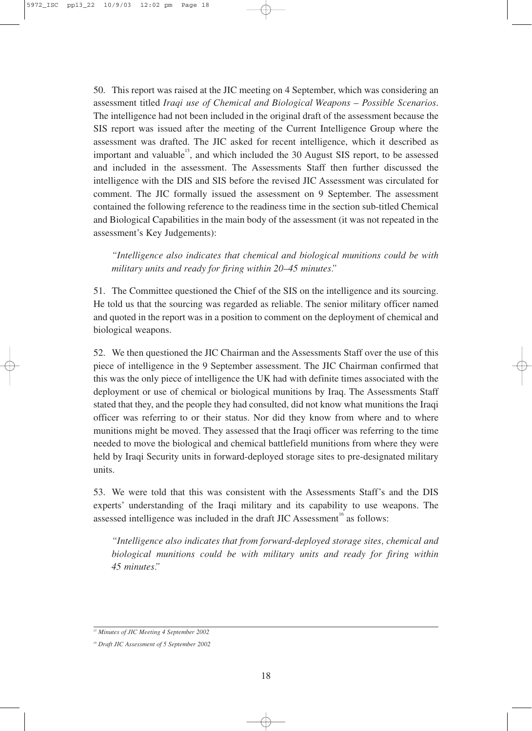50. This report was raised at the JIC meeting on 4 September, which was considering an assessment titled *Iraqi use of Chemical and Biological Weapons – Possible Scenarios*. The intelligence had not been included in the original draft of the assessment because the SIS report was issued after the meeting of the Current Intelligence Group where the assessment was drafted. The JIC asked for recent intelligence, which it described as important and valuable[15], and which included the 30 August SIS report, to be assessed and included in the assessment. The Assessments Staff then further discussed the intelligence with the DIS and SIS before the revised JIC Assessment was circulated for comment. The JIC formally issued the assessment on 9 September. The assessment contained the following reference to the readiness time in the section sub-titled Chemical and Biological Capabilities in the main body of the assessment (it was not repeated in the assessment's Key Judgements):

> *"Intelligence also indicates that chemical and biological munitions could be with military units and ready for firing within 20–45 minutes."*

51. The Committee questioned the Chief of the SIS on the intelligence and its sourcing. He told us that the sourcing was regarded as reliable. The senior military officer named and quoted in the report was in a position to comment on the deployment of chemical and biological weapons.

52. We then questioned the JIC Chairman and the Assessments Staff over the use of this piece of intelligence in the 9 September assessment. The JIC Chairman confirmed that this was the only piece of intelligence the UK had with definite times associated with the deployment or use of chemical or biological munitions by Iraq. The Assessments Staff stated that they, and the people they had consulted, did not know what munitions the Iraqi officer was referring to or their status. Nor did they know from where and to where munitions might be moved. They assessed that the Iraqi officer was referring to the time needed to move the biological and chemical battlefield munitions from where they were held by Iraqi Security units in forward-deployed storage sites to pre-designated military units.

53. We were told that this was consistent with the Assessments Staff's and the DIS experts' understanding of the Iraqi military and its capability to use weapons. The assessed intelligence was included in the draft JIC Assessment[16] as follows:

> *"Intelligence also indicates that from forward-deployed storage sites, chemical and biological munitions could be with military units and ready for firing within 45 minutes."*

---

[15] *Minutes of JIC Meeting 4 September 2002*

[16] *Draft JIC Assessment of 5 September 2002*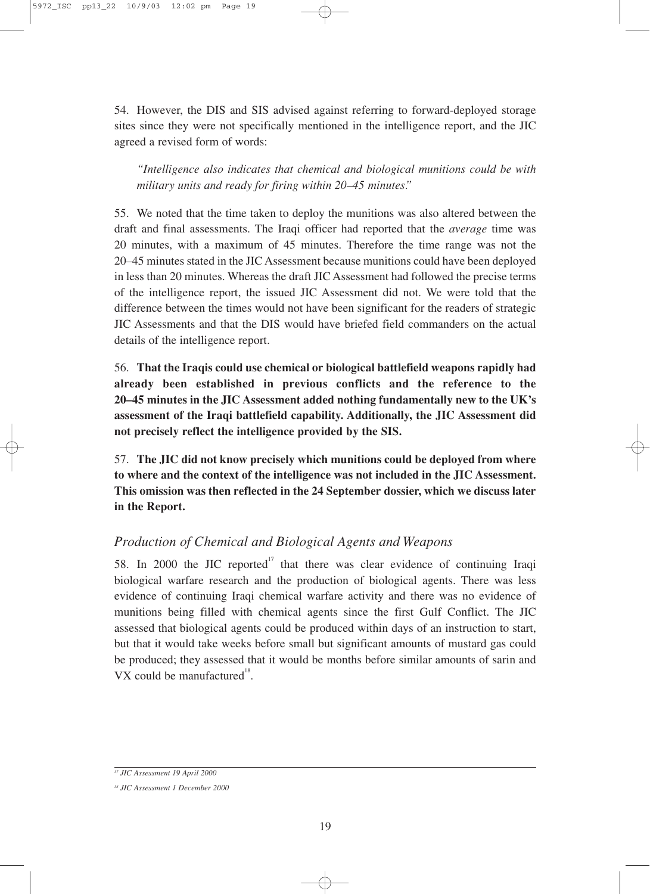54. However, the DIS and SIS advised against referring to forward-deployed storage sites since they were not specifically mentioned in the intelligence report, and the JIC agreed a revised form of words:

> *"Intelligence also indicates that chemical and biological munitions could be with military units and ready for firing within 20–45 minutes."*

55. We noted that the time taken to deploy the munitions was also altered between the draft and final assessments. The Iraqi officer had reported that the *average* time was 20 minutes, with a maximum of 45 minutes. Therefore the time range was not the 20–45 minutes stated in the JIC Assessment because munitions could have been deployed in less than 20 minutes. Whereas the draft JIC Assessment had followed the precise terms of the intelligence report, the issued JIC Assessment did not. We were told that the difference between the times would not have been significant for the readers of strategic JIC Assessments and that the DIS would have briefed field commanders on the actual details of the intelligence report.

56. **That the Iraqis could use chemical or biological battlefield weapons rapidly had already been established in previous conflicts and the reference to the 20–45 minutes in the JIC Assessment added nothing fundamentally new to the UK's assessment of the Iraqi battlefield capability. Additionally, the JIC Assessment did not precisely reflect the intelligence provided by the SIS.**

57. **The JIC did not know precisely which munitions could be deployed from where to where and the context of the intelligence was not included in the JIC Assessment. This omission was then reflected in the 24 September dossier, which we discuss later in the Report.**

### *Production of Chemical and Biological Agents and Weapons*

58. In 2000 the JIC reported[17] that there was clear evidence of continuing Iraqi biological warfare research and the production of biological agents. There was less evidence of continuing Iraqi chemical warfare activity and there was no evidence of munitions being filled with chemical agents since the first Gulf Conflict. The JIC assessed that biological agents could be produced within days of an instruction to start, but that it would take weeks before small but significant amounts of mustard gas could be produced; they assessed that it would be months before similar amounts of sarin and VX could be manufactured[18].

---

[17] *JIC Assessment 19 April 2000*

[18] *JIC Assessment 1 December 2000*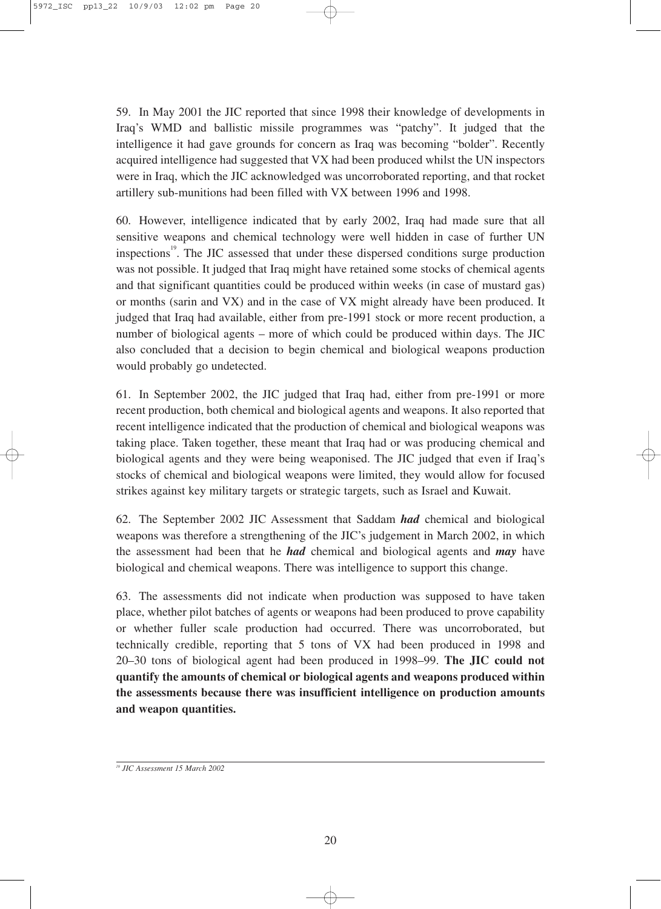59. In May 2001 the JIC reported that since 1998 their knowledge of developments in Iraq's WMD and ballistic missile programmes was "patchy". It judged that the intelligence it had gave grounds for concern as Iraq was becoming "bolder". Recently acquired intelligence had suggested that VX had been produced whilst the UN inspectors were in Iraq, which the JIC acknowledged was uncorroborated reporting, and that rocket artillery sub-munitions had been filled with VX between 1996 and 1998.

60. However, intelligence indicated that by early 2002, Iraq had made sure that all sensitive weapons and chemical technology were well hidden in case of further UN inspections[19]. The JIC assessed that under these dispersed conditions surge production was not possible. It judged that Iraq might have retained some stocks of chemical agents and that significant quantities could be produced within weeks (in case of mustard gas) or months (sarin and VX) and in the case of VX might already have been produced. It judged that Iraq had available, either from pre-1991 stock or more recent production, a number of biological agents – more of which could be produced within days. The JIC also concluded that a decision to begin chemical and biological weapons production would probably go undetected.

61. In September 2002, the JIC judged that Iraq had, either from pre-1991 or more recent production, both chemical and biological agents and weapons. It also reported that recent intelligence indicated that the production of chemical and biological weapons was taking place. Taken together, these meant that Iraq had or was producing chemical and biological agents and they were being weaponised. The JIC judged that even if Iraq's stocks of chemical and biological weapons were limited, they would allow for focused strikes against key military targets or strategic targets, such as Israel and Kuwait.

62. The September 2002 JIC Assessment that Saddam ***had*** chemical and biological weapons was therefore a strengthening of the JIC's judgement in March 2002, in which the assessment had been that he ***had*** chemical and biological agents and ***may*** have biological and chemical weapons. There was intelligence to support this change.

63. The assessments did not indicate when production was supposed to have taken place, whether pilot batches of agents or weapons had been produced to prove capability or whether fuller scale production had occurred. There was uncorroborated, but technically credible, reporting that 5 tons of VX had been produced in 1998 and 20–30 tons of biological agent had been produced in 1998–99. **The JIC could not quantify the amounts of chemical or biological agents and weapons produced within the assessments because there was insufficient intelligence on production amounts and weapon quantities.**

---

[19] *JIC Assessment 15 March 2002*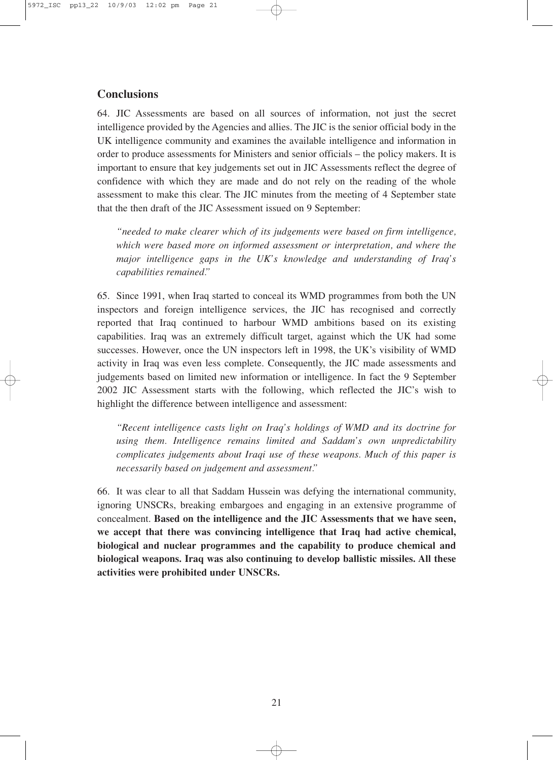## Conclusions

64. JIC Assessments are based on all sources of information, not just the secret intelligence provided by the Agencies and allies. The JIC is the senior official body in the UK intelligence community and examines the available intelligence and information in order to produce assessments for Ministers and senior officials – the policy makers. It is important to ensure that key judgements set out in JIC Assessments reflect the degree of confidence with which they are made and do not rely on the reading of the whole assessment to make this clear. The JIC minutes from the meeting of 4 September state that the then draft of the JIC Assessment issued on 9 September:

> *"needed to make clearer which of its judgements were based on firm intelligence, which were based more on informed assessment or interpretation, and where the major intelligence gaps in the UK's knowledge and understanding of Iraq's capabilities remained."*

65. Since 1991, when Iraq started to conceal its WMD programmes from both the UN inspectors and foreign intelligence services, the JIC has recognised and correctly reported that Iraq continued to harbour WMD ambitions based on its existing capabilities. Iraq was an extremely difficult target, against which the UK had some successes. However, once the UN inspectors left in 1998, the UK's visibility of WMD activity in Iraq was even less complete. Consequently, the JIC made assessments and judgements based on limited new information or intelligence. In fact the 9 September 2002 JIC Assessment starts with the following, which reflected the JIC's wish to highlight the difference between intelligence and assessment:

> *"Recent intelligence casts light on Iraq's holdings of WMD and its doctrine for using them. Intelligence remains limited and Saddam's own unpredictability complicates judgements about Iraqi use of these weapons. Much of this paper is necessarily based on judgement and assessment."*

66. It was clear to all that Saddam Hussein was defying the international community, ignoring UNSCRs, breaking embargoes and engaging in an extensive programme of concealment. **Based on the intelligence and the JIC Assessments that we have seen, we accept that there was convincing intelligence that Iraq had active chemical, biological and nuclear programmes and the capability to produce chemical and biological weapons. Iraq was also continuing to develop ballistic missiles. All these activities were prohibited under UNSCRs.**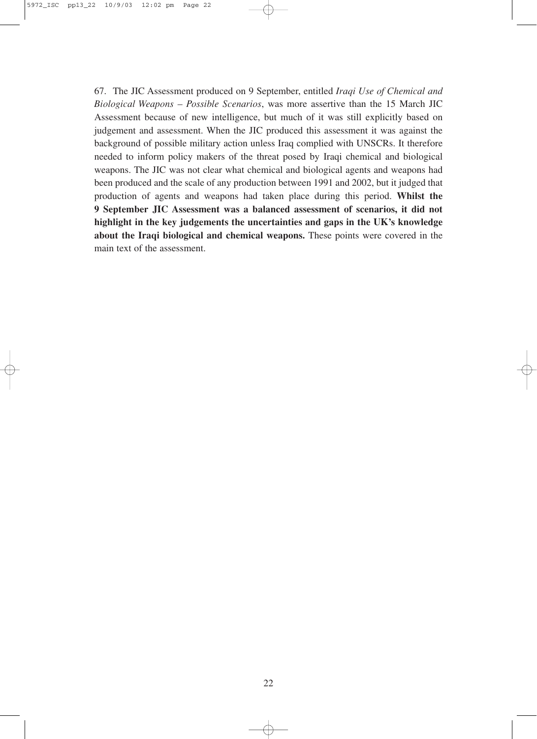67. The JIC Assessment produced on 9 September, entitled *Iraqi Use of Chemical and Biological Weapons – Possible Scenarios*, was more assertive than the 15 March JIC Assessment because of new intelligence, but much of it was still explicitly based on judgement and assessment. When the JIC produced this assessment it was against the background of possible military action unless Iraq complied with UNSCRs. It therefore needed to inform policy makers of the threat posed by Iraqi chemical and biological weapons. The JIC was not clear what chemical and biological agents and weapons had been produced and the scale of any production between 1991 and 2002, but it judged that production of agents and weapons had taken place during this period. **Whilst the 9 September JIC Assessment was a balanced assessment of scenarios, it did not highlight in the key judgements the uncertainties and gaps in the UK's knowledge about the Iraqi biological and chemical weapons.** These points were covered in the main text of the assessment.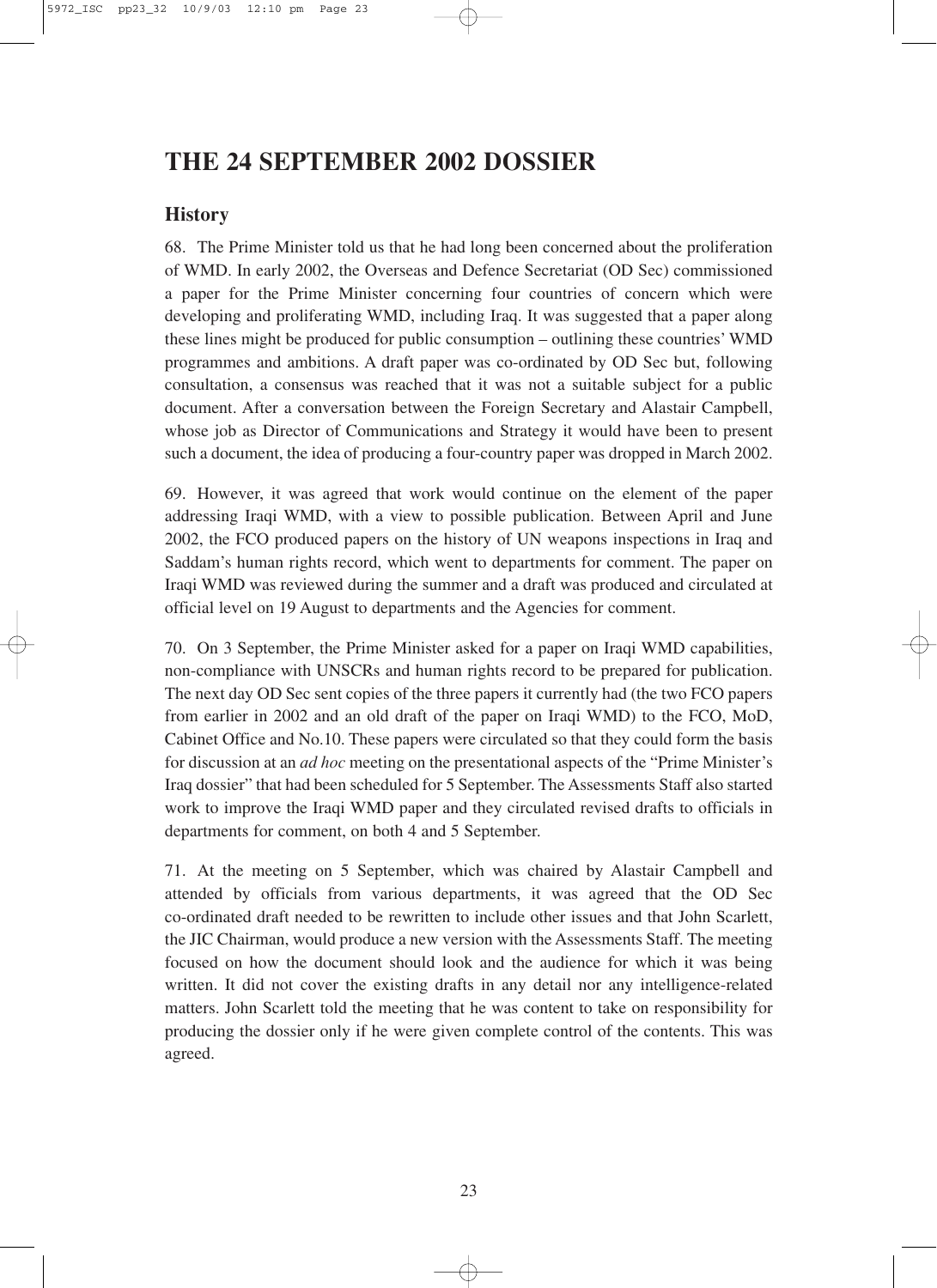# THE 24 SEPTEMBER 2002 DOSSIER

## History

68. The Prime Minister told us that he had long been concerned about the proliferation of WMD. In early 2002, the Overseas and Defence Secretariat (OD Sec) commissioned a paper for the Prime Minister concerning four countries of concern which were developing and proliferating WMD, including Iraq. It was suggested that a paper along these lines might be produced for public consumption – outlining these countries' WMD programmes and ambitions. A draft paper was co-ordinated by OD Sec but, following consultation, a consensus was reached that it was not a suitable subject for a public document. After a conversation between the Foreign Secretary and Alastair Campbell, whose job as Director of Communications and Strategy it would have been to present such a document, the idea of producing a four-country paper was dropped in March 2002.

69. However, it was agreed that work would continue on the element of the paper addressing Iraqi WMD, with a view to possible publication. Between April and June 2002, the FCO produced papers on the history of UN weapons inspections in Iraq and Saddam's human rights record, which went to departments for comment. The paper on Iraqi WMD was reviewed during the summer and a draft was produced and circulated at official level on 19 August to departments and the Agencies for comment.

70. On 3 September, the Prime Minister asked for a paper on Iraqi WMD capabilities, non-compliance with UNSCRs and human rights record to be prepared for publication. The next day OD Sec sent copies of the three papers it currently had (the two FCO papers from earlier in 2002 and an old draft of the paper on Iraqi WMD) to the FCO, MoD, Cabinet Office and No.10. These papers were circulated so that they could form the basis for discussion at an *ad hoc* meeting on the presentational aspects of the "Prime Minister's Iraq dossier" that had been scheduled for 5 September. The Assessments Staff also started work to improve the Iraqi WMD paper and they circulated revised drafts to officials in departments for comment, on both 4 and 5 September.

71. At the meeting on 5 September, which was chaired by Alastair Campbell and attended by officials from various departments, it was agreed that the OD Sec co-ordinated draft needed to be rewritten to include other issues and that John Scarlett, the JIC Chairman, would produce a new version with the Assessments Staff. The meeting focused on how the document should look and the audience for which it was being written. It did not cover the existing drafts in any detail nor any intelligence-related matters. John Scarlett told the meeting that he was content to take on responsibility for producing the dossier only if he were given complete control of the contents. This was agreed.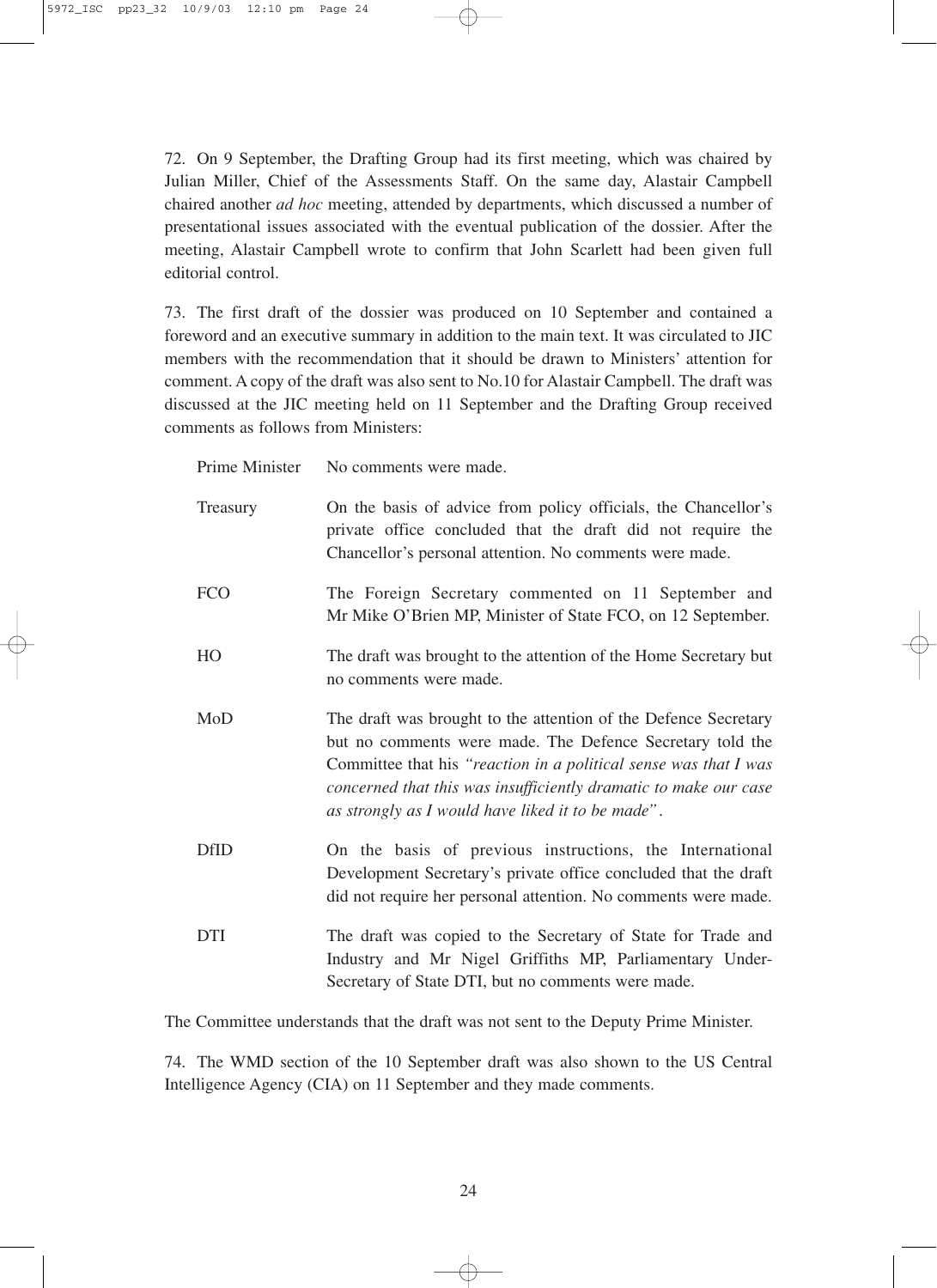72. On 9 September, the Drafting Group had its first meeting, which was chaired by Julian Miller, Chief of the Assessments Staff. On the same day, Alastair Campbell chaired another *ad hoc* meeting, attended by departments, which discussed a number of presentational issues associated with the eventual publication of the dossier. After the meeting, Alastair Campbell wrote to confirm that John Scarlett had been given full editorial control.

73. The first draft of the dossier was produced on 10 September and contained a foreword and an executive summary in addition to the main text. It was circulated to JIC members with the recommendation that it should be drawn to Ministers' attention for comment. A copy of the draft was also sent to No.10 for Alastair Campbell. The draft was discussed at the JIC meeting held on 11 September and the Drafting Group received comments as follows from Ministers:

| | |
|---|---|
| Prime Minister | No comments were made. |
| Treasury | On the basis of advice from policy officials, the Chancellor's private office concluded that the draft did not require the Chancellor's personal attention. No comments were made. |
| FCO | The Foreign Secretary commented on 11 September and Mr Mike O'Brien MP, Minister of State FCO, on 12 September. |
| HO | The draft was brought to the attention of the Home Secretary but no comments were made. |
| MoD | The draft was brought to the attention of the Defence Secretary but no comments were made. The Defence Secretary told the Committee that his *"reaction in a political sense was that I was concerned that this was insufficiently dramatic to make our case as strongly as I would have liked it to be made"*. |
| DfID | On the basis of previous instructions, the International Development Secretary's private office concluded that the draft did not require her personal attention. No comments were made. |
| DTI | The draft was copied to the Secretary of State for Trade and Industry and Mr Nigel Griffiths MP, Parliamentary Under-Secretary of State DTI, but no comments were made. |

The Committee understands that the draft was not sent to the Deputy Prime Minister.

74. The WMD section of the 10 September draft was also shown to the US Central Intelligence Agency (CIA) on 11 September and they made comments.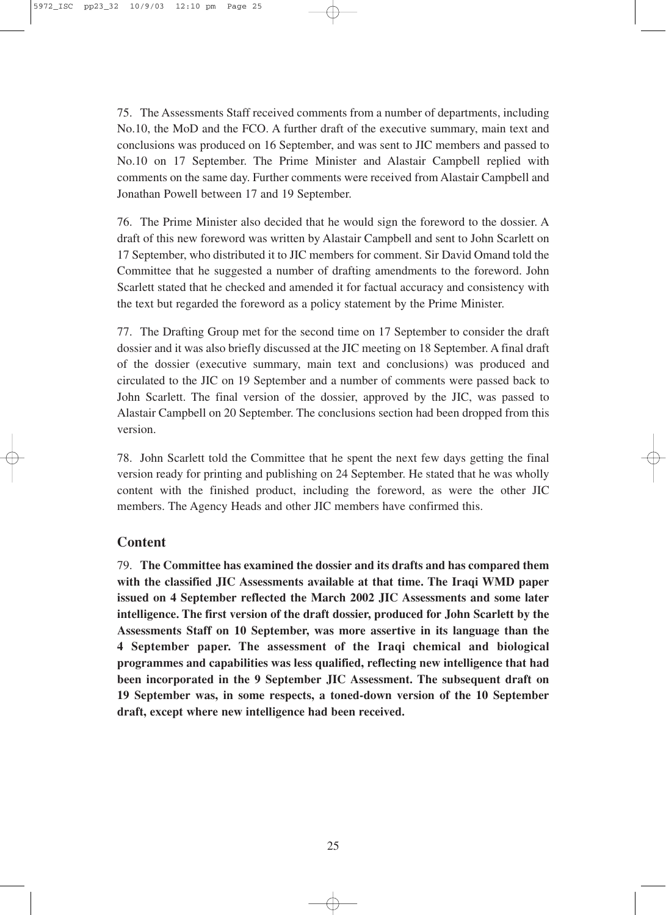75. The Assessments Staff received comments from a number of departments, including No.10, the MoD and the FCO. A further draft of the executive summary, main text and conclusions was produced on 16 September, and was sent to JIC members and passed to No.10 on 17 September. The Prime Minister and Alastair Campbell replied with comments on the same day. Further comments were received from Alastair Campbell and Jonathan Powell between 17 and 19 September.

76. The Prime Minister also decided that he would sign the foreword to the dossier. A draft of this new foreword was written by Alastair Campbell and sent to John Scarlett on 17 September, who distributed it to JIC members for comment. Sir David Omand told the Committee that he suggested a number of drafting amendments to the foreword. John Scarlett stated that he checked and amended it for factual accuracy and consistency with the text but regarded the foreword as a policy statement by the Prime Minister.

77. The Drafting Group met for the second time on 17 September to consider the draft dossier and it was also briefly discussed at the JIC meeting on 18 September. A final draft of the dossier (executive summary, main text and conclusions) was produced and circulated to the JIC on 19 September and a number of comments were passed back to John Scarlett. The final version of the dossier, approved by the JIC, was passed to Alastair Campbell on 20 September. The conclusions section had been dropped from this version.

78. John Scarlett told the Committee that he spent the next few days getting the final version ready for printing and publishing on 24 September. He stated that he was wholly content with the finished product, including the foreword, as were the other JIC members. The Agency Heads and other JIC members have confirmed this.

## Content

79. **The Committee has examined the dossier and its drafts and has compared them with the classified JIC Assessments available at that time. The Iraqi WMD paper issued on 4 September reflected the March 2002 JIC Assessments and some later intelligence. The first version of the draft dossier, produced for John Scarlett by the Assessments Staff on 10 September, was more assertive in its language than the 4 September paper. The assessment of the Iraqi chemical and biological programmes and capabilities was less qualified, reflecting new intelligence that had been incorporated in the 9 September JIC Assessment. The subsequent draft on 19 September was, in some respects, a toned-down version of the 10 September draft, except where new intelligence had been received.**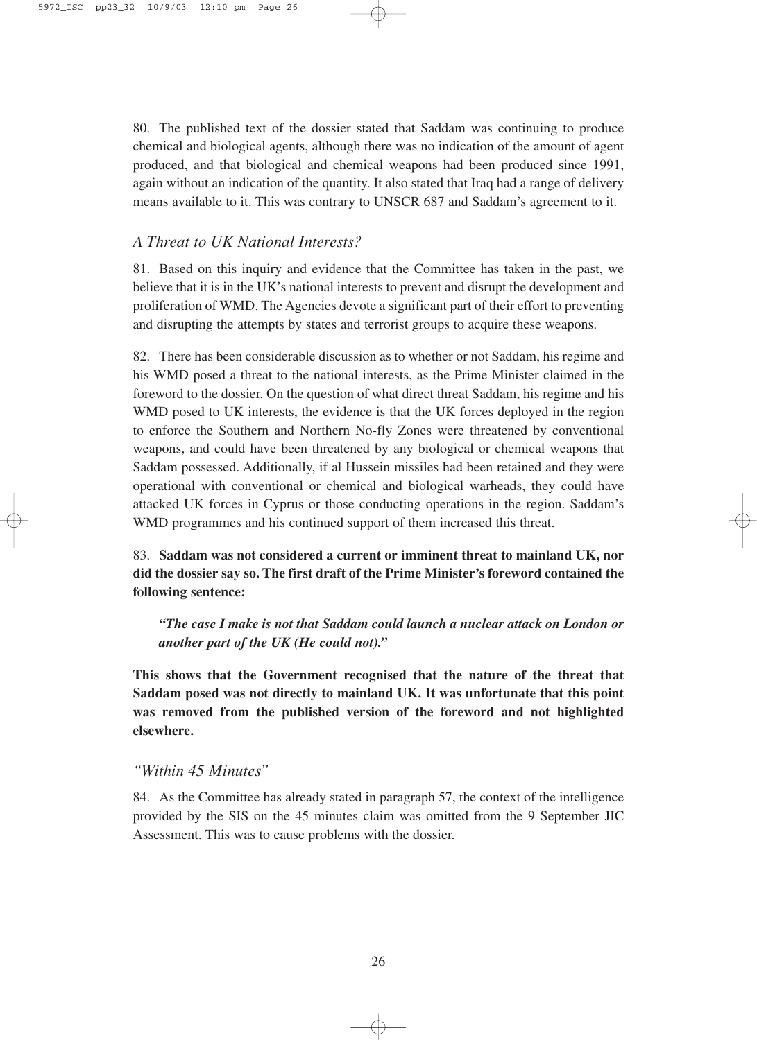80. The published text of the dossier stated that Saddam was continuing to produce chemical and biological agents, although there was no indication of the amount of agent produced, and that biological and chemical weapons had been produced since 1991, again without an indication of the quantity. It also stated that Iraq had a range of delivery means available to it. This was contrary to UNSCR 687 and Saddam's agreement to it.

### *A Threat to UK National Interests?*

81. Based on this inquiry and evidence that the Committee has taken in the past, we believe that it is in the UK's national interests to prevent and disrupt the development and proliferation of WMD. The Agencies devote a significant part of their effort to preventing and disrupting the attempts by states and terrorist groups to acquire these weapons.

82. There has been considerable discussion as to whether or not Saddam, his regime and his WMD posed a threat to the national interests, as the Prime Minister claimed in the foreword to the dossier. On the question of what direct threat Saddam, his regime and his WMD posed to UK interests, the evidence is that the UK forces deployed in the region to enforce the Southern and Northern No-fly Zones were threatened by conventional weapons, and could have been threatened by any biological or chemical weapons that Saddam possessed. Additionally, if al Hussein missiles had been retained and they were operational with conventional or chemical and biological warheads, they could have attacked UK forces in Cyprus or those conducting operations in the region. Saddam's WMD programmes and his continued support of them increased this threat.

83. **Saddam was not considered a current or imminent threat to mainland UK, nor did the dossier say so. The first draft of the Prime Minister's foreword contained the following sentence:**

> ***"The case I make is not that Saddam could launch a nuclear attack on London or another part of the UK (He could not)."***

**This shows that the Government recognised that the nature of the threat that Saddam posed was not directly to mainland UK. It was unfortunate that this point was removed from the published version of the foreword and not highlighted elsewhere.**

### *"Within 45 Minutes"*

84. As the Committee has already stated in paragraph 57, the context of the intelligence provided by the SIS on the 45 minutes claim was omitted from the 9 September JIC Assessment. This was to cause problems with the dossier.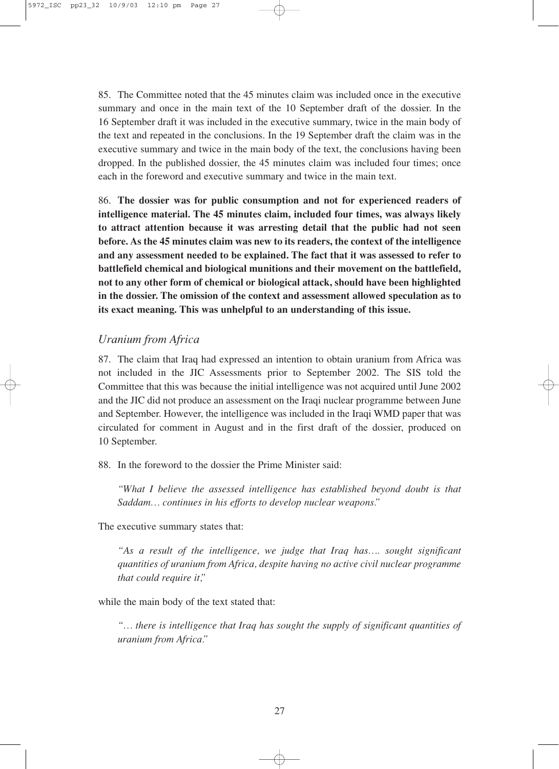85. The Committee noted that the 45 minutes claim was included once in the executive summary and once in the main text of the 10 September draft of the dossier. In the 16 September draft it was included in the executive summary, twice in the main body of the text and repeated in the conclusions. In the 19 September draft the claim was in the executive summary and twice in the main body of the text, the conclusions having been dropped. In the published dossier, the 45 minutes claim was included four times; once each in the foreword and executive summary and twice in the main text.

86. **The dossier was for public consumption and not for experienced readers of intelligence material. The 45 minutes claim, included four times, was always likely to attract attention because it was arresting detail that the public had not seen before. As the 45 minutes claim was new to its readers, the context of the intelligence and any assessment needed to be explained. The fact that it was assessed to refer to battlefield chemical and biological munitions and their movement on the battlefield, not to any other form of chemical or biological attack, should have been highlighted in the dossier. The omission of the context and assessment allowed speculation as to its exact meaning. This was unhelpful to an understanding of this issue.**

### *Uranium from Africa*

87. The claim that Iraq had expressed an intention to obtain uranium from Africa was not included in the JIC Assessments prior to September 2002. The SIS told the Committee that this was because the initial intelligence was not acquired until June 2002 and the JIC did not produce an assessment on the Iraqi nuclear programme between June and September. However, the intelligence was included in the Iraqi WMD paper that was circulated for comment in August and in the first draft of the dossier, produced on 10 September.

88. In the foreword to the dossier the Prime Minister said:

> *"What I believe the assessed intelligence has established beyond doubt is that Saddam… continues in his efforts to develop nuclear weapons."*

The executive summary states that:

> *"As a result of the intelligence, we judge that Iraq has…. sought significant quantities of uranium from Africa, despite having no active civil nuclear programme that could require it;"*

while the main body of the text stated that:

> *"… there is intelligence that Iraq has sought the supply of significant quantities of uranium from Africa."*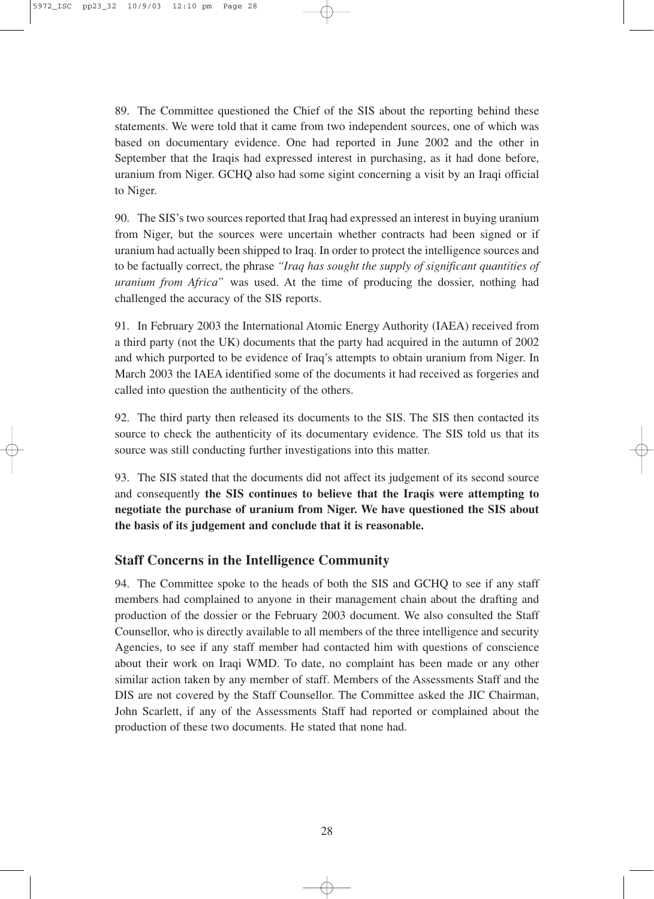89. The Committee questioned the Chief of the SIS about the reporting behind these statements. We were told that it came from two independent sources, one of which was based on documentary evidence. One had reported in June 2002 and the other in September that the Iraqis had expressed interest in purchasing, as it had done before, uranium from Niger. GCHQ also had some sigint concerning a visit by an Iraqi official to Niger.

90. The SIS's two sources reported that Iraq had expressed an interest in buying uranium from Niger, but the sources were uncertain whether contracts had been signed or if uranium had actually been shipped to Iraq. In order to protect the intelligence sources and to be factually correct, the phrase *"Iraq has sought the supply of significant quantities of uranium from Africa"* was used. At the time of producing the dossier, nothing had challenged the accuracy of the SIS reports.

91. In February 2003 the International Atomic Energy Authority (IAEA) received from a third party (not the UK) documents that the party had acquired in the autumn of 2002 and which purported to be evidence of Iraq's attempts to obtain uranium from Niger. In March 2003 the IAEA identified some of the documents it had received as forgeries and called into question the authenticity of the others.

92. The third party then released its documents to the SIS. The SIS then contacted its source to check the authenticity of its documentary evidence. The SIS told us that its source was still conducting further investigations into this matter.

93. The SIS stated that the documents did not affect its judgement of its second source and consequently **the SIS continues to believe that the Iraqis were attempting to negotiate the purchase of uranium from Niger. We have questioned the SIS about the basis of its judgement and conclude that it is reasonable.**

## Staff Concerns in the Intelligence Community

94. The Committee spoke to the heads of both the SIS and GCHQ to see if any staff members had complained to anyone in their management chain about the drafting and production of the dossier or the February 2003 document. We also consulted the Staff Counsellor, who is directly available to all members of the three intelligence and security Agencies, to see if any staff member had contacted him with questions of conscience about their work on Iraqi WMD. To date, no complaint has been made or any other similar action taken by any member of staff. Members of the Assessments Staff and the DIS are not covered by the Staff Counsellor. The Committee asked the JIC Chairman, John Scarlett, if any of the Assessments Staff had reported or complained about the production of these two documents. He stated that none had.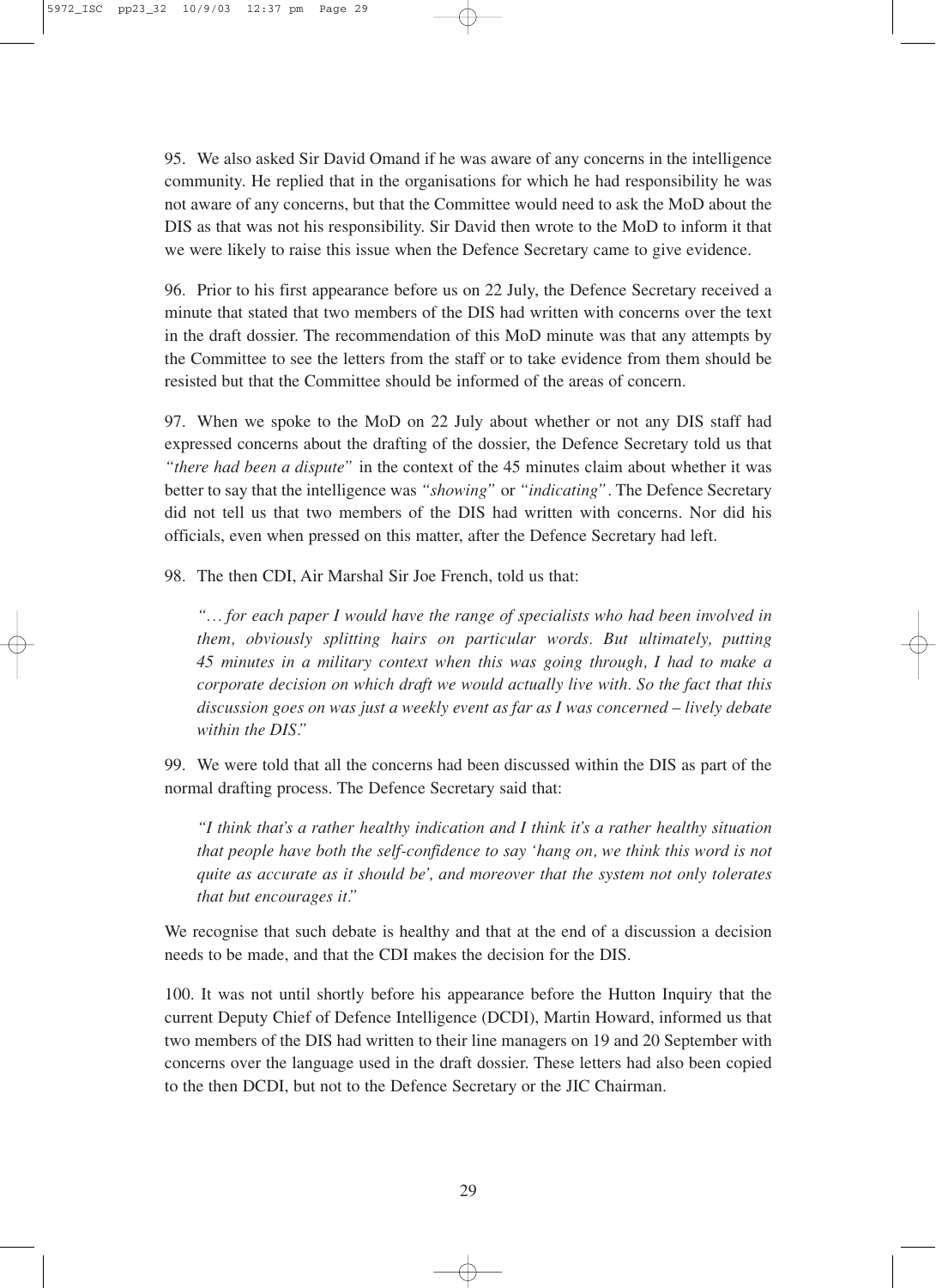95. We also asked Sir David Omand if he was aware of any concerns in the intelligence community. He replied that in the organisations for which he had responsibility he was not aware of any concerns, but that the Committee would need to ask the MoD about the DIS as that was not his responsibility. Sir David then wrote to the MoD to inform it that we were likely to raise this issue when the Defence Secretary came to give evidence.

96. Prior to his first appearance before us on 22 July, the Defence Secretary received a minute that stated that two members of the DIS had written with concerns over the text in the draft dossier. The recommendation of this MoD minute was that any attempts by the Committee to see the letters from the staff or to take evidence from them should be resisted but that the Committee should be informed of the areas of concern.

97. When we spoke to the MoD on 22 July about whether or not any DIS staff had expressed concerns about the drafting of the dossier, the Defence Secretary told us that *"there had been a dispute"* in the context of the 45 minutes claim about whether it was better to say that the intelligence was *"showing"* or *"indicating"*. The Defence Secretary did not tell us that two members of the DIS had written with concerns. Nor did his officials, even when pressed on this matter, after the Defence Secretary had left.

98. The then CDI, Air Marshal Sir Joe French, told us that:

> *"… for each paper I would have the range of specialists who had been involved in them, obviously splitting hairs on particular words. But ultimately, putting 45 minutes in a military context when this was going through, I had to make a corporate decision on which draft we would actually live with. So the fact that this discussion goes on was just a weekly event as far as I was concerned – lively debate within the DIS."*

99. We were told that all the concerns had been discussed within the DIS as part of the normal drafting process. The Defence Secretary said that:

> *"I think that's a rather healthy indication and I think it's a rather healthy situation that people have both the self-confidence to say 'hang on, we think this word is not quite as accurate as it should be', and moreover that the system not only tolerates that but encourages it."*

We recognise that such debate is healthy and that at the end of a discussion a decision needs to be made, and that the CDI makes the decision for the DIS.

100. It was not until shortly before his appearance before the Hutton Inquiry that the current Deputy Chief of Defence Intelligence (DCDI), Martin Howard, informed us that two members of the DIS had written to their line managers on 19 and 20 September with concerns over the language used in the draft dossier. These letters had also been copied to the then DCDI, but not to the Defence Secretary or the JIC Chairman.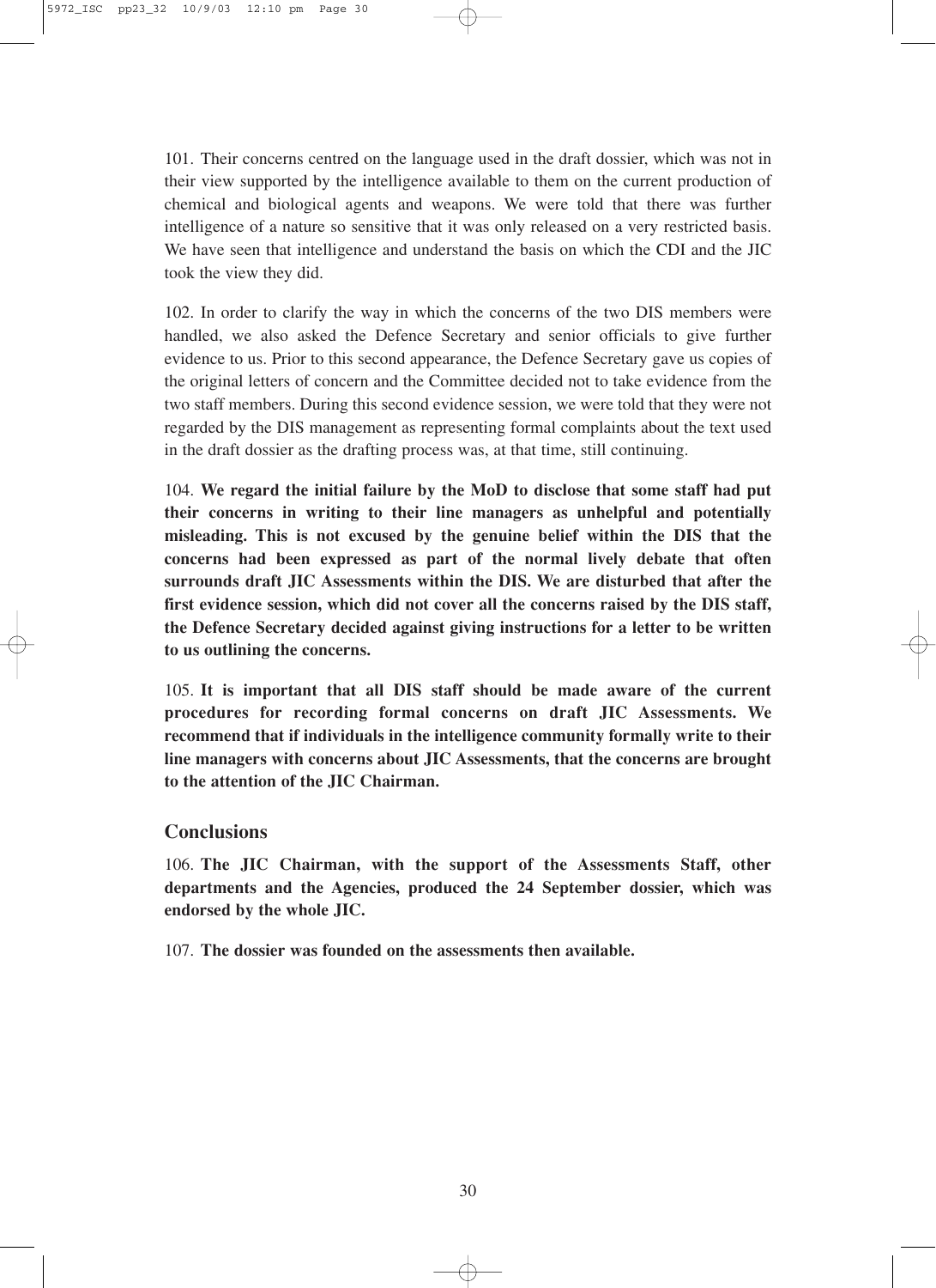101. Their concerns centred on the language used in the draft dossier, which was not in their view supported by the intelligence available to them on the current production of chemical and biological agents and weapons. We were told that there was further intelligence of a nature so sensitive that it was only released on a very restricted basis. We have seen that intelligence and understand the basis on which the CDI and the JIC took the view they did.

102. In order to clarify the way in which the concerns of the two DIS members were handled, we also asked the Defence Secretary and senior officials to give further evidence to us. Prior to this second appearance, the Defence Secretary gave us copies of the original letters of concern and the Committee decided not to take evidence from the two staff members. During this second evidence session, we were told that they were not regarded by the DIS management as representing formal complaints about the text used in the draft dossier as the drafting process was, at that time, still continuing.

104. **We regard the initial failure by the MoD to disclose that some staff had put their concerns in writing to their line managers as unhelpful and potentially misleading. This is not excused by the genuine belief within the DIS that the concerns had been expressed as part of the normal lively debate that often surrounds draft JIC Assessments within the DIS. We are disturbed that after the first evidence session, which did not cover all the concerns raised by the DIS staff, the Defence Secretary decided against giving instructions for a letter to be written to us outlining the concerns.**

105. **It is important that all DIS staff should be made aware of the current procedures for recording formal concerns on draft JIC Assessments. We recommend that if individuals in the intelligence community formally write to their line managers with concerns about JIC Assessments, that the concerns are brought to the attention of the JIC Chairman.**

## Conclusions

106. **The JIC Chairman, with the support of the Assessments Staff, other departments and the Agencies, produced the 24 September dossier, which was endorsed by the whole JIC.**

107. **The dossier was founded on the assessments then available.**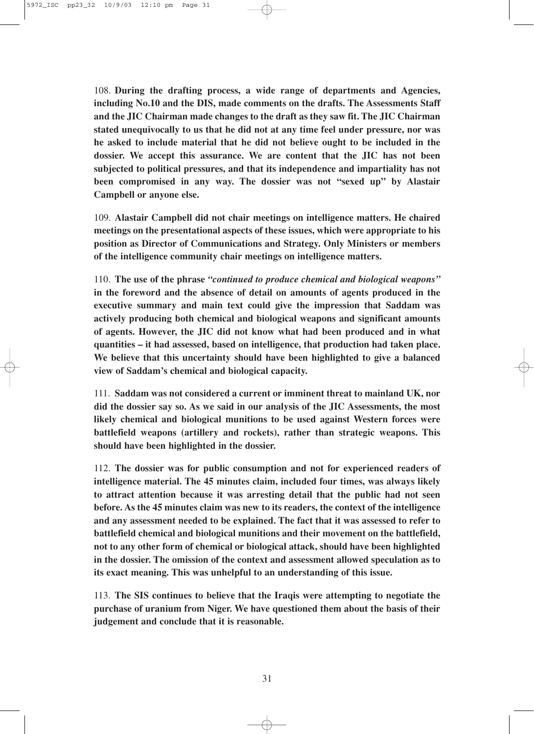108. **During the drafting process, a wide range of departments and Agencies, including No.10 and the DIS, made comments on the drafts. The Assessments Staff and the JIC Chairman made changes to the draft as they saw fit. The JIC Chairman stated unequivocally to us that he did not at any time feel under pressure, nor was he asked to include material that he did not believe ought to be included in the dossier. We accept this assurance. We are content that the JIC has not been subjected to political pressures, and that its independence and impartiality has not been compromised in any way. The dossier was not "sexed up" by Alastair Campbell or anyone else.**

109. **Alastair Campbell did not chair meetings on intelligence matters. He chaired meetings on the presentational aspects of these issues, which were appropriate to his position as Director of Communications and Strategy. Only Ministers or members of the intelligence community chair meetings on intelligence matters.**

110. **The use of the phrase *"continued to produce chemical and biological weapons"* in the foreword and the absence of detail on amounts of agents produced in the executive summary and main text could give the impression that Saddam was actively producing both chemical and biological weapons and significant amounts of agents. However, the JIC did not know what had been produced and in what quantities – it had assessed, based on intelligence, that production had taken place. We believe that this uncertainty should have been highlighted to give a balanced view of Saddam's chemical and biological capacity.**

111. **Saddam was not considered a current or imminent threat to mainland UK, nor did the dossier say so. As we said in our analysis of the JIC Assessments, the most likely chemical and biological munitions to be used against Western forces were battlefield weapons (artillery and rockets), rather than strategic weapons. This should have been highlighted in the dossier.**

112. **The dossier was for public consumption and not for experienced readers of intelligence material. The 45 minutes claim, included four times, was always likely to attract attention because it was arresting detail that the public had not seen before. As the 45 minutes claim was new to its readers, the context of the intelligence and any assessment needed to be explained. The fact that it was assessed to refer to battlefield chemical and biological munitions and their movement on the battlefield, not to any other form of chemical or biological attack, should have been highlighted in the dossier. The omission of the context and assessment allowed speculation as to its exact meaning. This was unhelpful to an understanding of this issue.**

113. **The SIS continues to believe that the Iraqis were attempting to negotiate the purchase of uranium from Niger. We have questioned them about the basis of their judgement and conclude that it is reasonable.**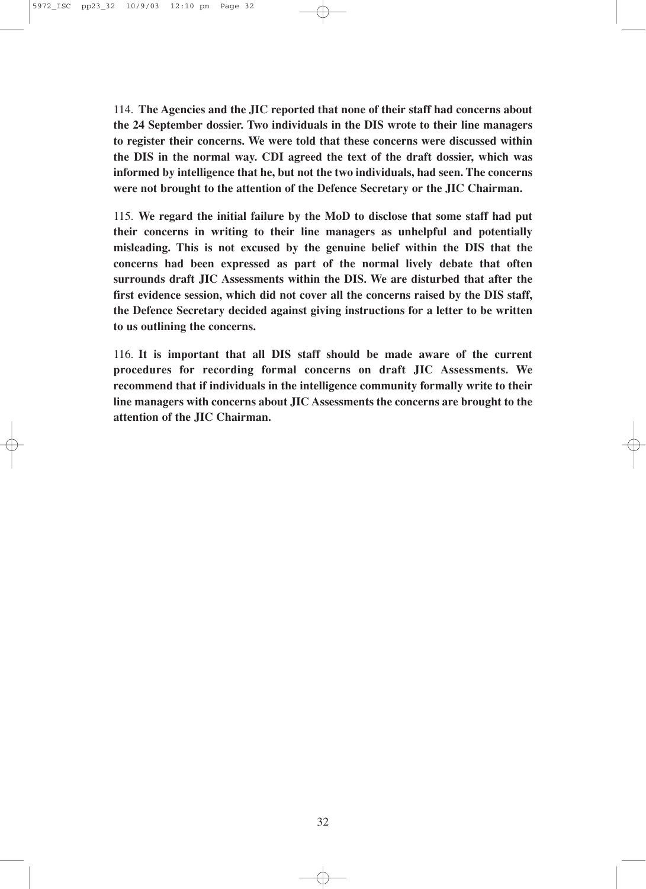114. **The Agencies and the JIC reported that none of their staff had concerns about the 24 September dossier. Two individuals in the DIS wrote to their line managers to register their concerns. We were told that these concerns were discussed within the DIS in the normal way. CDI agreed the text of the draft dossier, which was informed by intelligence that he, but not the two individuals, had seen. The concerns were not brought to the attention of the Defence Secretary or the JIC Chairman.**

115. **We regard the initial failure by the MoD to disclose that some staff had put their concerns in writing to their line managers as unhelpful and potentially misleading. This is not excused by the genuine belief within the DIS that the concerns had been expressed as part of the normal lively debate that often surrounds draft JIC Assessments within the DIS. We are disturbed that after the first evidence session, which did not cover all the concerns raised by the DIS staff, the Defence Secretary decided against giving instructions for a letter to be written to us outlining the concerns.**

116. **It is important that all DIS staff should be made aware of the current procedures for recording formal concerns on draft JIC Assessments. We recommend that if individuals in the intelligence community formally write to their line managers with concerns about JIC Assessments the concerns are brought to the attention of the JIC Chairman.**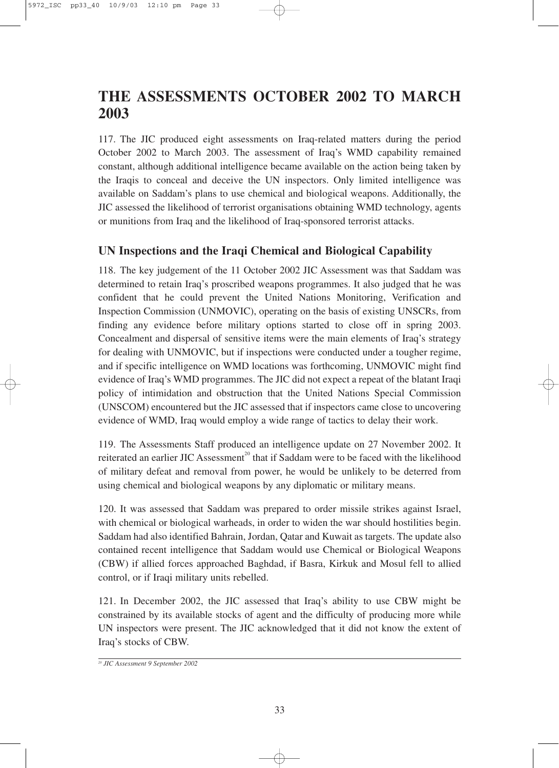# THE ASSESSMENTS OCTOBER 2002 TO MARCH 2003

117. The JIC produced eight assessments on Iraq-related matters during the period October 2002 to March 2003. The assessment of Iraq's WMD capability remained constant, although additional intelligence became available on the action being taken by the Iraqis to conceal and deceive the UN inspectors. Only limited intelligence was available on Saddam's plans to use chemical and biological weapons. Additionally, the JIC assessed the likelihood of terrorist organisations obtaining WMD technology, agents or munitions from Iraq and the likelihood of Iraq-sponsored terrorist attacks.

## UN Inspections and the Iraqi Chemical and Biological Capability

118. The key judgement of the 11 October 2002 JIC Assessment was that Saddam was determined to retain Iraq's proscribed weapons programmes. It also judged that he was confident that he could prevent the United Nations Monitoring, Verification and Inspection Commission (UNMOVIC), operating on the basis of existing UNSCRs, from finding any evidence before military options started to close off in spring 2003. Concealment and dispersal of sensitive items were the main elements of Iraq's strategy for dealing with UNMOVIC, but if inspections were conducted under a tougher regime, and if specific intelligence on WMD locations was forthcoming, UNMOVIC might find evidence of Iraq's WMD programmes. The JIC did not expect a repeat of the blatant Iraqi policy of intimidation and obstruction that the United Nations Special Commission (UNSCOM) encountered but the JIC assessed that if inspectors came close to uncovering evidence of WMD, Iraq would employ a wide range of tactics to delay their work.

119. The Assessments Staff produced an intelligence update on 27 November 2002. It reiterated an earlier JIC Assessment[20] that if Saddam were to be faced with the likelihood of military defeat and removal from power, he would be unlikely to be deterred from using chemical and biological weapons by any diplomatic or military means.

120. It was assessed that Saddam was prepared to order missile strikes against Israel, with chemical or biological warheads, in order to widen the war should hostilities begin. Saddam had also identified Bahrain, Jordan, Qatar and Kuwait as targets. The update also contained recent intelligence that Saddam would use Chemical or Biological Weapons (CBW) if allied forces approached Baghdad, if Basra, Kirkuk and Mosul fell to allied control, or if Iraqi military units rebelled.

121. In December 2002, the JIC assessed that Iraq's ability to use CBW might be constrained by its available stocks of agent and the difficulty of producing more while UN inspectors were present. The JIC acknowledged that it did not know the extent of Iraq's stocks of CBW.

---

[20] *JIC Assessment 9 September 2002*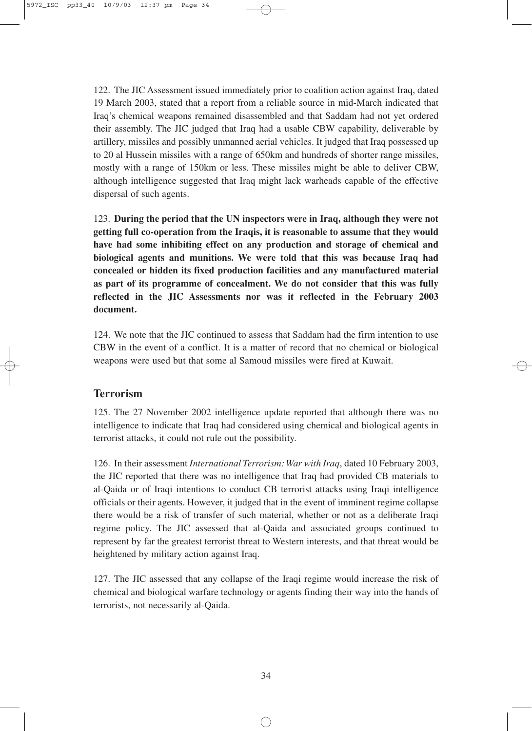122. The JIC Assessment issued immediately prior to coalition action against Iraq, dated 19 March 2003, stated that a report from a reliable source in mid-March indicated that Iraq's chemical weapons remained disassembled and that Saddam had not yet ordered their assembly. The JIC judged that Iraq had a usable CBW capability, deliverable by artillery, missiles and possibly unmanned aerial vehicles. It judged that Iraq possessed up to 20 al Hussein missiles with a range of 650km and hundreds of shorter range missiles, mostly with a range of 150km or less. These missiles might be able to deliver CBW, although intelligence suggested that Iraq might lack warheads capable of the effective dispersal of such agents.

123. **During the period that the UN inspectors were in Iraq, although they were not getting full co-operation from the Iraqis, it is reasonable to assume that they would have had some inhibiting effect on any production and storage of chemical and biological agents and munitions. We were told that this was because Iraq had concealed or hidden its fixed production facilities and any manufactured material as part of its programme of concealment. We do not consider that this was fully reflected in the JIC Assessments nor was it reflected in the February 2003 document.**

124. We note that the JIC continued to assess that Saddam had the firm intention to use CBW in the event of a conflict. It is a matter of record that no chemical or biological weapons were used but that some al Samoud missiles were fired at Kuwait.

## Terrorism

125. The 27 November 2002 intelligence update reported that although there was no intelligence to indicate that Iraq had considered using chemical and biological agents in terrorist attacks, it could not rule out the possibility.

126. In their assessment *International Terrorism: War with Iraq*, dated 10 February 2003, the JIC reported that there was no intelligence that Iraq had provided CB materials to al-Qaida or of Iraqi intentions to conduct CB terrorist attacks using Iraqi intelligence officials or their agents. However, it judged that in the event of imminent regime collapse there would be a risk of transfer of such material, whether or not as a deliberate Iraqi regime policy. The JIC assessed that al-Qaida and associated groups continued to represent by far the greatest terrorist threat to Western interests, and that threat would be heightened by military action against Iraq.

127. The JIC assessed that any collapse of the Iraqi regime would increase the risk of chemical and biological warfare technology or agents finding their way into the hands of terrorists, not necessarily al-Qaida.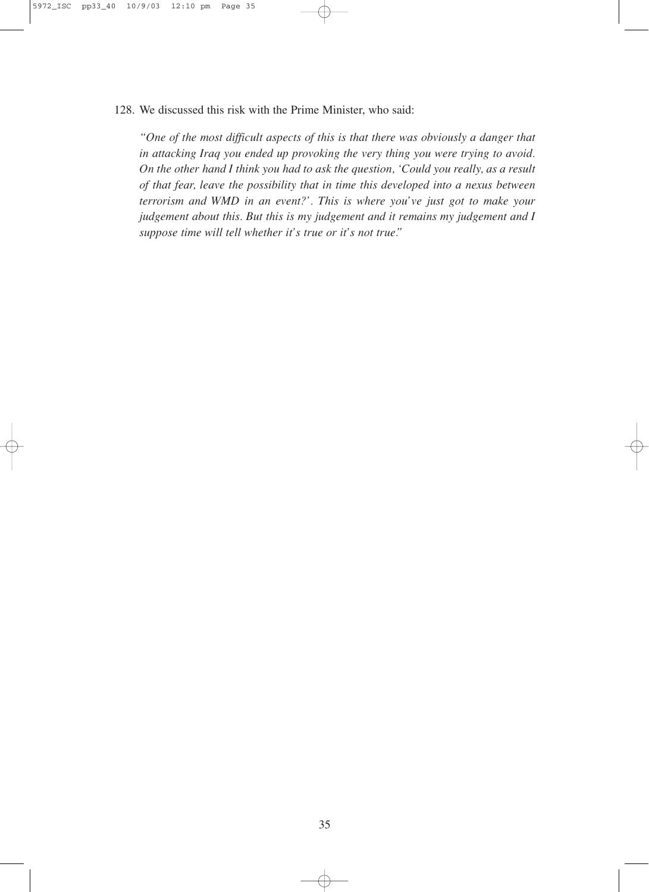128. We discussed this risk with the Prime Minister, who said:

> *"One of the most difficult aspects of this is that there was obviously a danger that in attacking Iraq you ended up provoking the very thing you were trying to avoid. On the other hand I think you had to ask the question, 'Could you really, as a result of that fear, leave the possibility that in time this developed into a nexus between terrorism and WMD in an event?'. This is where you've just got to make your judgement about this. But this is my judgement and it remains my judgement and I suppose time will tell whether it's true or it's not true."*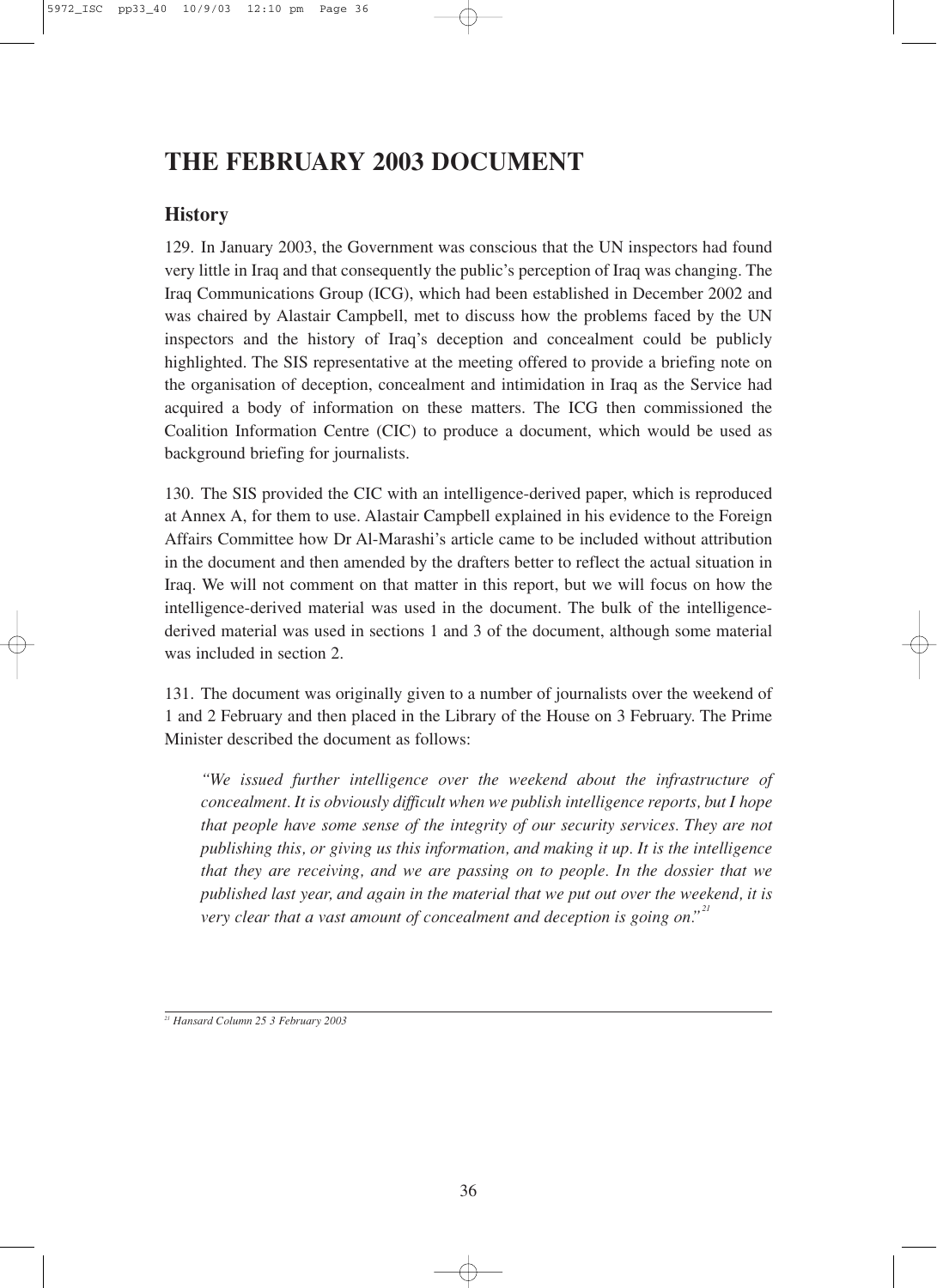# THE FEBRUARY 2003 DOCUMENT

## History

129. In January 2003, the Government was conscious that the UN inspectors had found very little in Iraq and that consequently the public's perception of Iraq was changing. The Iraq Communications Group (ICG), which had been established in December 2002 and was chaired by Alastair Campbell, met to discuss how the problems faced by the UN inspectors and the history of Iraq's deception and concealment could be publicly highlighted. The SIS representative at the meeting offered to provide a briefing note on the organisation of deception, concealment and intimidation in Iraq as the Service had acquired a body of information on these matters. The ICG then commissioned the Coalition Information Centre (CIC) to produce a document, which would be used as background briefing for journalists.

130. The SIS provided the CIC with an intelligence-derived paper, which is reproduced at Annex A, for them to use. Alastair Campbell explained in his evidence to the Foreign Affairs Committee how Dr Al-Marashi's article came to be included without attribution in the document and then amended by the drafters better to reflect the actual situation in Iraq. We will not comment on that matter in this report, but we will focus on how the intelligence-derived material was used in the document. The bulk of the intelligence-derived material was used in sections 1 and 3 of the document, although some material was included in section 2.

131. The document was originally given to a number of journalists over the weekend of 1 and 2 February and then placed in the Library of the House on 3 February. The Prime Minister described the document as follows:

> *"We issued further intelligence over the weekend about the infrastructure of concealment. It is obviously difficult when we publish intelligence reports, but I hope that people have some sense of the integrity of our security services. They are not publishing this, or giving us this information, and making it up. It is the intelligence that they are receiving, and we are passing on to people. In the dossier that we published last year, and again in the material that we put out over the weekend, it is very clear that a vast amount of concealment and deception is going on."*[21]

---

[21] *Hansard Column 25 3 February 2003*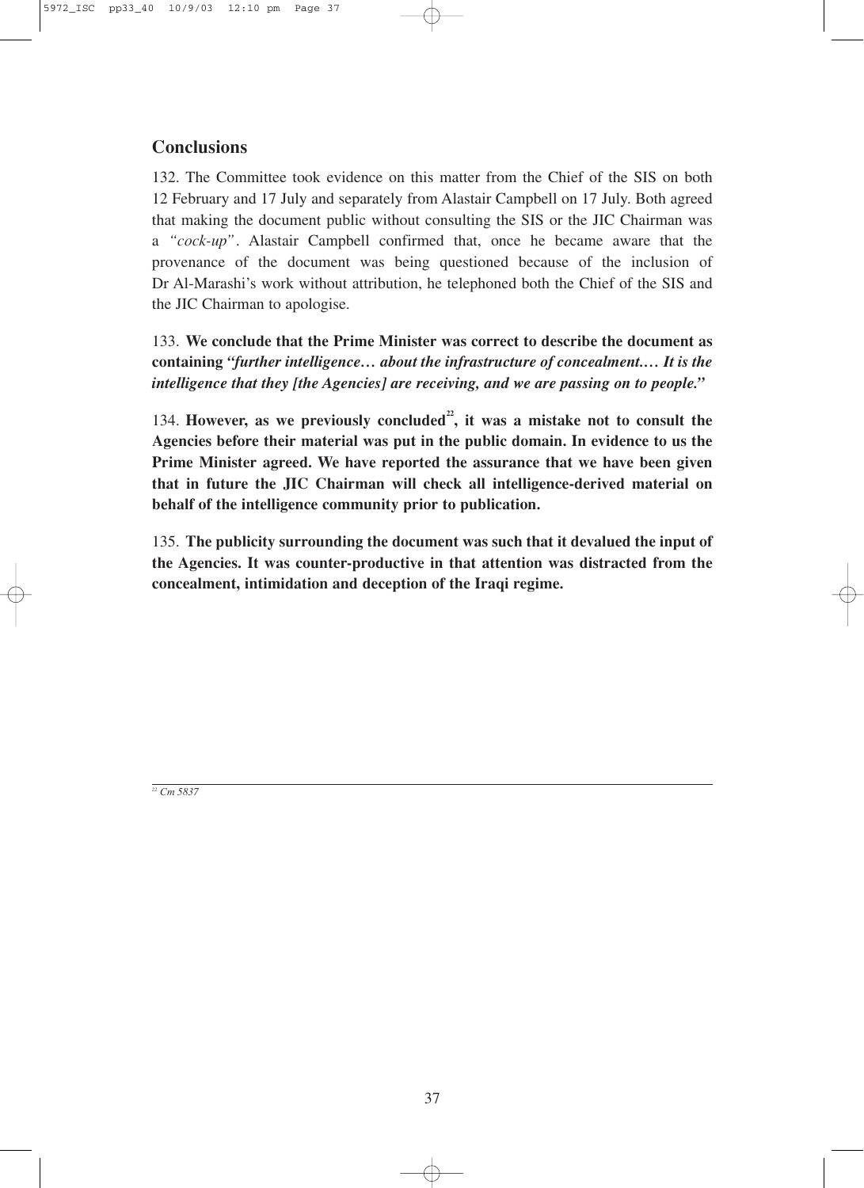## Conclusions

132. The Committee took evidence on this matter from the Chief of the SIS on both 12 February and 17 July and separately from Alastair Campbell on 17 July. Both agreed that making the document public without consulting the SIS or the JIC Chairman was a *"cock-up"*. Alastair Campbell confirmed that, once he became aware that the provenance of the document was being questioned because of the inclusion of Dr Al-Marashi's work without attribution, he telephoned both the Chief of the SIS and the JIC Chairman to apologise.

133. **We conclude that the Prime Minister was correct to describe the document as containing *"further intelligence… about the infrastructure of concealment.… It is the intelligence that they [the Agencies] are receiving, and we are passing on to people."***

134. **However, as we previously concluded[22], it was a mistake not to consult the Agencies before their material was put in the public domain. In evidence to us the Prime Minister agreed. We have reported the assurance that we have been given that in future the JIC Chairman will check all intelligence-derived material on behalf of the intelligence community prior to publication.**

135. **The publicity surrounding the document was such that it devalued the input of the Agencies. It was counter-productive in that attention was distracted from the concealment, intimidation and deception of the Iraqi regime.**

---

[22] *Cm 5837*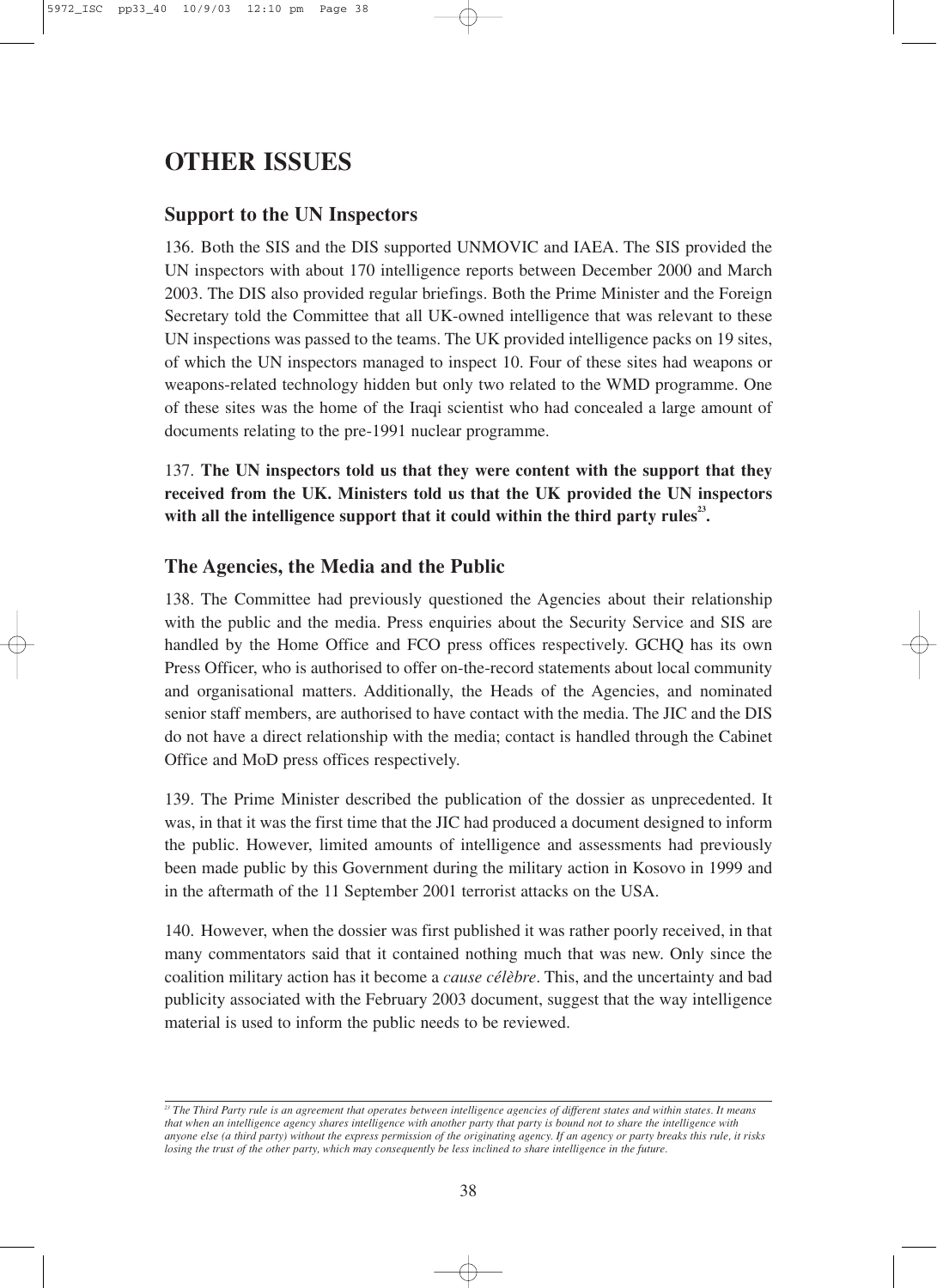# OTHER ISSUES

## Support to the UN Inspectors

136. Both the SIS and the DIS supported UNMOVIC and IAEA. The SIS provided the UN inspectors with about 170 intelligence reports between December 2000 and March 2003. The DIS also provided regular briefings. Both the Prime Minister and the Foreign Secretary told the Committee that all UK-owned intelligence that was relevant to these UN inspections was passed to the teams. The UK provided intelligence packs on 19 sites, of which the UN inspectors managed to inspect 10. Four of these sites had weapons or weapons-related technology hidden but only two related to the WMD programme. One of these sites was the home of the Iraqi scientist who had concealed a large amount of documents relating to the pre-1991 nuclear programme.

137. **The UN inspectors told us that they were content with the support that they received from the UK. Ministers told us that the UK provided the UN inspectors with all the intelligence support that it could within the third party rules[23].**

## The Agencies, the Media and the Public

138. The Committee had previously questioned the Agencies about their relationship with the public and the media. Press enquiries about the Security Service and SIS are handled by the Home Office and FCO press offices respectively. GCHQ has its own Press Officer, who is authorised to offer on-the-record statements about local community and organisational matters. Additionally, the Heads of the Agencies, and nominated senior staff members, are authorised to have contact with the media. The JIC and the DIS do not have a direct relationship with the media; contact is handled through the Cabinet Office and MoD press offices respectively.

139. The Prime Minister described the publication of the dossier as unprecedented. It was, in that it was the first time that the JIC had produced a document designed to inform the public. However, limited amounts of intelligence and assessments had previously been made public by this Government during the military action in Kosovo in 1999 and in the aftermath of the 11 September 2001 terrorist attacks on the USA.

140. However, when the dossier was first published it was rather poorly received, in that many commentators said that it contained nothing much that was new. Only since the coalition military action has it become a *cause célèbre*. This, and the uncertainty and bad publicity associated with the February 2003 document, suggest that the way intelligence material is used to inform the public needs to be reviewed.

---

*[23] The Third Party rule is an agreement that operates between intelligence agencies of different states and within states. It means that when an intelligence agency shares intelligence with another party that party is bound not to share the intelligence with anyone else (a third party) without the express permission of the originating agency. If an agency or party breaks this rule, it risks losing the trust of the other party, which may consequently be less inclined to share intelligence in the future.*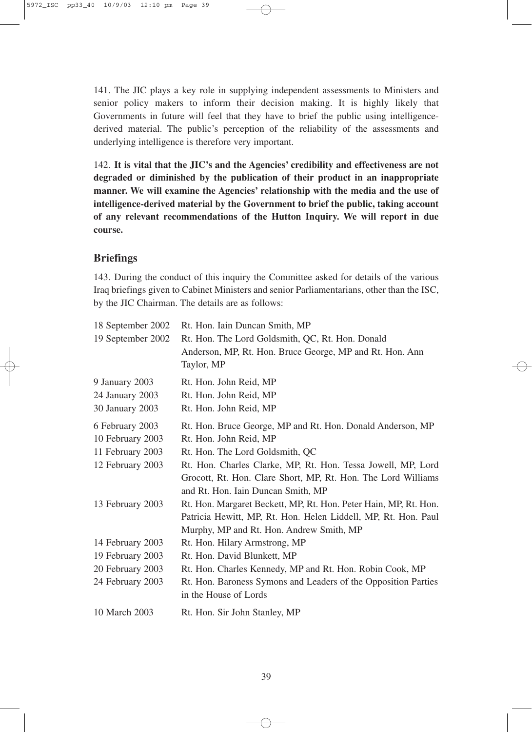141. The JIC plays a key role in supplying independent assessments to Ministers and senior policy makers to inform their decision making. It is highly likely that Governments in future will feel that they have to brief the public using intelligence-derived material. The public's perception of the reliability of the assessments and underlying intelligence is therefore very important.

142. **It is vital that the JIC's and the Agencies' credibility and effectiveness are not degraded or diminished by the publication of their product in an inappropriate manner. We will examine the Agencies' relationship with the media and the use of intelligence-derived material by the Government to brief the public, taking account of any relevant recommendations of the Hutton Inquiry. We will report in due course.**

## Briefings

143. During the conduct of this inquiry the Committee asked for details of the various Iraq briefings given to Cabinet Ministers and senior Parliamentarians, other than the ISC, by the JIC Chairman. The details are as follows:

| Date | Briefed |
|---|---|
| 18 September 2002 | Rt. Hon. Iain Duncan Smith, MP |
| 19 September 2002 | Rt. Hon. The Lord Goldsmith, QC, Rt. Hon. Donald Anderson, MP, Rt. Hon. Bruce George, MP and Rt. Hon. Ann Taylor, MP |
| 9 January 2003 | Rt. Hon. John Reid, MP |
| 24 January 2003 | Rt. Hon. John Reid, MP |
| 30 January 2003 | Rt. Hon. John Reid, MP |
| 6 February 2003 | Rt. Hon. Bruce George, MP and Rt. Hon. Donald Anderson, MP |
| 10 February 2003 | Rt. Hon. John Reid, MP |
| 11 February 2003 | Rt. Hon. The Lord Goldsmith, QC |
| 12 February 2003 | Rt. Hon. Charles Clarke, MP, Rt. Hon. Tessa Jowell, MP, Lord Grocott, Rt. Hon. Clare Short, MP, Rt. Hon. The Lord Williams and Rt. Hon. Iain Duncan Smith, MP |
| 13 February 2003 | Rt. Hon. Margaret Beckett, MP, Rt. Hon. Peter Hain, MP, Rt. Hon. Patricia Hewitt, MP, Rt. Hon. Helen Liddell, MP, Rt. Hon. Paul Murphy, MP and Rt. Hon. Andrew Smith, MP |
| 14 February 2003 | Rt. Hon. Hilary Armstrong, MP |
| 19 February 2003 | Rt. Hon. David Blunkett, MP |
| 20 February 2003 | Rt. Hon. Charles Kennedy, MP and Rt. Hon. Robin Cook, MP |
| 24 February 2003 | Rt. Hon. Baroness Symons and Leaders of the Opposition Parties in the House of Lords |
| 10 March 2003 | Rt. Hon. Sir John Stanley, MP |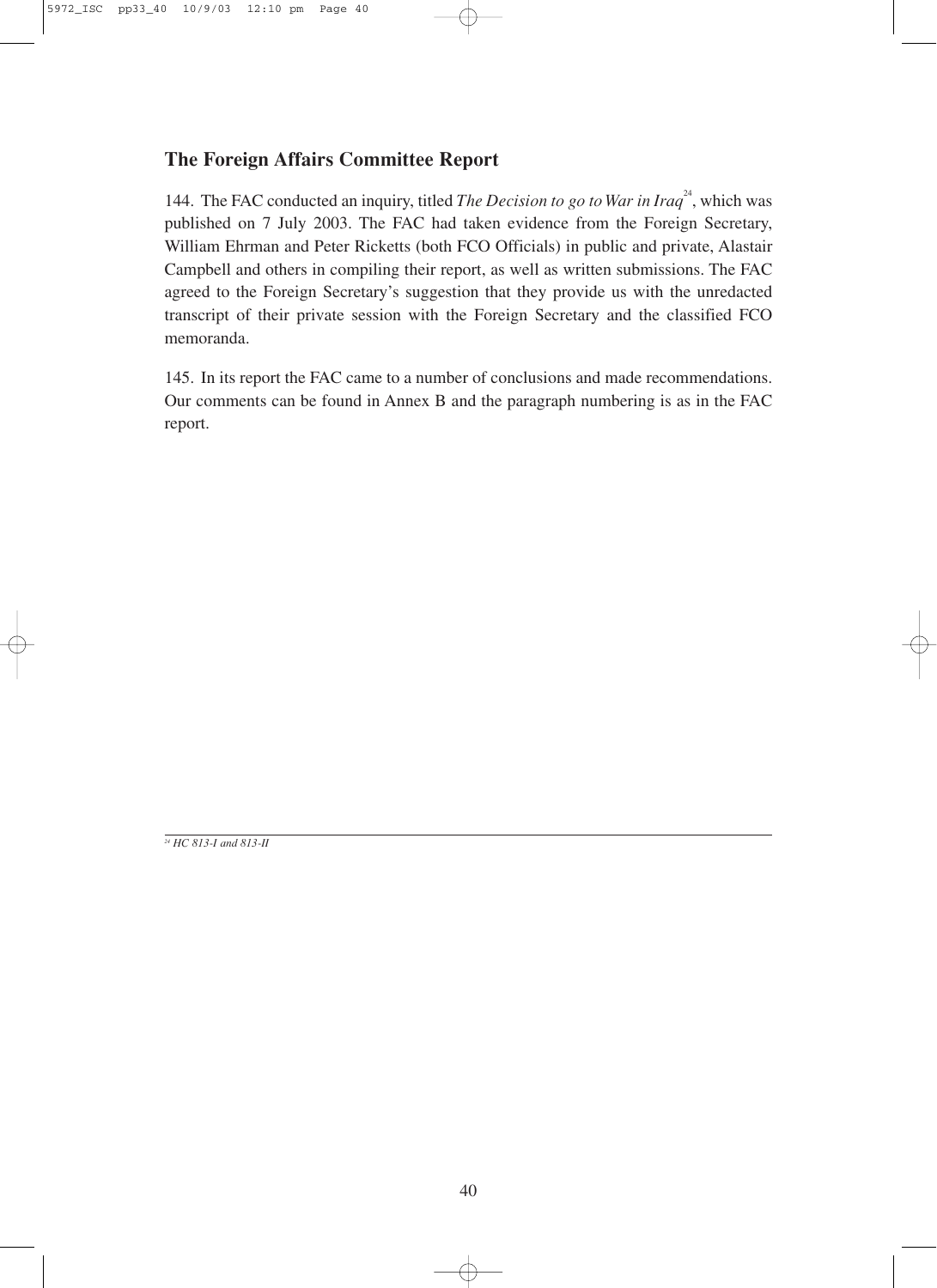## The Foreign Affairs Committee Report

144. The FAC conducted an inquiry, titled *The Decision to go to War in Iraq*[24], which was published on 7 July 2003. The FAC had taken evidence from the Foreign Secretary, William Ehrman and Peter Ricketts (both FCO Officials) in public and private, Alastair Campbell and others in compiling their report, as well as written submissions. The FAC agreed to the Foreign Secretary's suggestion that they provide us with the unredacted transcript of their private session with the Foreign Secretary and the classified FCO memoranda.

145. In its report the FAC came to a number of conclusions and made recommendations. Our comments can be found in Annex B and the paragraph numbering is as in the FAC report.

---

[24] *HC 813-I and 813-II*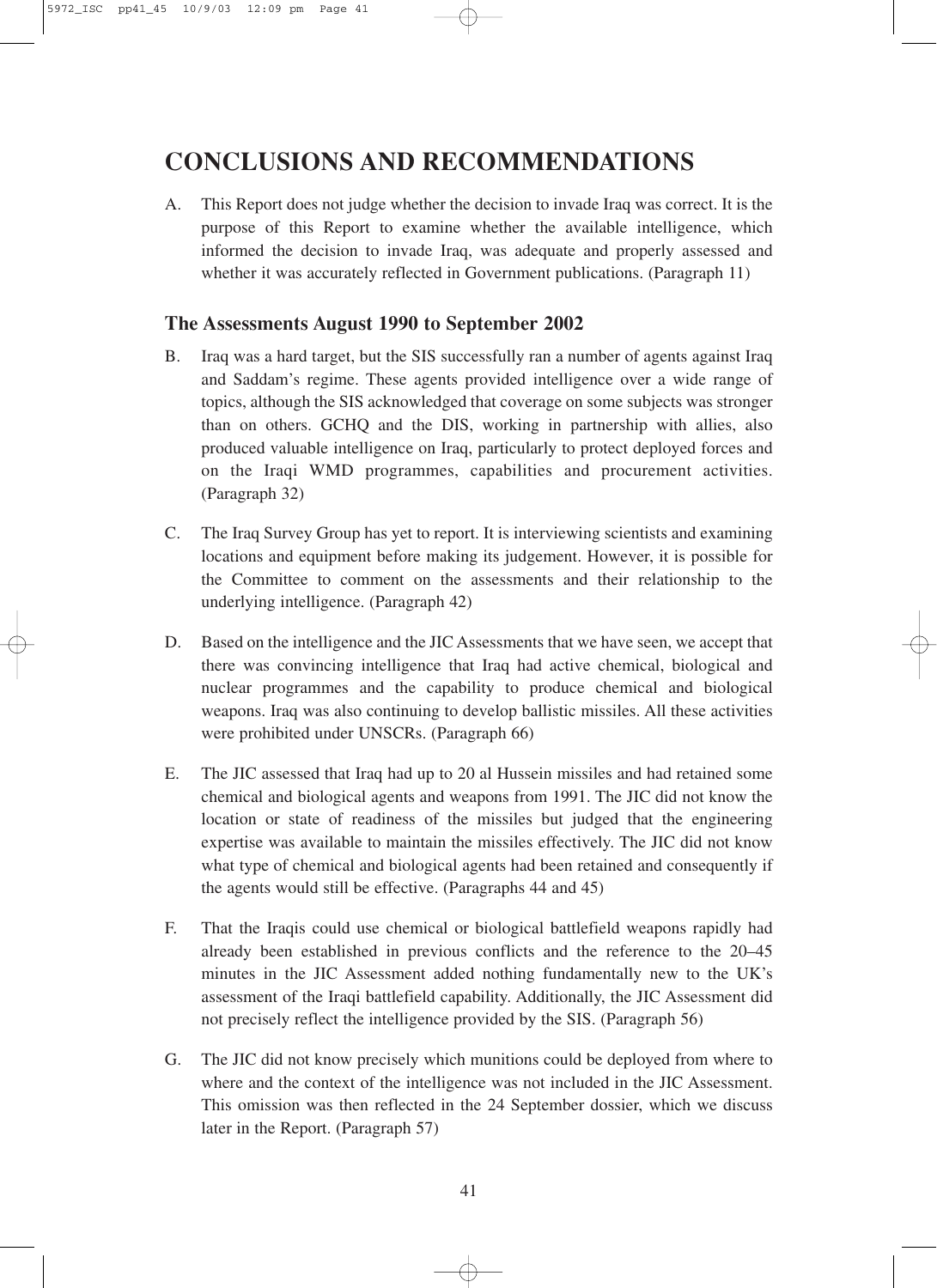# CONCLUSIONS AND RECOMMENDATIONS

A. This Report does not judge whether the decision to invade Iraq was correct. It is the purpose of this Report to examine whether the available intelligence, which informed the decision to invade Iraq, was adequate and properly assessed and whether it was accurately reflected in Government publications. (Paragraph 11)

## The Assessments August 1990 to September 2002

B. Iraq was a hard target, but the SIS successfully ran a number of agents against Iraq and Saddam's regime. These agents provided intelligence over a wide range of topics, although the SIS acknowledged that coverage on some subjects was stronger than on others. GCHQ and the DIS, working in partnership with allies, also produced valuable intelligence on Iraq, particularly to protect deployed forces and on the Iraqi WMD programmes, capabilities and procurement activities. (Paragraph 32)

C. The Iraq Survey Group has yet to report. It is interviewing scientists and examining locations and equipment before making its judgement. However, it is possible for the Committee to comment on the assessments and their relationship to the underlying intelligence. (Paragraph 42)

D. Based on the intelligence and the JIC Assessments that we have seen, we accept that there was convincing intelligence that Iraq had active chemical, biological and nuclear programmes and the capability to produce chemical and biological weapons. Iraq was also continuing to develop ballistic missiles. All these activities were prohibited under UNSCRs. (Paragraph 66)

E. The JIC assessed that Iraq had up to 20 al Hussein missiles and had retained some chemical and biological agents and weapons from 1991. The JIC did not know the location or state of readiness of the missiles but judged that the engineering expertise was available to maintain the missiles effectively. The JIC did not know what type of chemical and biological agents had been retained and consequently if the agents would still be effective. (Paragraphs 44 and 45)

F. That the Iraqis could use chemical or biological battlefield weapons rapidly had already been established in previous conflicts and the reference to the 20–45 minutes in the JIC Assessment added nothing fundamentally new to the UK's assessment of the Iraqi battlefield capability. Additionally, the JIC Assessment did not precisely reflect the intelligence provided by the SIS. (Paragraph 56)

G. The JIC did not know precisely which munitions could be deployed from where to where and the context of the intelligence was not included in the JIC Assessment. This omission was then reflected in the 24 September dossier, which we discuss later in the Report. (Paragraph 57)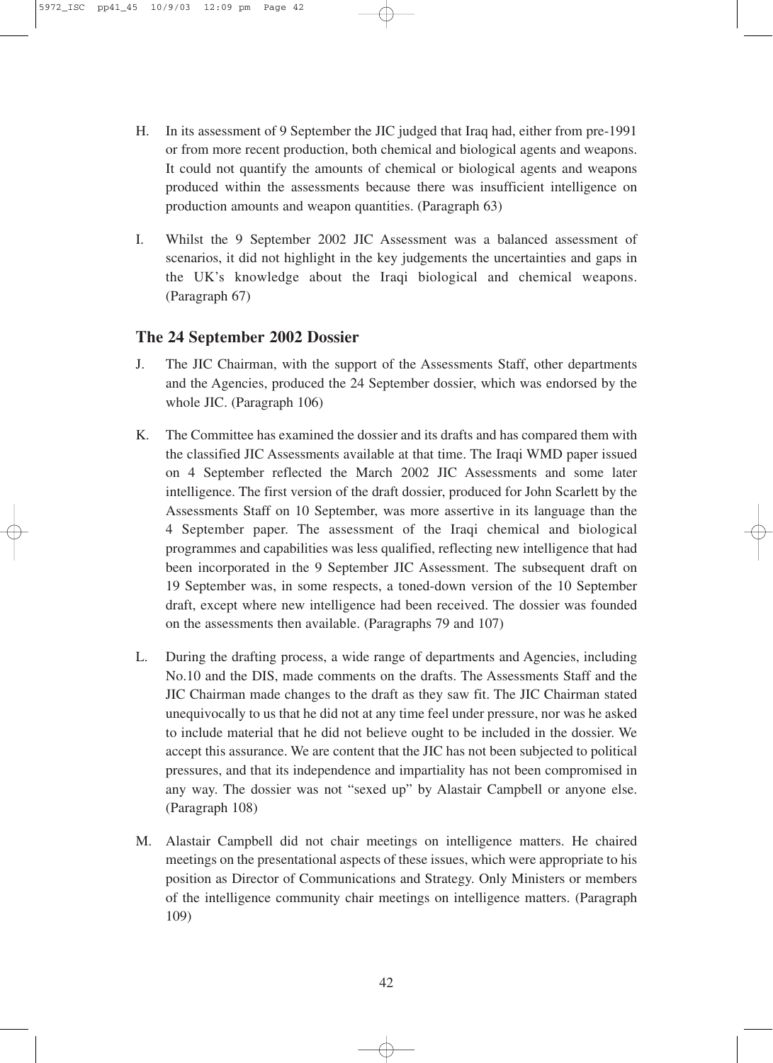H. In its assessment of 9 September the JIC judged that Iraq had, either from pre-1991 or from more recent production, both chemical and biological agents and weapons. It could not quantify the amounts of chemical or biological agents and weapons produced within the assessments because there was insufficient intelligence on production amounts and weapon quantities. (Paragraph 63)

I. Whilst the 9 September 2002 JIC Assessment was a balanced assessment of scenarios, it did not highlight in the key judgements the uncertainties and gaps in the UK's knowledge about the Iraqi biological and chemical weapons. (Paragraph 67)

## The 24 September 2002 Dossier

J. The JIC Chairman, with the support of the Assessments Staff, other departments and the Agencies, produced the 24 September dossier, which was endorsed by the whole JIC. (Paragraph 106)

K. The Committee has examined the dossier and its drafts and has compared them with the classified JIC Assessments available at that time. The Iraqi WMD paper issued on 4 September reflected the March 2002 JIC Assessments and some later intelligence. The first version of the draft dossier, produced for John Scarlett by the Assessments Staff on 10 September, was more assertive in its language than the 4 September paper. The assessment of the Iraqi chemical and biological programmes and capabilities was less qualified, reflecting new intelligence that had been incorporated in the 9 September JIC Assessment. The subsequent draft on 19 September was, in some respects, a toned-down version of the 10 September draft, except where new intelligence had been received. The dossier was founded on the assessments then available. (Paragraphs 79 and 107)

L. During the drafting process, a wide range of departments and Agencies, including No.10 and the DIS, made comments on the drafts. The Assessments Staff and the JIC Chairman made changes to the draft as they saw fit. The JIC Chairman stated unequivocally to us that he did not at any time feel under pressure, nor was he asked to include material that he did not believe ought to be included in the dossier. We accept this assurance. We are content that the JIC has not been subjected to political pressures, and that its independence and impartiality has not been compromised in any way. The dossier was not "sexed up" by Alastair Campbell or anyone else. (Paragraph 108)

M. Alastair Campbell did not chair meetings on intelligence matters. He chaired meetings on the presentational aspects of these issues, which were appropriate to his position as Director of Communications and Strategy. Only Ministers or members of the intelligence community chair meetings on intelligence matters. (Paragraph 109)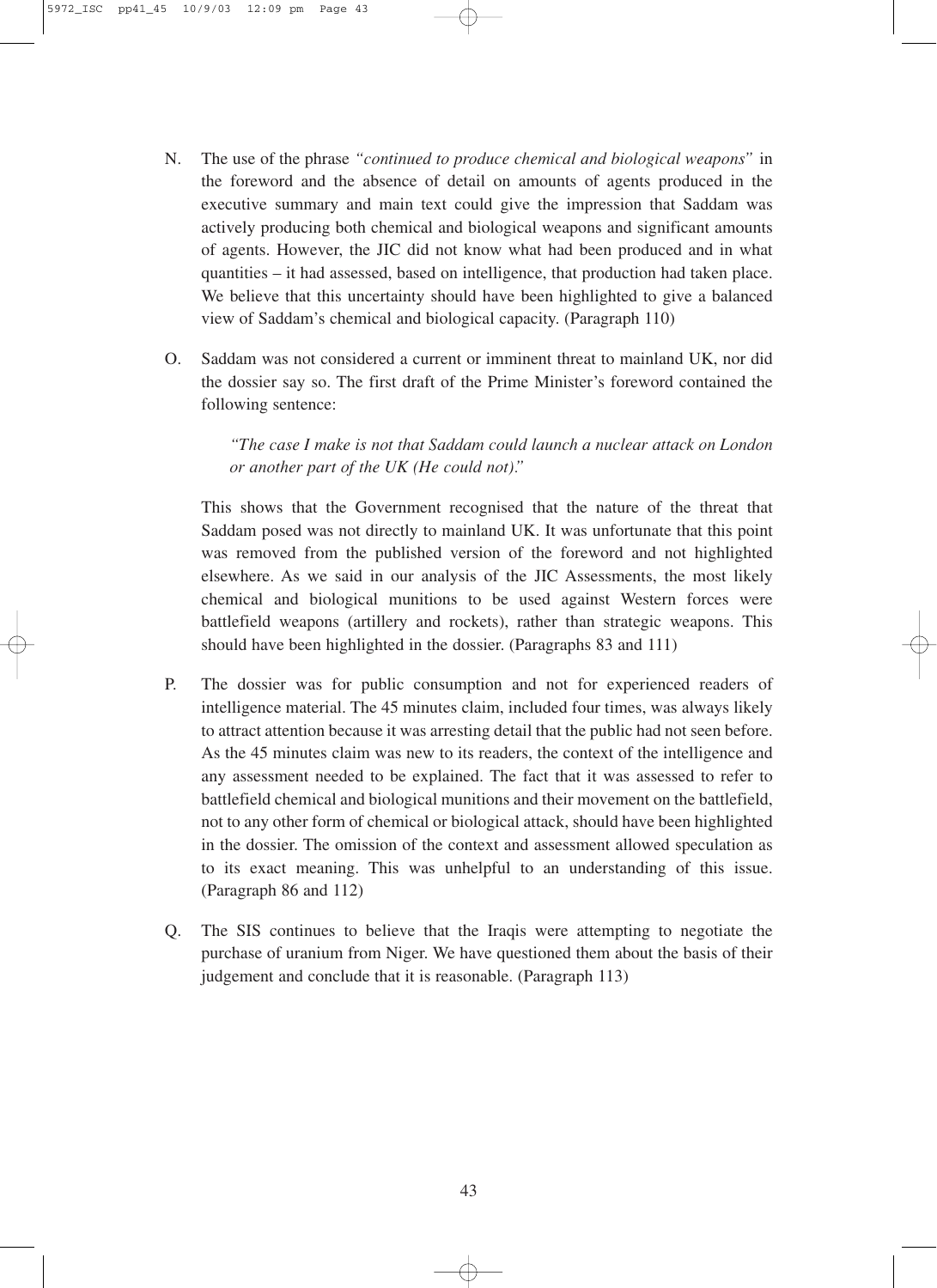N. The use of the phrase *"continued to produce chemical and biological weapons"* in the foreword and the absence of detail on amounts of agents produced in the executive summary and main text could give the impression that Saddam was actively producing both chemical and biological weapons and significant amounts of agents. However, the JIC did not know what had been produced and in what quantities – it had assessed, based on intelligence, that production had taken place. We believe that this uncertainty should have been highlighted to give a balanced view of Saddam's chemical and biological capacity. (Paragraph 110)

O. Saddam was not considered a current or imminent threat to mainland UK, nor did the dossier say so. The first draft of the Prime Minister's foreword contained the following sentence:

> *"The case I make is not that Saddam could launch a nuclear attack on London or another part of the UK (He could not)."*

This shows that the Government recognised that the nature of the threat that Saddam posed was not directly to mainland UK. It was unfortunate that this point was removed from the published version of the foreword and not highlighted elsewhere. As we said in our analysis of the JIC Assessments, the most likely chemical and biological munitions to be used against Western forces were battlefield weapons (artillery and rockets), rather than strategic weapons. This should have been highlighted in the dossier. (Paragraphs 83 and 111)

P. The dossier was for public consumption and not for experienced readers of intelligence material. The 45 minutes claim, included four times, was always likely to attract attention because it was arresting detail that the public had not seen before. As the 45 minutes claim was new to its readers, the context of the intelligence and any assessment needed to be explained. The fact that it was assessed to refer to battlefield chemical and biological munitions and their movement on the battlefield, not to any other form of chemical or biological attack, should have been highlighted in the dossier. The omission of the context and assessment allowed speculation as to its exact meaning. This was unhelpful to an understanding of this issue. (Paragraph 86 and 112)

Q. The SIS continues to believe that the Iraqis were attempting to negotiate the purchase of uranium from Niger. We have questioned them about the basis of their judgement and conclude that it is reasonable. (Paragraph 113)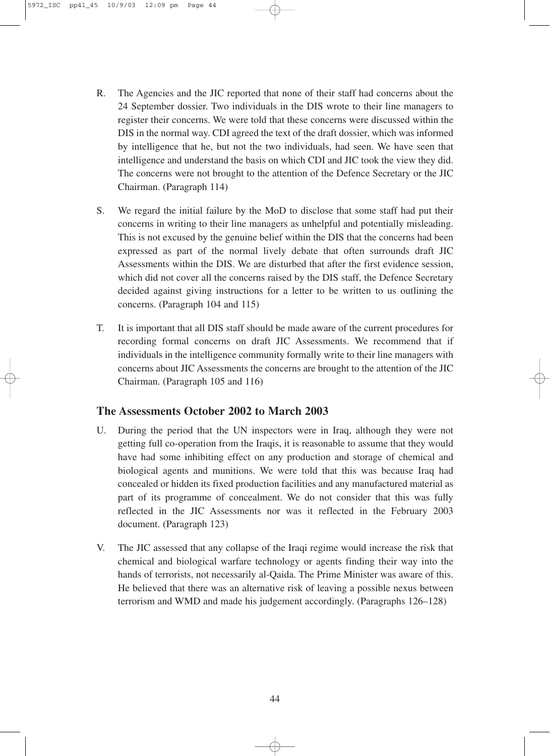R. The Agencies and the JIC reported that none of their staff had concerns about the 24 September dossier. Two individuals in the DIS wrote to their line managers to register their concerns. We were told that these concerns were discussed within the DIS in the normal way. CDI agreed the text of the draft dossier, which was informed by intelligence that he, but not the two individuals, had seen. We have seen that intelligence and understand the basis on which CDI and JIC took the view they did. The concerns were not brought to the attention of the Defence Secretary or the JIC Chairman. (Paragraph 114)

S. We regard the initial failure by the MoD to disclose that some staff had put their concerns in writing to their line managers as unhelpful and potentially misleading. This is not excused by the genuine belief within the DIS that the concerns had been expressed as part of the normal lively debate that often surrounds draft JIC Assessments within the DIS. We are disturbed that after the first evidence session, which did not cover all the concerns raised by the DIS staff, the Defence Secretary decided against giving instructions for a letter to be written to us outlining the concerns. (Paragraph 104 and 115)

T. It is important that all DIS staff should be made aware of the current procedures for recording formal concerns on draft JIC Assessments. We recommend that if individuals in the intelligence community formally write to their line managers with concerns about JIC Assessments the concerns are brought to the attention of the JIC Chairman. (Paragraph 105 and 116)

## The Assessments October 2002 to March 2003

U. During the period that the UN inspectors were in Iraq, although they were not getting full co-operation from the Iraqis, it is reasonable to assume that they would have had some inhibiting effect on any production and storage of chemical and biological agents and munitions. We were told that this was because Iraq had concealed or hidden its fixed production facilities and any manufactured material as part of its programme of concealment. We do not consider that this was fully reflected in the JIC Assessments nor was it reflected in the February 2003 document. (Paragraph 123)

V. The JIC assessed that any collapse of the Iraqi regime would increase the risk that chemical and biological warfare technology or agents finding their way into the hands of terrorists, not necessarily al-Qaida. The Prime Minister was aware of this. He believed that there was an alternative risk of leaving a possible nexus between terrorism and WMD and made his judgement accordingly. (Paragraphs 126–128)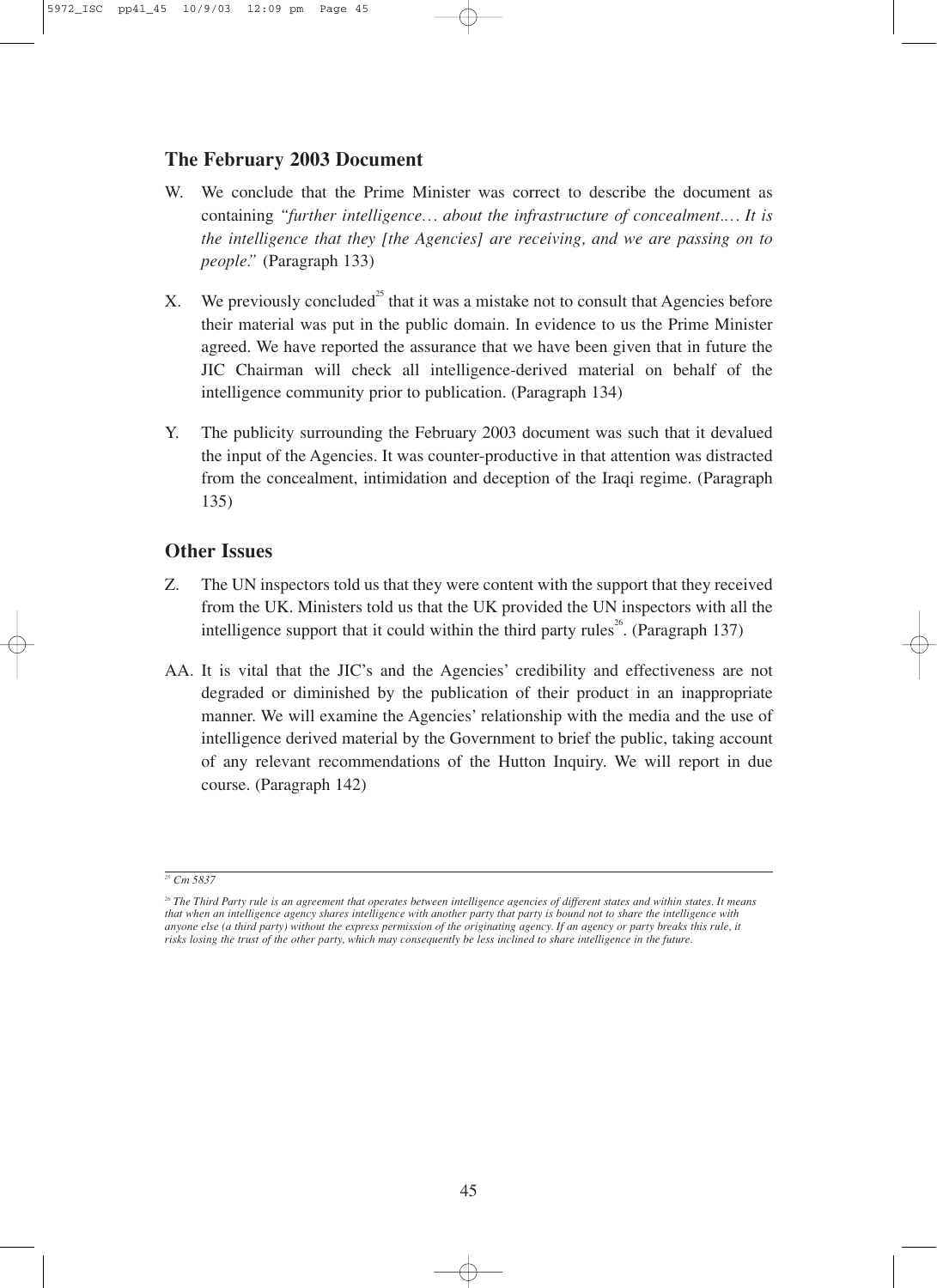## The February 2003 Document

W. We conclude that the Prime Minister was correct to describe the document as containing *"further intelligence… about the infrastructure of concealment.… It is the intelligence that they [the Agencies] are receiving, and we are passing on to people."* (Paragraph 133)

X. We previously concluded[25] that it was a mistake not to consult that Agencies before their material was put in the public domain. In evidence to us the Prime Minister agreed. We have reported the assurance that we have been given that in future the JIC Chairman will check all intelligence-derived material on behalf of the intelligence community prior to publication. (Paragraph 134)

Y. The publicity surrounding the February 2003 document was such that it devalued the input of the Agencies. It was counter-productive in that attention was distracted from the concealment, intimidation and deception of the Iraqi regime. (Paragraph 135)

## Other Issues

Z. The UN inspectors told us that they were content with the support that they received from the UK. Ministers told us that the UK provided the UN inspectors with all the intelligence support that it could within the third party rules[26]. (Paragraph 137)

AA. It is vital that the JIC's and the Agencies' credibility and effectiveness are not degraded or diminished by the publication of their product in an inappropriate manner. We will examine the Agencies' relationship with the media and the use of intelligence derived material by the Government to brief the public, taking account of any relevant recommendations of the Hutton Inquiry. We will report in due course. (Paragraph 142)

---

[25] *Cm 5837*

[26] *The Third Party rule is an agreement that operates between intelligence agencies of different states and within states. It means that when an intelligence agency shares intelligence with another party that party is bound not to share the intelligence with anyone else (a third party) without the express permission of the originating agency. If an agency or party breaks this rule, it risks losing the trust of the other party, which may consequently be less inclined to share intelligence in the future.*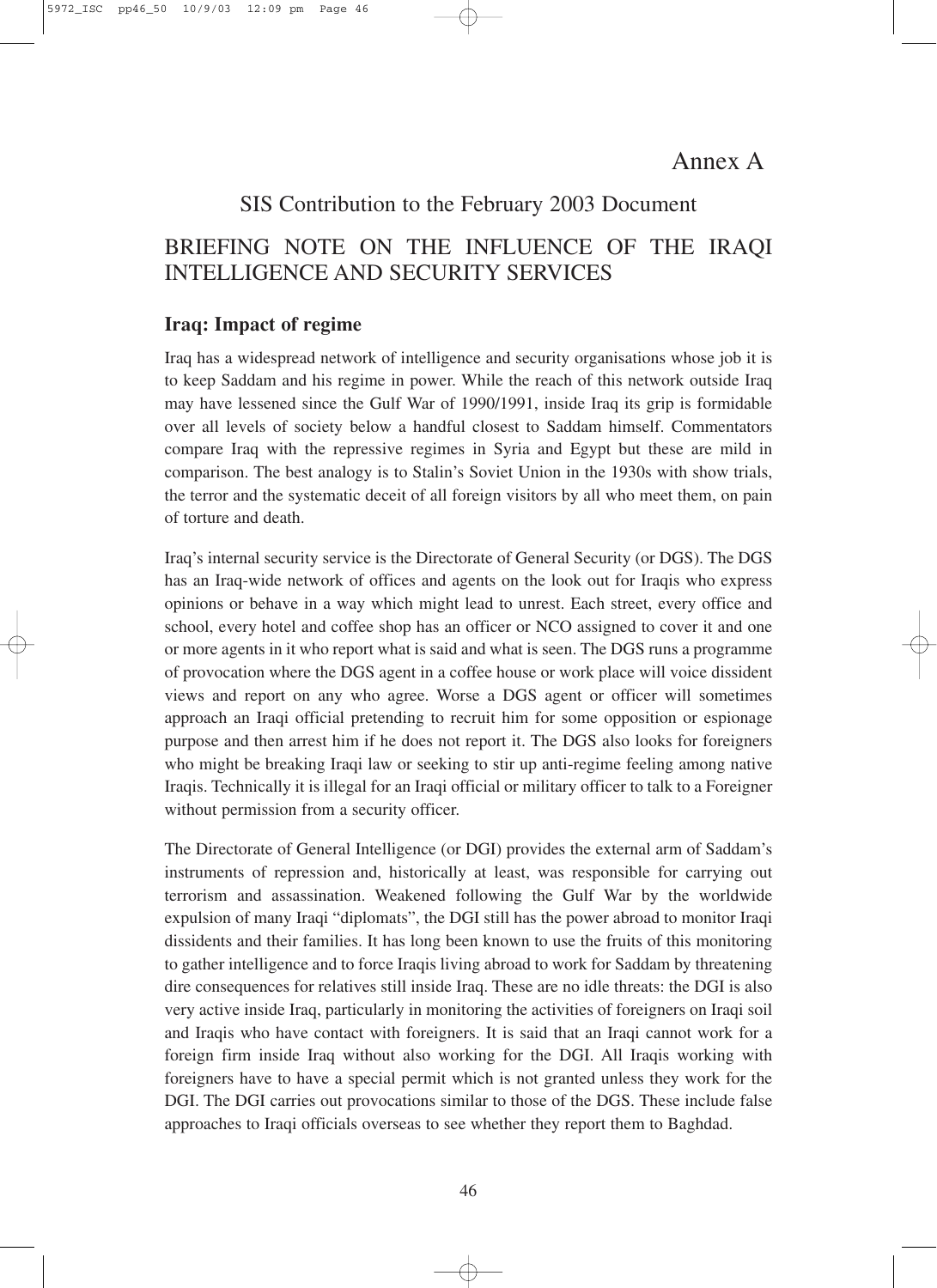# Annex A

## SIS Contribution to the February 2003 Document

## BRIEFING NOTE ON THE INFLUENCE OF THE IRAQI INTELLIGENCE AND SECURITY SERVICES

### Iraq: Impact of regime

Iraq has a widespread network of intelligence and security organisations whose job it is to keep Saddam and his regime in power. While the reach of this network outside Iraq may have lessened since the Gulf War of 1990/1991, inside Iraq its grip is formidable over all levels of society below a handful closest to Saddam himself. Commentators compare Iraq with the repressive regimes in Syria and Egypt but these are mild in comparison. The best analogy is to Stalin's Soviet Union in the 1930s with show trials, the terror and the systematic deceit of all foreign visitors by all who meet them, on pain of torture and death.

Iraq's internal security service is the Directorate of General Security (or DGS). The DGS has an Iraq-wide network of offices and agents on the look out for Iraqis who express opinions or behave in a way which might lead to unrest. Each street, every office and school, every hotel and coffee shop has an officer or NCO assigned to cover it and one or more agents in it who report what is said and what is seen. The DGS runs a programme of provocation where the DGS agent in a coffee house or work place will voice dissident views and report on any who agree. Worse a DGS agent or officer will sometimes approach an Iraqi official pretending to recruit him for some opposition or espionage purpose and then arrest him if he does not report it. The DGS also looks for foreigners who might be breaking Iraqi law or seeking to stir up anti-regime feeling among native Iraqis. Technically it is illegal for an Iraqi official or military officer to talk to a Foreigner without permission from a security officer.

The Directorate of General Intelligence (or DGI) provides the external arm of Saddam's instruments of repression and, historically at least, was responsible for carrying out terrorism and assassination. Weakened following the Gulf War by the worldwide expulsion of many Iraqi "diplomats", the DGI still has the power abroad to monitor Iraqi dissidents and their families. It has long been known to use the fruits of this monitoring to gather intelligence and to force Iraqis living abroad to work for Saddam by threatening dire consequences for relatives still inside Iraq. These are no idle threats: the DGI is also very active inside Iraq, particularly in monitoring the activities of foreigners on Iraqi soil and Iraqis who have contact with foreigners. It is said that an Iraqi cannot work for a foreign firm inside Iraq without also working for the DGI. All Iraqis working with foreigners have to have a special permit which is not granted unless they work for the DGI. The DGI carries out provocations similar to those of the DGS. These include false approaches to Iraqi officials overseas to see whether they report them to Baghdad.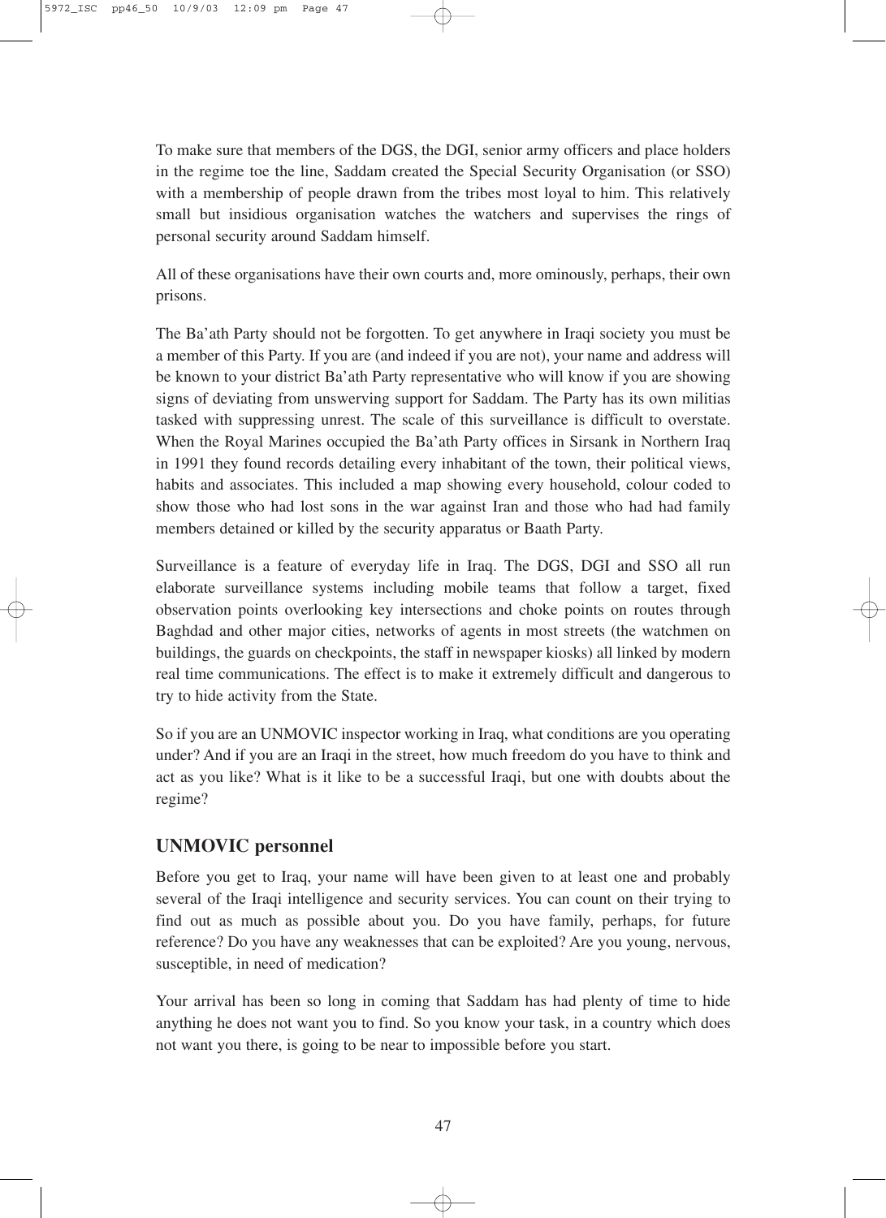To make sure that members of the DGS, the DGI, senior army officers and place holders in the regime toe the line, Saddam created the Special Security Organisation (or SSO) with a membership of people drawn from the tribes most loyal to him. This relatively small but insidious organisation watches the watchers and supervises the rings of personal security around Saddam himself.

All of these organisations have their own courts and, more ominously, perhaps, their own prisons.

The Ba'ath Party should not be forgotten. To get anywhere in Iraqi society you must be a member of this Party. If you are (and indeed if you are not), your name and address will be known to your district Ba'ath Party representative who will know if you are showing signs of deviating from unswerving support for Saddam. The Party has its own militias tasked with suppressing unrest. The scale of this surveillance is difficult to overstate. When the Royal Marines occupied the Ba'ath Party offices in Sirsank in Northern Iraq in 1991 they found records detailing every inhabitant of the town, their political views, habits and associates. This included a map showing every household, colour coded to show those who had lost sons in the war against Iran and those who had had family members detained or killed by the security apparatus or Baath Party.

Surveillance is a feature of everyday life in Iraq. The DGS, DGI and SSO all run elaborate surveillance systems including mobile teams that follow a target, fixed observation points overlooking key intersections and choke points on routes through Baghdad and other major cities, networks of agents in most streets (the watchmen on buildings, the guards on checkpoints, the staff in newspaper kiosks) all linked by modern real time communications. The effect is to make it extremely difficult and dangerous to try to hide activity from the State.

So if you are an UNMOVIC inspector working in Iraq, what conditions are you operating under? And if you are an Iraqi in the street, how much freedom do you have to think and act as you like? What is it like to be a successful Iraqi, but one with doubts about the regime?

## UNMOVIC personnel

Before you get to Iraq, your name will have been given to at least one and probably several of the Iraqi intelligence and security services. You can count on their trying to find out as much as possible about you. Do you have family, perhaps, for future reference? Do you have any weaknesses that can be exploited? Are you young, nervous, susceptible, in need of medication?

Your arrival has been so long in coming that Saddam has had plenty of time to hide anything he does not want you to find. So you know your task, in a country which does not want you there, is going to be near to impossible before you start.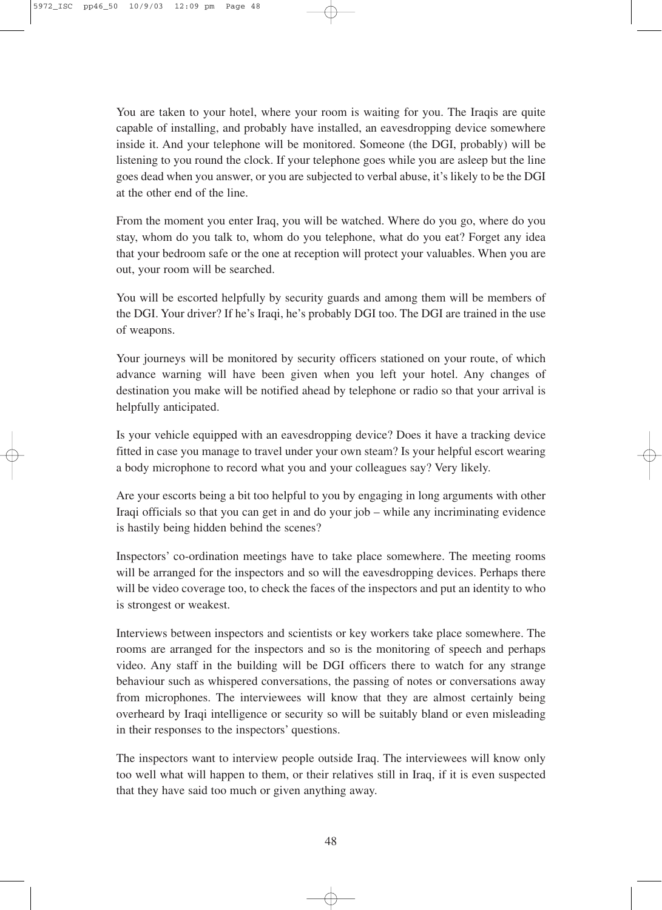You are taken to your hotel, where your room is waiting for you. The Iraqis are quite capable of installing, and probably have installed, an eavesdropping device somewhere inside it. And your telephone will be monitored. Someone (the DGI, probably) will be listening to you round the clock. If your telephone goes while you are asleep but the line goes dead when you answer, or you are subjected to verbal abuse, it's likely to be the DGI at the other end of the line.

From the moment you enter Iraq, you will be watched. Where do you go, where do you stay, whom do you talk to, whom do you telephone, what do you eat? Forget any idea that your bedroom safe or the one at reception will protect your valuables. When you are out, your room will be searched.

You will be escorted helpfully by security guards and among them will be members of the DGI. Your driver? If he's Iraqi, he's probably DGI too. The DGI are trained in the use of weapons.

Your journeys will be monitored by security officers stationed on your route, of which advance warning will have been given when you left your hotel. Any changes of destination you make will be notified ahead by telephone or radio so that your arrival is helpfully anticipated.

Is your vehicle equipped with an eavesdropping device? Does it have a tracking device fitted in case you manage to travel under your own steam? Is your helpful escort wearing a body microphone to record what you and your colleagues say? Very likely.

Are your escorts being a bit too helpful to you by engaging in long arguments with other Iraqi officials so that you can get in and do your job – while any incriminating evidence is hastily being hidden behind the scenes?

Inspectors' co-ordination meetings have to take place somewhere. The meeting rooms will be arranged for the inspectors and so will the eavesdropping devices. Perhaps there will be video coverage too, to check the faces of the inspectors and put an identity to who is strongest or weakest.

Interviews between inspectors and scientists or key workers take place somewhere. The rooms are arranged for the inspectors and so is the monitoring of speech and perhaps video. Any staff in the building will be DGI officers there to watch for any strange behaviour such as whispered conversations, the passing of notes or conversations away from microphones. The interviewees will know that they are almost certainly being overheard by Iraqi intelligence or security so will be suitably bland or even misleading in their responses to the inspectors' questions.

The inspectors want to interview people outside Iraq. The interviewees will know only too well what will happen to them, or their relatives still in Iraq, if it is even suspected that they have said too much or given anything away.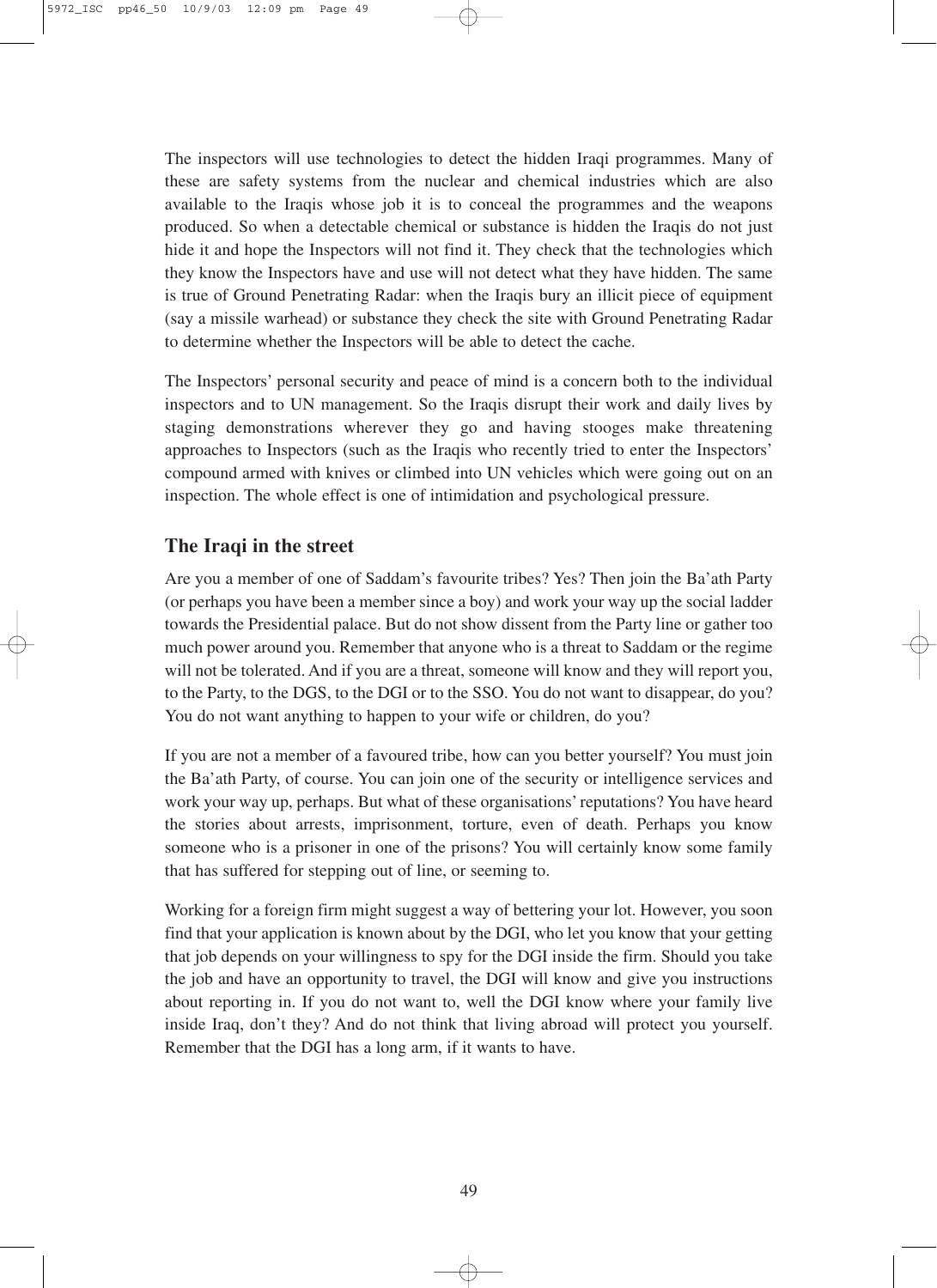The inspectors will use technologies to detect the hidden Iraqi programmes. Many of these are safety systems from the nuclear and chemical industries which are also available to the Iraqis whose job it is to conceal the programmes and the weapons produced. So when a detectable chemical or substance is hidden the Iraqis do not just hide it and hope the Inspectors will not find it. They check that the technologies which they know the Inspectors have and use will not detect what they have hidden. The same is true of Ground Penetrating Radar: when the Iraqis bury an illicit piece of equipment (say a missile warhead) or substance they check the site with Ground Penetrating Radar to determine whether the Inspectors will be able to detect the cache.

The Inspectors' personal security and peace of mind is a concern both to the individual inspectors and to UN management. So the Iraqis disrupt their work and daily lives by staging demonstrations wherever they go and having stooges make threatening approaches to Inspectors (such as the Iraqis who recently tried to enter the Inspectors' compound armed with knives or climbed into UN vehicles which were going out on an inspection. The whole effect is one of intimidation and psychological pressure.

## The Iraqi in the street

Are you a member of one of Saddam's favourite tribes? Yes? Then join the Ba'ath Party (or perhaps you have been a member since a boy) and work your way up the social ladder towards the Presidential palace. But do not show dissent from the Party line or gather too much power around you. Remember that anyone who is a threat to Saddam or the regime will not be tolerated. And if you are a threat, someone will know and they will report you, to the Party, to the DGS, to the DGI or to the SSO. You do not want to disappear, do you? You do not want anything to happen to your wife or children, do you?

If you are not a member of a favoured tribe, how can you better yourself? You must join the Ba'ath Party, of course. You can join one of the security or intelligence services and work your way up, perhaps. But what of these organisations' reputations? You have heard the stories about arrests, imprisonment, torture, even of death. Perhaps you know someone who is a prisoner in one of the prisons? You will certainly know some family that has suffered for stepping out of line, or seeming to.

Working for a foreign firm might suggest a way of bettering your lot. However, you soon find that your application is known about by the DGI, who let you know that your getting that job depends on your willingness to spy for the DGI inside the firm. Should you take the job and have an opportunity to travel, the DGI will know and give you instructions about reporting in. If you do not want to, well the DGI know where your family live inside Iraq, don't they? And do not think that living abroad will protect you yourself. Remember that the DGI has a long arm, if it wants to have.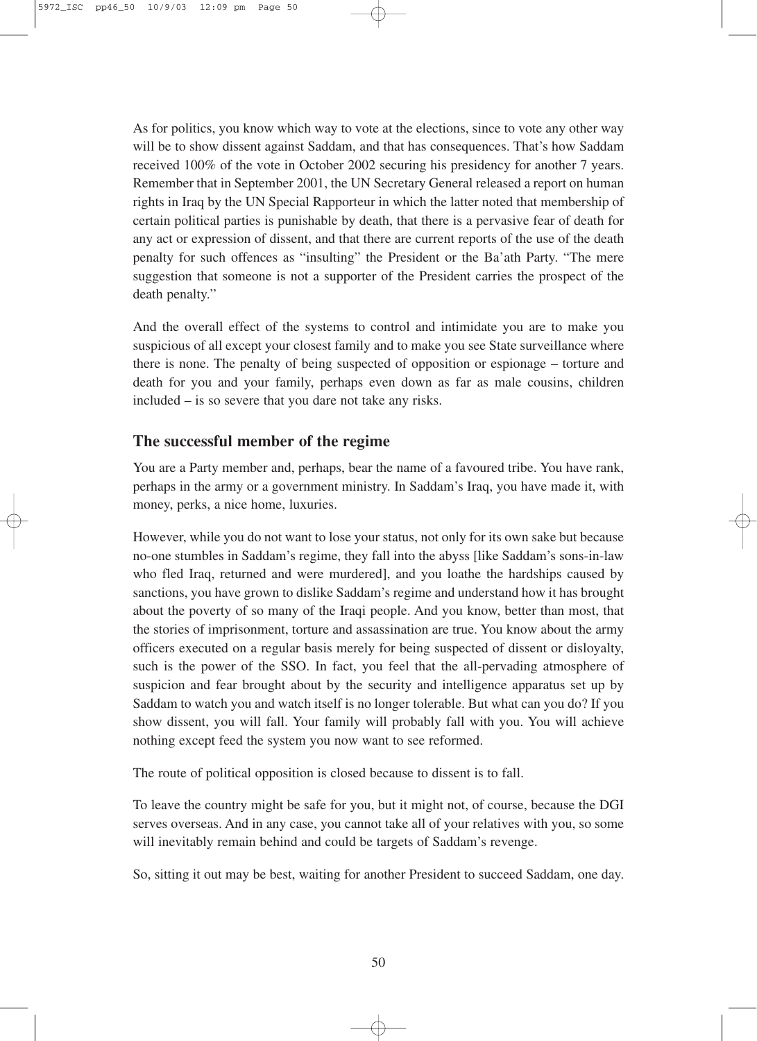As for politics, you know which way to vote at the elections, since to vote any other way will be to show dissent against Saddam, and that has consequences. That's how Saddam received 100% of the vote in October 2002 securing his presidency for another 7 years. Remember that in September 2001, the UN Secretary General released a report on human rights in Iraq by the UN Special Rapporteur in which the latter noted that membership of certain political parties is punishable by death, that there is a pervasive fear of death for any act or expression of dissent, and that there are current reports of the use of the death penalty for such offences as "insulting" the President or the Ba'ath Party. "The mere suggestion that someone is not a supporter of the President carries the prospect of the death penalty."

And the overall effect of the systems to control and intimidate you are to make you suspicious of all except your closest family and to make you see State surveillance where there is none. The penalty of being suspected of opposition or espionage – torture and death for you and your family, perhaps even down as far as male cousins, children included – is so severe that you dare not take any risks.

## The successful member of the regime

You are a Party member and, perhaps, bear the name of a favoured tribe. You have rank, perhaps in the army or a government ministry. In Saddam's Iraq, you have made it, with money, perks, a nice home, luxuries.

However, while you do not want to lose your status, not only for its own sake but because no-one stumbles in Saddam's regime, they fall into the abyss [like Saddam's sons-in-law who fled Iraq, returned and were murdered], and you loathe the hardships caused by sanctions, you have grown to dislike Saddam's regime and understand how it has brought about the poverty of so many of the Iraqi people. And you know, better than most, that the stories of imprisonment, torture and assassination are true. You know about the army officers executed on a regular basis merely for being suspected of dissent or disloyalty, such is the power of the SSO. In fact, you feel that the all-pervading atmosphere of suspicion and fear brought about by the security and intelligence apparatus set up by Saddam to watch you and watch itself is no longer tolerable. But what can you do? If you show dissent, you will fall. Your family will probably fall with you. You will achieve nothing except feed the system you now want to see reformed.

The route of political opposition is closed because to dissent is to fall.

To leave the country might be safe for you, but it might not, of course, because the DGI serves overseas. And in any case, you cannot take all of your relatives with you, so some will inevitably remain behind and could be targets of Saddam's revenge.

So, sitting it out may be best, waiting for another President to succeed Saddam, one day.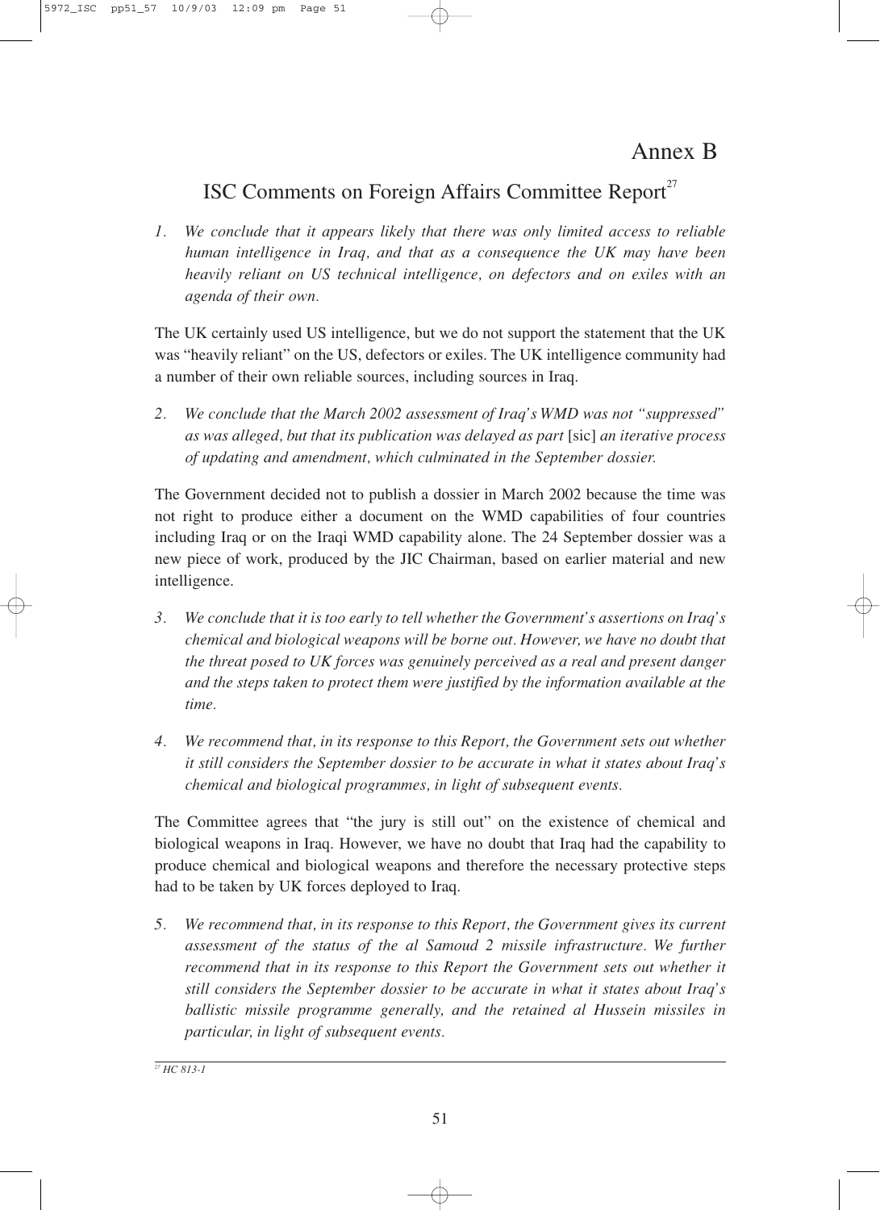# Annex B

## ISC Comments on Foreign Affairs Committee Report[27]

1. *We conclude that it appears likely that there was only limited access to reliable human intelligence in Iraq, and that as a consequence the UK may have been heavily reliant on US technical intelligence, on defectors and on exiles with an agenda of their own.*

The UK certainly used US intelligence, but we do not support the statement that the UK was "heavily reliant" on the US, defectors or exiles. The UK intelligence community had a number of their own reliable sources, including sources in Iraq.

2. *We conclude that the March 2002 assessment of Iraq's WMD was not "suppressed" as was alleged, but that its publication was delayed as part* [sic] *an iterative process of updating and amendment, which culminated in the September dossier.*

The Government decided not to publish a dossier in March 2002 because the time was not right to produce either a document on the WMD capabilities of four countries including Iraq or on the Iraqi WMD capability alone. The 24 September dossier was a new piece of work, produced by the JIC Chairman, based on earlier material and new intelligence.

3. *We conclude that it is too early to tell whether the Government's assertions on Iraq's chemical and biological weapons will be borne out. However, we have no doubt that the threat posed to UK forces was genuinely perceived as a real and present danger and the steps taken to protect them were justified by the information available at the time.*

4. *We recommend that, in its response to this Report, the Government sets out whether it still considers the September dossier to be accurate in what it states about Iraq's chemical and biological programmes, in light of subsequent events.*

The Committee agrees that "the jury is still out" on the existence of chemical and biological weapons in Iraq. However, we have no doubt that Iraq had the capability to produce chemical and biological weapons and therefore the necessary protective steps had to be taken by UK forces deployed to Iraq.

5. *We recommend that, in its response to this Report, the Government gives its current assessment of the status of the al Samoud 2 missile infrastructure. We further recommend that in its response to this Report the Government sets out whether it still considers the September dossier to be accurate in what it states about Iraq's ballistic missile programme generally, and the retained al Hussein missiles in particular, in light of subsequent events.*

---

[27] *HC 813-1*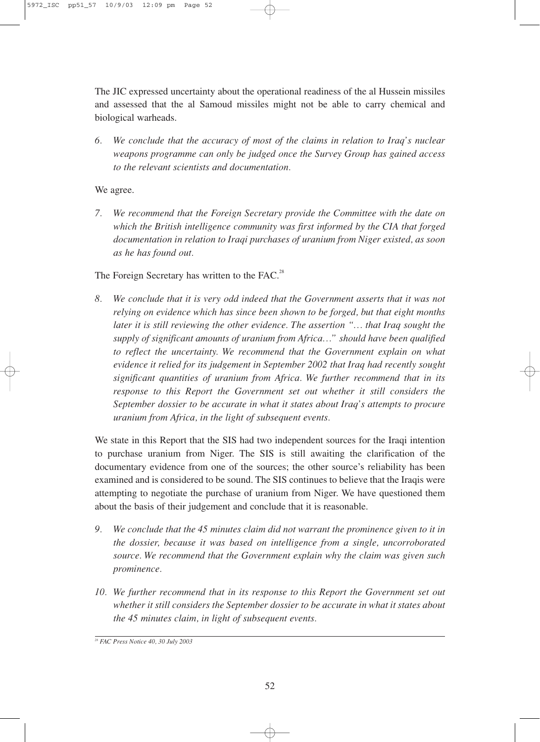The JIC expressed uncertainty about the operational readiness of the al Hussein missiles and assessed that the al Samoud missiles might not be able to carry chemical and biological warheads.

6. *We conclude that the accuracy of most of the claims in relation to Iraq's nuclear weapons programme can only be judged once the Survey Group has gained access to the relevant scientists and documentation.*

We agree.

7. *We recommend that the Foreign Secretary provide the Committee with the date on which the British intelligence community was first informed by the CIA that forged documentation in relation to Iraqi purchases of uranium from Niger existed, as soon as he has found out.*

The Foreign Secretary has written to the FAC.[28]

8. *We conclude that it is very odd indeed that the Government asserts that it was not relying on evidence which has since been shown to be forged, but that eight months later it is still reviewing the other evidence. The assertion "… that Iraq sought the supply of significant amounts of uranium from Africa…" should have been qualified to reflect the uncertainty. We recommend that the Government explain on what evidence it relied for its judgement in September 2002 that Iraq had recently sought significant quantities of uranium from Africa. We further recommend that in its response to this Report the Government set out whether it still considers the September dossier to be accurate in what it states about Iraq's attempts to procure uranium from Africa, in the light of subsequent events.*

We state in this Report that the SIS had two independent sources for the Iraqi intention to purchase uranium from Niger. The SIS is still awaiting the clarification of the documentary evidence from one of the sources; the other source's reliability has been examined and is considered to be sound. The SIS continues to believe that the Iraqis were attempting to negotiate the purchase of uranium from Niger. We have questioned them about the basis of their judgement and conclude that it is reasonable.

9. *We conclude that the 45 minutes claim did not warrant the prominence given to it in the dossier, because it was based on intelligence from a single, uncorroborated source. We recommend that the Government explain why the claim was given such prominence.*

10. *We further recommend that in its response to this Report the Government set out whether it still considers the September dossier to be accurate in what it states about the 45 minutes claim, in light of subsequent events.*

---

[28] *FAC Press Notice 40, 30 July 2003*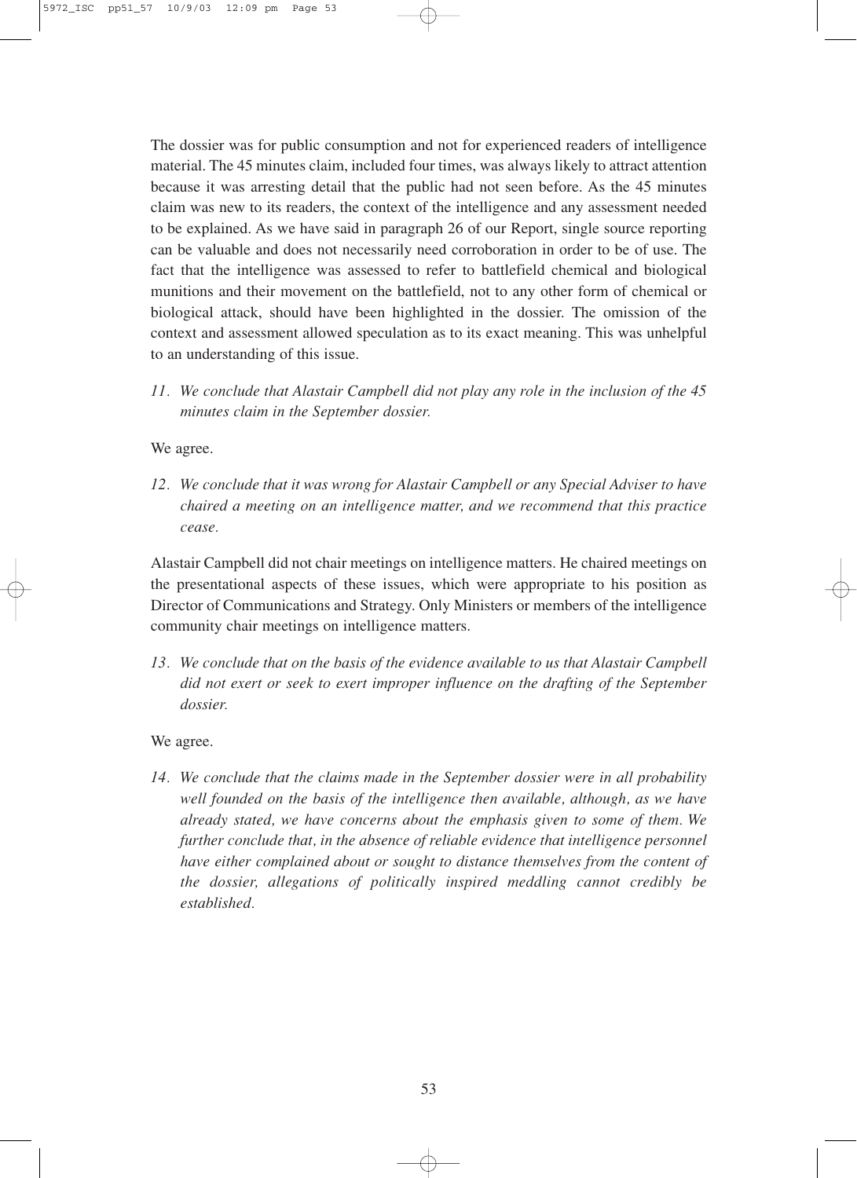The dossier was for public consumption and not for experienced readers of intelligence material. The 45 minutes claim, included four times, was always likely to attract attention because it was arresting detail that the public had not seen before. As the 45 minutes claim was new to its readers, the context of the intelligence and any assessment needed to be explained. As we have said in paragraph 26 of our Report, single source reporting can be valuable and does not necessarily need corroboration in order to be of use. The fact that the intelligence was assessed to refer to battlefield chemical and biological munitions and their movement on the battlefield, not to any other form of chemical or biological attack, should have been highlighted in the dossier. The omission of the context and assessment allowed speculation as to its exact meaning. This was unhelpful to an understanding of this issue.

*11. We conclude that Alastair Campbell did not play any role in the inclusion of the 45 minutes claim in the September dossier.*

We agree.

*12. We conclude that it was wrong for Alastair Campbell or any Special Adviser to have chaired a meeting on an intelligence matter, and we recommend that this practice cease.*

Alastair Campbell did not chair meetings on intelligence matters. He chaired meetings on the presentational aspects of these issues, which were appropriate to his position as Director of Communications and Strategy. Only Ministers or members of the intelligence community chair meetings on intelligence matters.

*13. We conclude that on the basis of the evidence available to us that Alastair Campbell did not exert or seek to exert improper influence on the drafting of the September dossier.*

We agree.

*14. We conclude that the claims made in the September dossier were in all probability well founded on the basis of the intelligence then available, although, as we have already stated, we have concerns about the emphasis given to some of them. We further conclude that, in the absence of reliable evidence that intelligence personnel have either complained about or sought to distance themselves from the content of the dossier, allegations of politically inspired meddling cannot credibly be established.*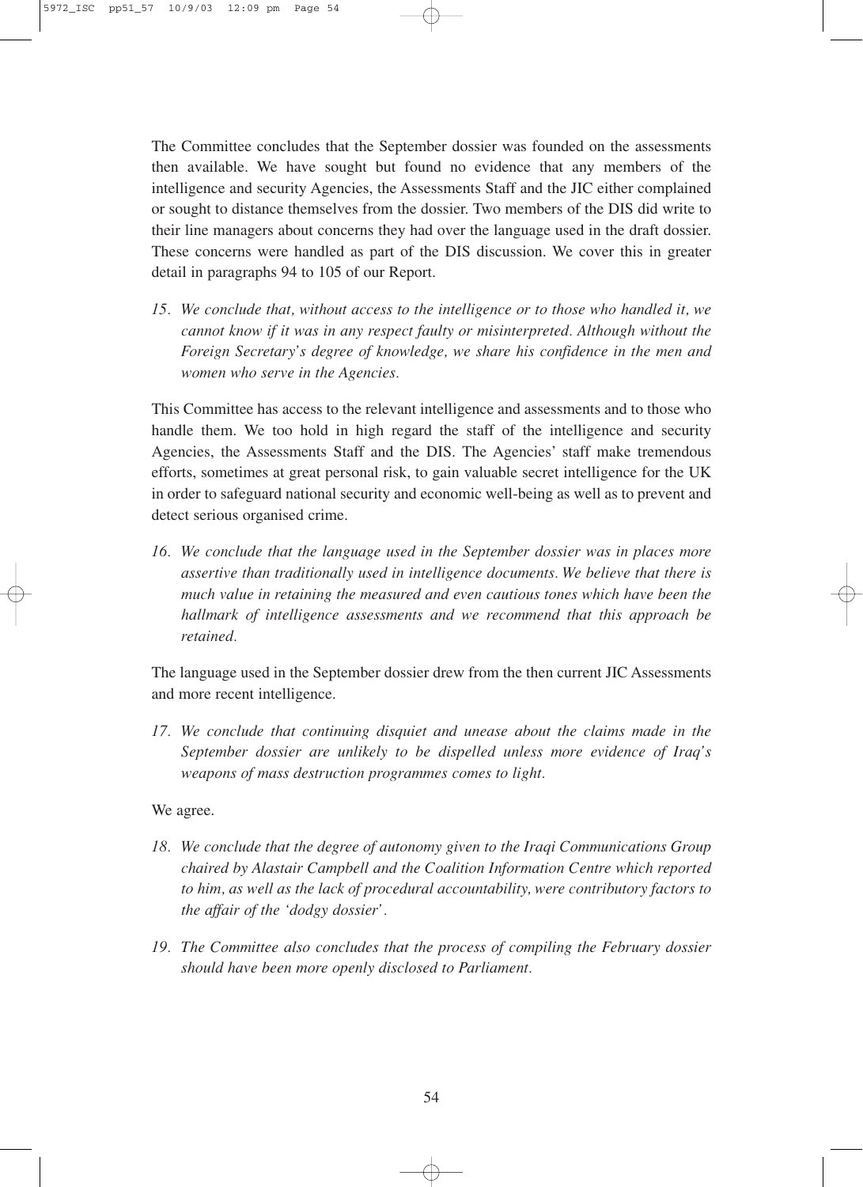The Committee concludes that the September dossier was founded on the assessments then available. We have sought but found no evidence that any members of the intelligence and security Agencies, the Assessments Staff and the JIC either complained or sought to distance themselves from the dossier. Two members of the DIS did write to their line managers about concerns they had over the language used in the draft dossier. These concerns were handled as part of the DIS discussion. We cover this in greater detail in paragraphs 94 to 105 of our Report.

15. *We conclude that, without access to the intelligence or to those who handled it, we cannot know if it was in any respect faulty or misinterpreted. Although without the Foreign Secretary's degree of knowledge, we share his confidence in the men and women who serve in the Agencies.*

This Committee has access to the relevant intelligence and assessments and to those who handle them. We too hold in high regard the staff of the intelligence and security Agencies, the Assessments Staff and the DIS. The Agencies' staff make tremendous efforts, sometimes at great personal risk, to gain valuable secret intelligence for the UK in order to safeguard national security and economic well-being as well as to prevent and detect serious organised crime.

16. *We conclude that the language used in the September dossier was in places more assertive than traditionally used in intelligence documents. We believe that there is much value in retaining the measured and even cautious tones which have been the hallmark of intelligence assessments and we recommend that this approach be retained.*

The language used in the September dossier drew from the then current JIC Assessments and more recent intelligence.

17. *We conclude that continuing disquiet and unease about the claims made in the September dossier are unlikely to be dispelled unless more evidence of Iraq's weapons of mass destruction programmes comes to light.*

We agree.

18. *We conclude that the degree of autonomy given to the Iraqi Communications Group chaired by Alastair Campbell and the Coalition Information Centre which reported to him, as well as the lack of procedural accountability, were contributory factors to the affair of the 'dodgy dossier'.*

19. *The Committee also concludes that the process of compiling the February dossier should have been more openly disclosed to Parliament.*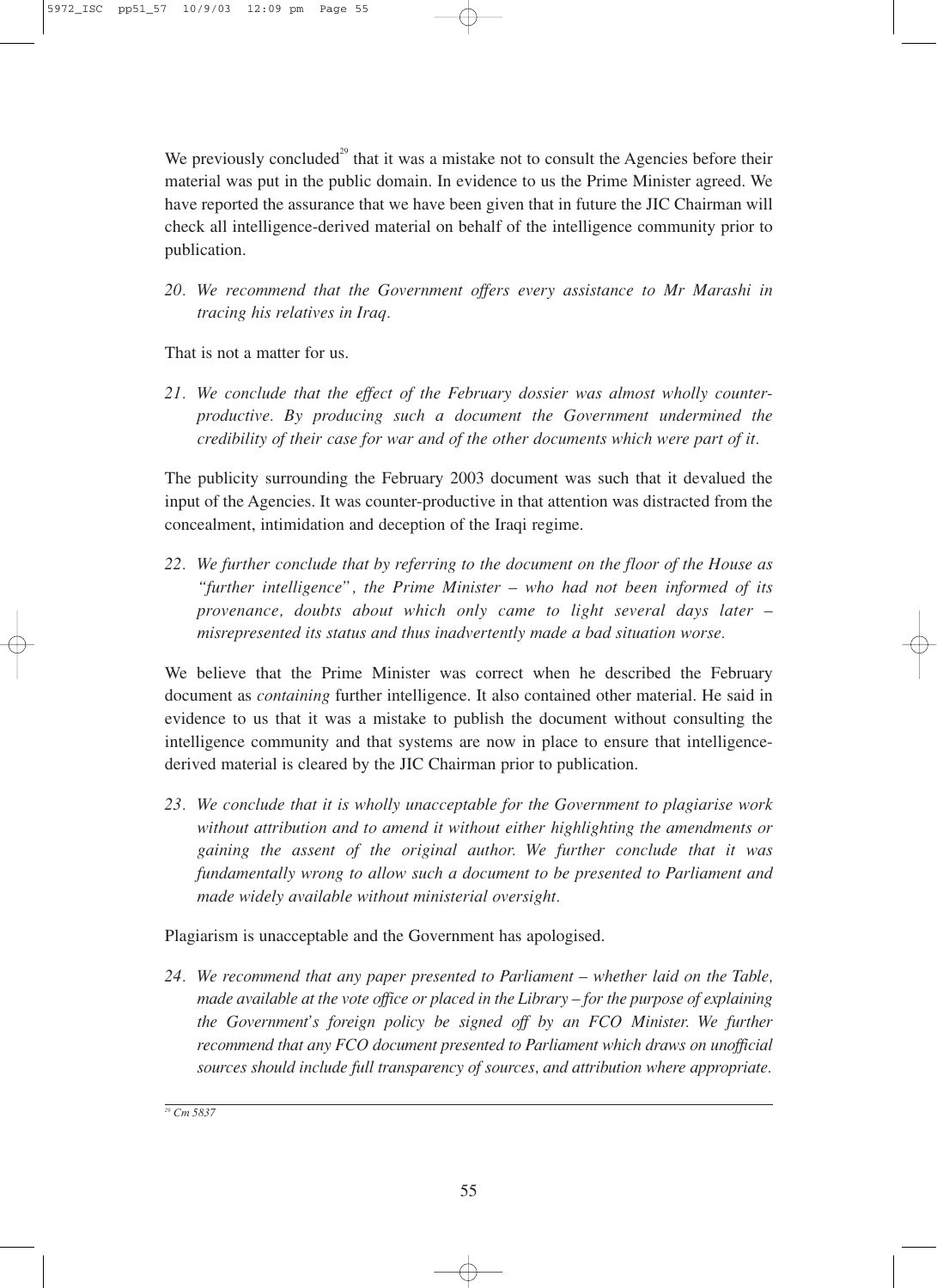We previously concluded[29] that it was a mistake not to consult the Agencies before their material was put in the public domain. In evidence to us the Prime Minister agreed. We have reported the assurance that we have been given that in future the JIC Chairman will check all intelligence-derived material on behalf of the intelligence community prior to publication.

20. *We recommend that the Government offers every assistance to Mr Marashi in tracing his relatives in Iraq.*

That is not a matter for us.

21. *We conclude that the effect of the February dossier was almost wholly counter-productive. By producing such a document the Government undermined the credibility of their case for war and of the other documents which were part of it.*

The publicity surrounding the February 2003 document was such that it devalued the input of the Agencies. It was counter-productive in that attention was distracted from the concealment, intimidation and deception of the Iraqi regime.

22. *We further conclude that by referring to the document on the floor of the House as "further intelligence", the Prime Minister – who had not been informed of its provenance, doubts about which only came to light several days later – misrepresented its status and thus inadvertently made a bad situation worse.*

We believe that the Prime Minister was correct when he described the February document as *containing* further intelligence. It also contained other material. He said in evidence to us that it was a mistake to publish the document without consulting the intelligence community and that systems are now in place to ensure that intelligence-derived material is cleared by the JIC Chairman prior to publication.

23. *We conclude that it is wholly unacceptable for the Government to plagiarise work without attribution and to amend it without either highlighting the amendments or gaining the assent of the original author. We further conclude that it was fundamentally wrong to allow such a document to be presented to Parliament and made widely available without ministerial oversight.*

Plagiarism is unacceptable and the Government has apologised.

24. *We recommend that any paper presented to Parliament – whether laid on the Table, made available at the vote office or placed in the Library – for the purpose of explaining the Government's foreign policy be signed off by an FCO Minister. We further recommend that any FCO document presented to Parliament which draws on unofficial sources should include full transparency of sources, and attribution where appropriate.*

---

[29] *Cm 5837*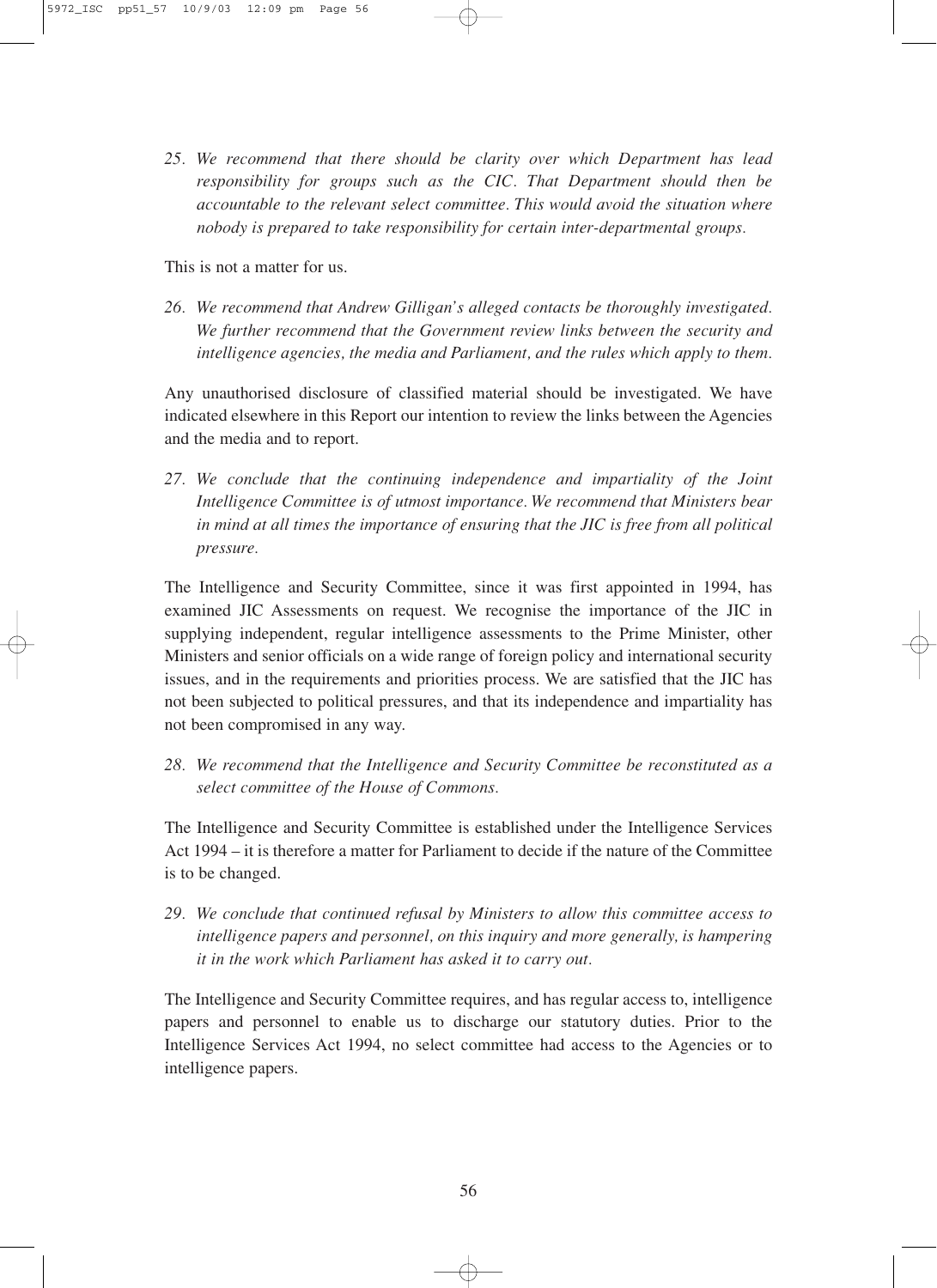*25. We recommend that there should be clarity over which Department has lead responsibility for groups such as the CIC. That Department should then be accountable to the relevant select committee. This would avoid the situation where nobody is prepared to take responsibility for certain inter-departmental groups.*

This is not a matter for us.

*26. We recommend that Andrew Gilligan's alleged contacts be thoroughly investigated. We further recommend that the Government review links between the security and intelligence agencies, the media and Parliament, and the rules which apply to them.*

Any unauthorised disclosure of classified material should be investigated. We have indicated elsewhere in this Report our intention to review the links between the Agencies and the media and to report.

*27. We conclude that the continuing independence and impartiality of the Joint Intelligence Committee is of utmost importance. We recommend that Ministers bear in mind at all times the importance of ensuring that the JIC is free from all political pressure.*

The Intelligence and Security Committee, since it was first appointed in 1994, has examined JIC Assessments on request. We recognise the importance of the JIC in supplying independent, regular intelligence assessments to the Prime Minister, other Ministers and senior officials on a wide range of foreign policy and international security issues, and in the requirements and priorities process. We are satisfied that the JIC has not been subjected to political pressures, and that its independence and impartiality has not been compromised in any way.

*28. We recommend that the Intelligence and Security Committee be reconstituted as a select committee of the House of Commons.*

The Intelligence and Security Committee is established under the Intelligence Services Act 1994 – it is therefore a matter for Parliament to decide if the nature of the Committee is to be changed.

*29. We conclude that continued refusal by Ministers to allow this committee access to intelligence papers and personnel, on this inquiry and more generally, is hampering it in the work which Parliament has asked it to carry out.*

The Intelligence and Security Committee requires, and has regular access to, intelligence papers and personnel to enable us to discharge our statutory duties. Prior to the Intelligence Services Act 1994, no select committee had access to the Agencies or to intelligence papers.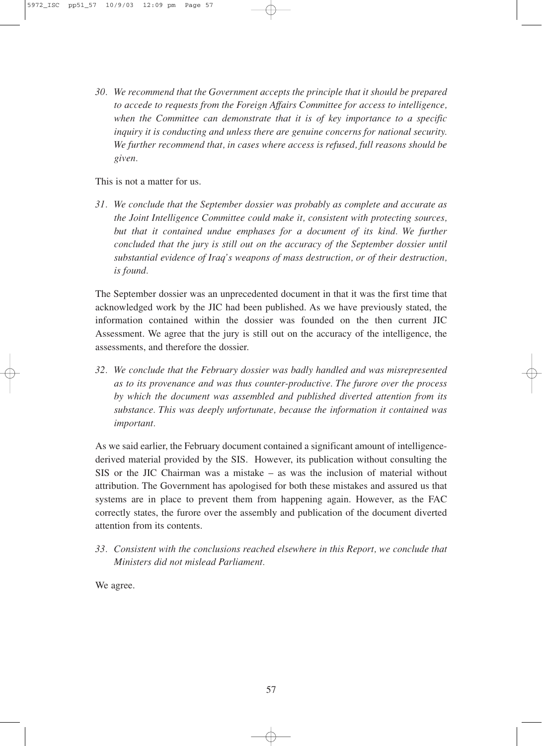*30. We recommend that the Government accepts the principle that it should be prepared to accede to requests from the Foreign Affairs Committee for access to intelligence, when the Committee can demonstrate that it is of key importance to a specific inquiry it is conducting and unless there are genuine concerns for national security. We further recommend that, in cases where access is refused, full reasons should be given.*

This is not a matter for us.

*31. We conclude that the September dossier was probably as complete and accurate as the Joint Intelligence Committee could make it, consistent with protecting sources, but that it contained undue emphases for a document of its kind. We further concluded that the jury is still out on the accuracy of the September dossier until substantial evidence of Iraq's weapons of mass destruction, or of their destruction, is found.*

The September dossier was an unprecedented document in that it was the first time that acknowledged work by the JIC had been published. As we have previously stated, the information contained within the dossier was founded on the then current JIC Assessment. We agree that the jury is still out on the accuracy of the intelligence, the assessments, and therefore the dossier.

*32. We conclude that the February dossier was badly handled and was misrepresented as to its provenance and was thus counter-productive. The furore over the process by which the document was assembled and published diverted attention from its substance. This was deeply unfortunate, because the information it contained was important.*

As we said earlier, the February document contained a significant amount of intelligence-derived material provided by the SIS. However, its publication without consulting the SIS or the JIC Chairman was a mistake – as was the inclusion of material without attribution. The Government has apologised for both these mistakes and assured us that systems are in place to prevent them from happening again. However, as the FAC correctly states, the furore over the assembly and publication of the document diverted attention from its contents.

*33. Consistent with the conclusions reached elsewhere in this Report, we conclude that Ministers did not mislead Parliament.*

We agree.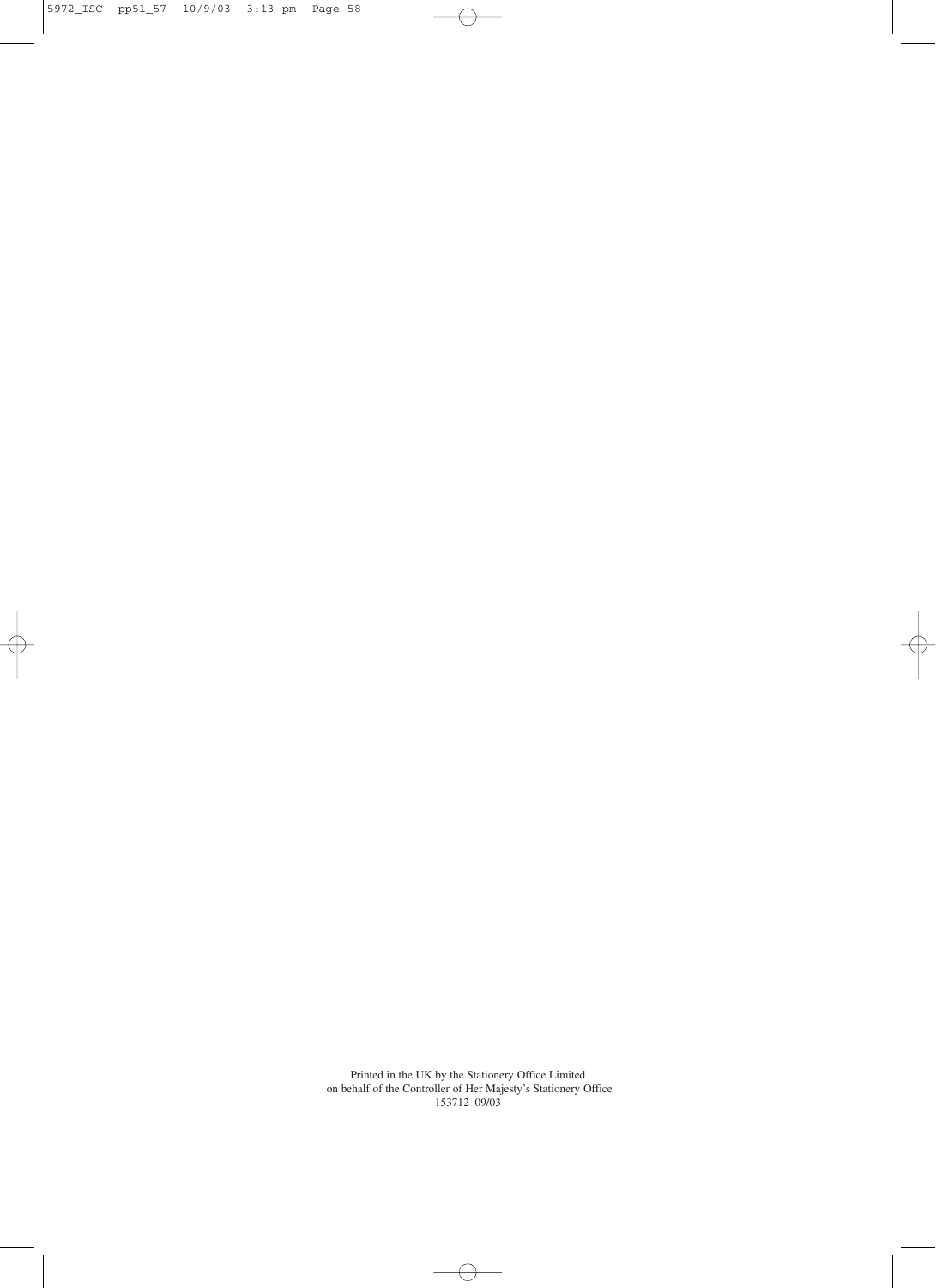Printed in the UK by the Stationery Office Limited
on behalf of the Controller of Her Majesty's Stationery Office
153712 09/03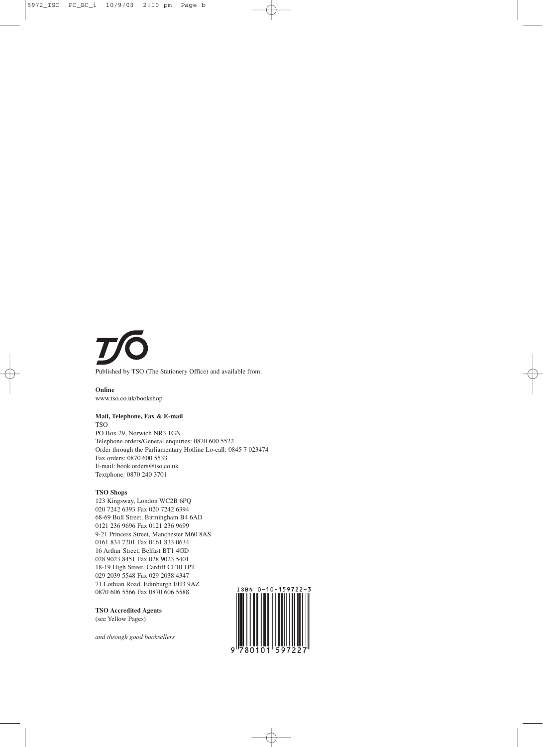Published by TSO (The Stationery Office) and available from:

**Online**
www.tso.co.uk/bookshop

**Mail, Telephone, Fax & E-mail**
TSO
PO Box 29, Norwich NR3 1GN
Telephone orders/General enquiries: 0870 600 5522
Order through the Parliamentary Hotline Lo-call: 0845 7 023474
Fax orders: 0870 600 5533
E-mail: book.orders@tso.co.uk
Textphone: 0870 240 3701

**TSO Shops**
123 Kingsway, London WC2B 6PQ
020 7242 6393 Fax 020 7242 6394
68-69 Bull Street, Birmingham B4 6AD
0121 236 9696 Fax 0121 236 9699
9-21 Princess Street, Manchester M60 8AS
0161 834 7201 Fax 0161 833 0634
16 Arthur Street, Belfast BT1 4GD
028 9023 8451 Fax 028 9023 5401
18-19 High Street, Cardiff CF10 1PT
029 2039 5548 Fax 029 2038 4347
71 Lothian Road, Edinburgh EH3 9AZ
0870 606 5566 Fax 0870 606 5588

**TSO Accredited Agents**
(see Yellow Pages)

*and through good booksellers*

ISBN 0-10-159722-3

9 780101 597227